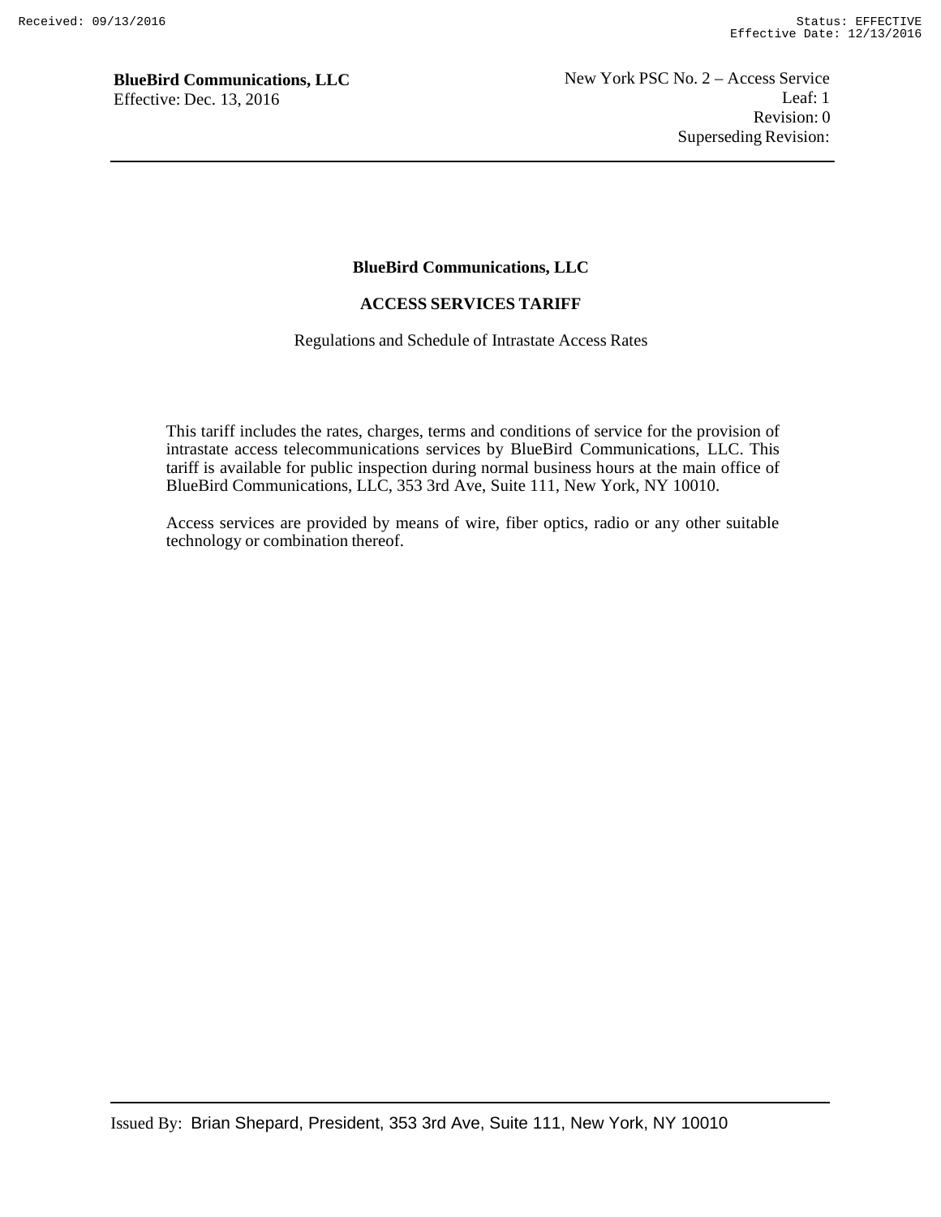# BlueBird Communications, LLC

## ACCESS SERVICES TARIFF

Regulations and Schedule of Intrastate Access Rates

This tariff includes the rates, charges, terms and conditions of service for the provision of intrastate access telecommunications services by BlueBird Communications, LLC. This tariff is available for public inspection during normal business hours at the main office of BlueBird Communications, LLC, 353 3rd Ave, Suite 111, New York, NY 10010.

Access services are provided by means of wire, fiber optics, radio or any other suitable technology or combination thereof.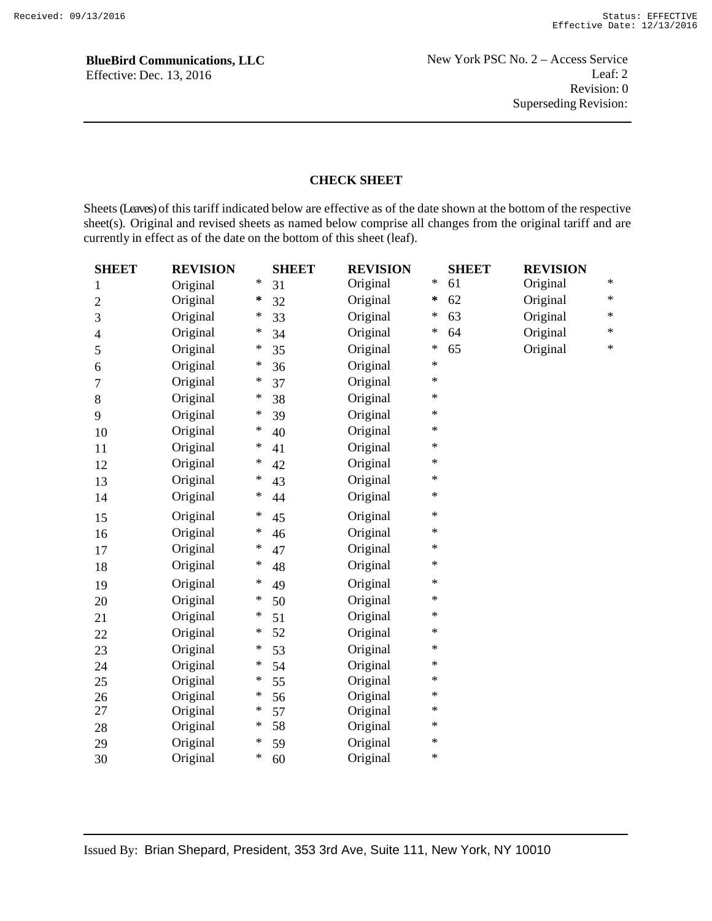**BlueBird Communications, LLC**
Effective: Dec. 13, 2016

New York PSC No. 2 – Access Service
Leaf: 2
Revision: 0
Superseding Revision:

## CHECK SHEET

Sheets (Leaves) of this tariff indicated below are effective as of the date shown at the bottom of the respective sheet(s). Original and revised sheets as named below comprise all changes from the original tariff and are currently in effect as of the date on the bottom of this sheet (leaf).

| SHEET | REVISION | | SHEET | REVISION | | SHEET | REVISION | |
|---|---|---|---|---|---|---|---|---|
| 1 | Original | * | 31 | Original | * | 61 | Original | * |
| 2 | Original | * | 32 | Original | * | 62 | Original | * |
| 3 | Original | * | 33 | Original | * | 63 | Original | * |
| 4 | Original | * | 34 | Original | * | 64 | Original | * |
| 5 | Original | * | 35 | Original | * | 65 | Original | * |
| 6 | Original | * | 36 | Original | * | | | |
| 7 | Original | * | 37 | Original | * | | | |
| 8 | Original | * | 38 | Original | * | | | |
| 9 | Original | * | 39 | Original | * | | | |
| 10 | Original | * | 40 | Original | * | | | |
| 11 | Original | * | 41 | Original | * | | | |
| 12 | Original | * | 42 | Original | * | | | |
| 13 | Original | * | 43 | Original | * | | | |
| 14 | Original | * | 44 | Original | * | | | |
| 15 | Original | * | 45 | Original | * | | | |
| 16 | Original | * | 46 | Original | * | | | |
| 17 | Original | * | 47 | Original | * | | | |
| 18 | Original | * | 48 | Original | * | | | |
| 19 | Original | * | 49 | Original | * | | | |
| 20 | Original | * | 50 | Original | * | | | |
| 21 | Original | * | 51 | Original | * | | | |
| 22 | Original | * | 52 | Original | * | | | |
| 23 | Original | * | 53 | Original | * | | | |
| 24 | Original | * | 54 | Original | * | | | |
| 25 | Original | * | 55 | Original | * | | | |
| 26 | Original | * | 56 | Original | * | | | |
| 27 | Original | * | 57 | Original | * | | | |
| 28 | Original | * | 58 | Original | * | | | |
| 29 | Original | * | 59 | Original | * | | | |
| 30 | Original | * | 60 | Original | * | | | |

Issued By: Brian Shepard, President, 353 3rd Ave, Suite 111, New York, NY 10010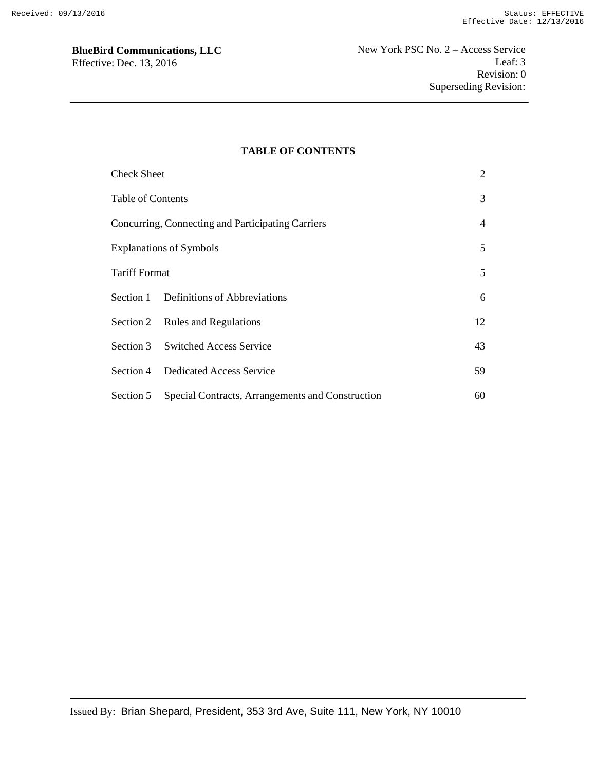# TABLE OF CONTENTS

| | |
|---|---|
| Check Sheet | 2 |
| Table of Contents | 3 |
| Concurring, Connecting and Participating Carriers | 4 |
| Explanations of Symbols | 5 |
| Tariff Format | 5 |
| Section 1 Definitions of Abbreviations | 6 |
| Section 2 Rules and Regulations | 12 |
| Section 3 Switched Access Service | 43 |
| Section 4 Dedicated Access Service | 59 |
| Section 5 Special Contracts, Arrangements and Construction | 60 |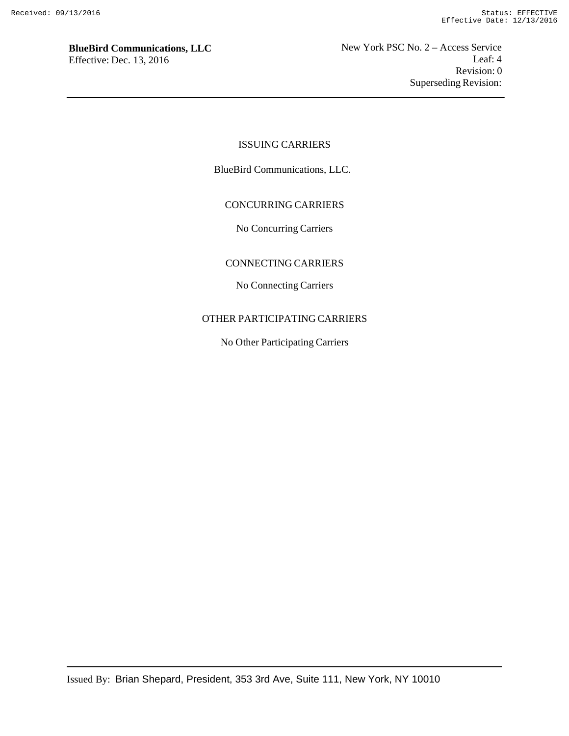## ISSUING CARRIERS

BlueBird Communications, LLC.

## CONCURRING CARRIERS

No Concurring Carriers

## CONNECTING CARRIERS

No Connecting Carriers

## OTHER PARTICIPATING CARRIERS

No Other Participating Carriers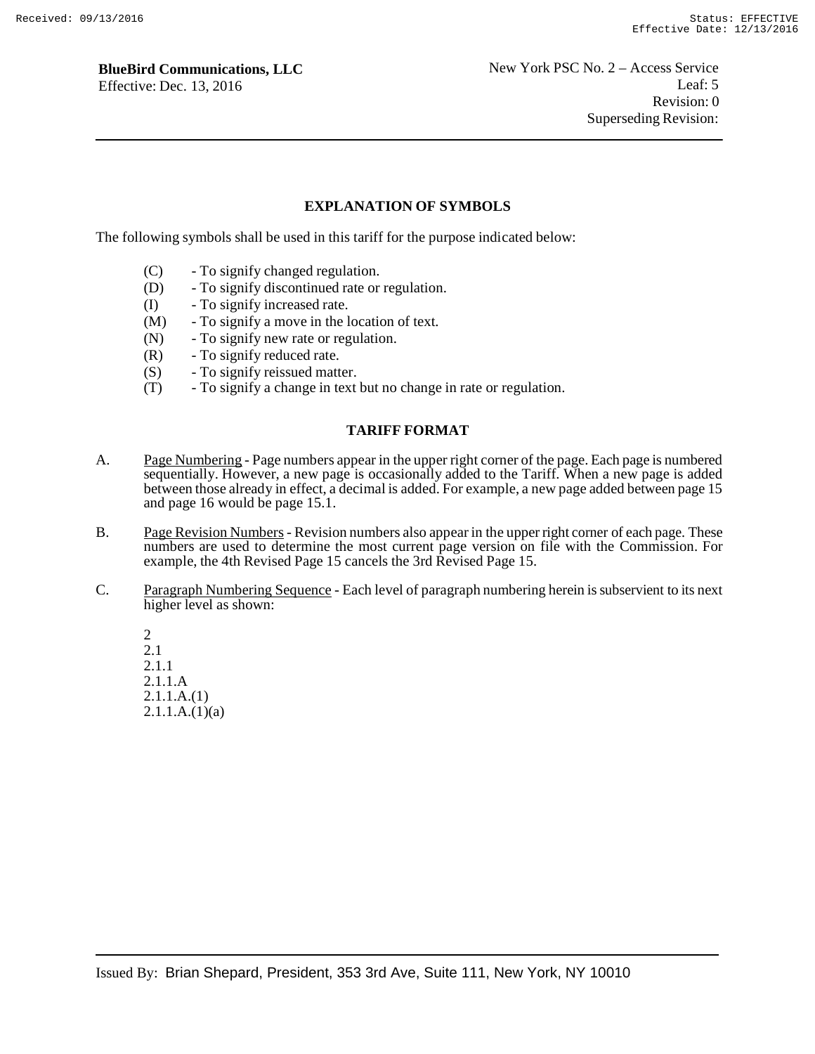## EXPLANATION OF SYMBOLS

The following symbols shall be used in this tariff for the purpose indicated below:

(C) - To signify changed regulation.
(D) - To signify discontinued rate or regulation.
(I) - To signify increased rate.
(M) - To signify a move in the location of text.
(N) - To signify new rate or regulation.
(R) - To signify reduced rate.
(S) - To signify reissued matter.
(T) - To signify a change in text but no change in rate or regulation.

## TARIFF FORMAT

A. Page Numbering - Page numbers appear in the upper right corner of the page. Each page is numbered sequentially. However, a new page is occasionally added to the Tariff. When a new page is added between those already in effect, a decimal is added. For example, a new page added between page 15 and page 16 would be page 15.1.

B. Page Revision Numbers - Revision numbers also appear in the upper right corner of each page. These numbers are used to determine the most current page version on file with the Commission. For example, the 4th Revised Page 15 cancels the 3rd Revised Page 15.

C. Paragraph Numbering Sequence - Each level of paragraph numbering herein is subservient to its next higher level as shown:

2
2.1
2.1.1
2.1.1.A
2.1.1.A.(1)
2.1.1.A.(1)(a)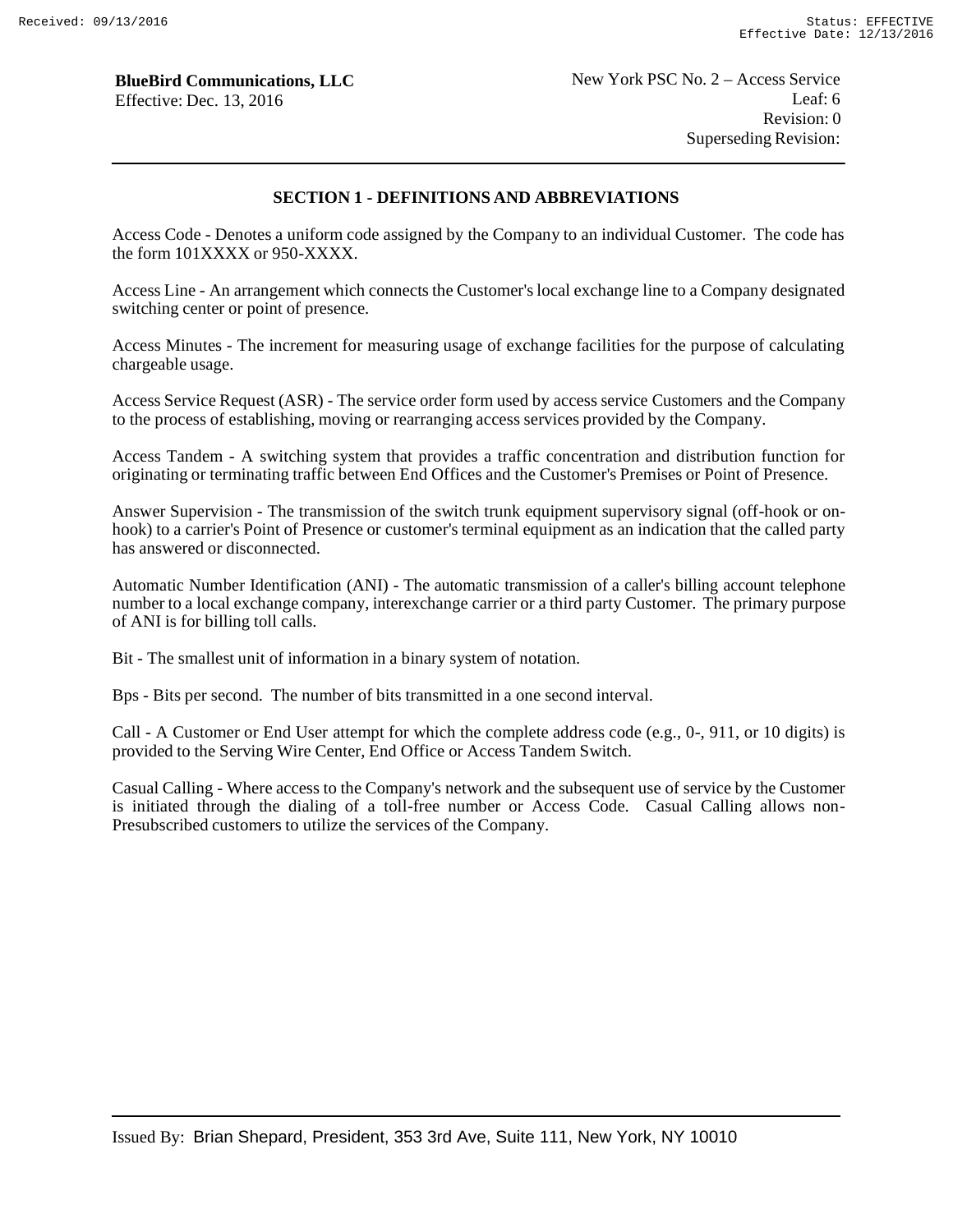## SECTION 1 - DEFINITIONS AND ABBREVIATIONS

Access Code - Denotes a uniform code assigned by the Company to an individual Customer. The code has the form 101XXXX or 950-XXXX.

Access Line - An arrangement which connects the Customer's local exchange line to a Company designated switching center or point of presence.

Access Minutes - The increment for measuring usage of exchange facilities for the purpose of calculating chargeable usage.

Access Service Request (ASR) - The service order form used by access service Customers and the Company to the process of establishing, moving or rearranging access services provided by the Company.

Access Tandem - A switching system that provides a traffic concentration and distribution function for originating or terminating traffic between End Offices and the Customer's Premises or Point of Presence.

Answer Supervision - The transmission of the switch trunk equipment supervisory signal (off-hook or on-hook) to a carrier's Point of Presence or customer's terminal equipment as an indication that the called party has answered or disconnected.

Automatic Number Identification (ANI) - The automatic transmission of a caller's billing account telephone number to a local exchange company, interexchange carrier or a third party Customer. The primary purpose of ANI is for billing toll calls.

Bit - The smallest unit of information in a binary system of notation.

Bps - Bits per second. The number of bits transmitted in a one second interval.

Call - A Customer or End User attempt for which the complete address code (e.g., 0-, 911, or 10 digits) is provided to the Serving Wire Center, End Office or Access Tandem Switch.

Casual Calling - Where access to the Company's network and the subsequent use of service by the Customer is initiated through the dialing of a toll-free number or Access Code. Casual Calling allows non-Presubscribed customers to utilize the services of the Company.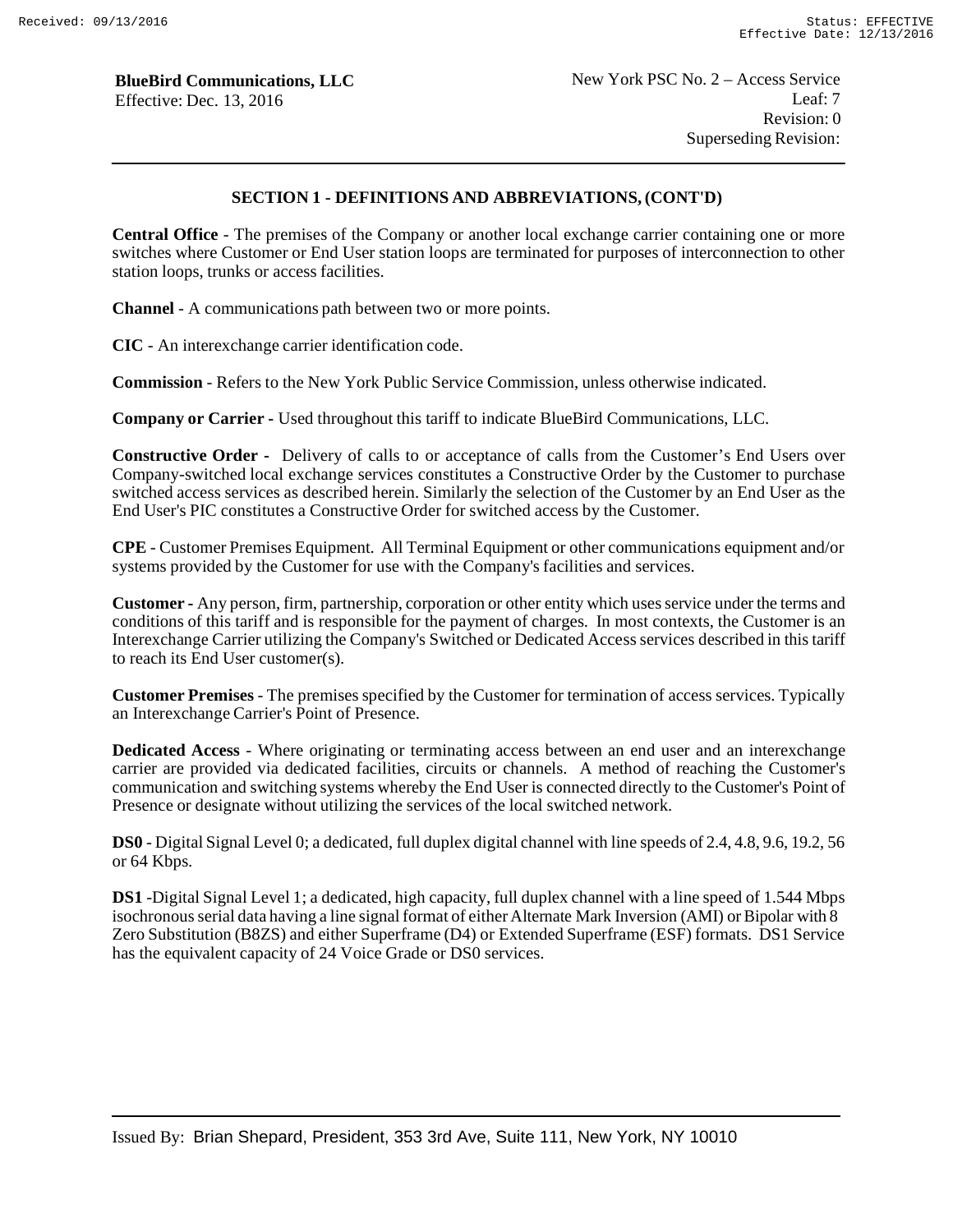## SECTION 1 - DEFINITIONS AND ABBREVIATIONS, (CONT'D)

**Central Office** - The premises of the Company or another local exchange carrier containing one or more switches where Customer or End User station loops are terminated for purposes of interconnection to other station loops, trunks or access facilities.

**Channel** - A communications path between two or more points.

**CIC** - An interexchange carrier identification code.

**Commission** - Refers to the New York Public Service Commission, unless otherwise indicated.

**Company or Carrier** - Used throughout this tariff to indicate BlueBird Communications, LLC.

**Constructive Order** - Delivery of calls to or acceptance of calls from the Customer's End Users over Company-switched local exchange services constitutes a Constructive Order by the Customer to purchase switched access services as described herein. Similarly the selection of the Customer by an End User as the End User's PIC constitutes a Constructive Order for switched access by the Customer.

**CPE** - Customer Premises Equipment. All Terminal Equipment or other communications equipment and/or systems provided by the Customer for use with the Company's facilities and services.

**Customer** - Any person, firm, partnership, corporation or other entity which uses service under the terms and conditions of this tariff and is responsible for the payment of charges. In most contexts, the Customer is an Interexchange Carrier utilizing the Company's Switched or Dedicated Access services described in this tariff to reach its End User customer(s).

**Customer Premises** - The premises specified by the Customer for termination of access services. Typically an Interexchange Carrier's Point of Presence.

**Dedicated Access** - Where originating or terminating access between an end user and an interexchange carrier are provided via dedicated facilities, circuits or channels. A method of reaching the Customer's communication and switching systems whereby the End User is connected directly to the Customer's Point of Presence or designate without utilizing the services of the local switched network.

**DS0** - Digital Signal Level 0; a dedicated, full duplex digital channel with line speeds of 2.4, 4.8, 9.6, 19.2, 56 or 64 Kbps.

**DS1** -Digital Signal Level 1; a dedicated, high capacity, full duplex channel with a line speed of 1.544 Mbps isochronous serial data having a line signal format of either Alternate Mark Inversion (AMI) or Bipolar with 8 Zero Substitution (B8ZS) and either Superframe (D4) or Extended Superframe (ESF) formats. DS1 Service has the equivalent capacity of 24 Voice Grade or DS0 services.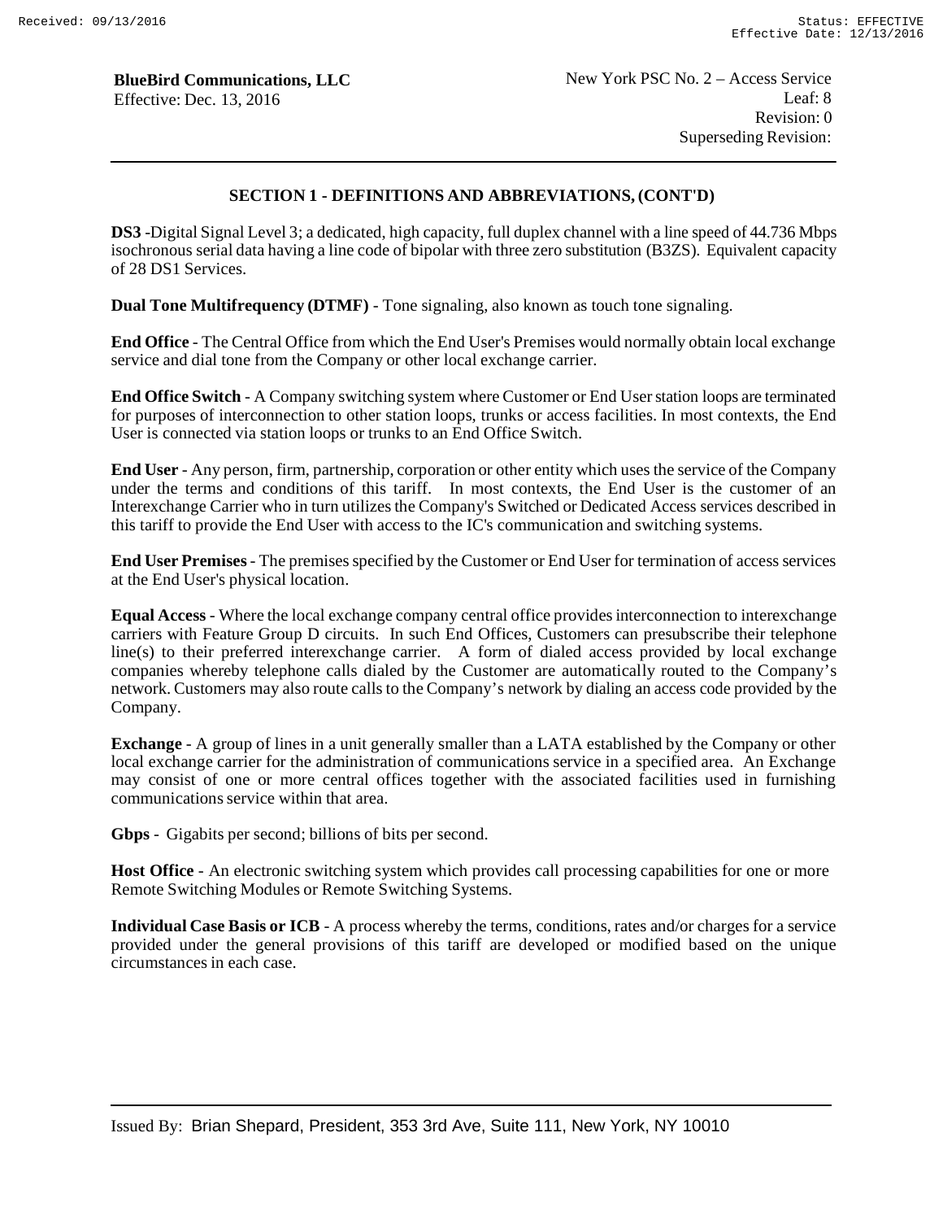## SECTION 1 - DEFINITIONS AND ABBREVIATIONS, (CONT'D)

**DS3** -Digital Signal Level 3; a dedicated, high capacity, full duplex channel with a line speed of 44.736 Mbps isochronous serial data having a line code of bipolar with three zero substitution (B3ZS). Equivalent capacity of 28 DS1 Services.

**Dual Tone Multifrequency (DTMF)** - Tone signaling, also known as touch tone signaling.

**End Office** - The Central Office from which the End User's Premises would normally obtain local exchange service and dial tone from the Company or other local exchange carrier.

**End Office Switch** - A Company switching system where Customer or End User station loops are terminated for purposes of interconnection to other station loops, trunks or access facilities. In most contexts, the End User is connected via station loops or trunks to an End Office Switch.

**End User** - Any person, firm, partnership, corporation or other entity which uses the service of the Company under the terms and conditions of this tariff. In most contexts, the End User is the customer of an Interexchange Carrier who in turn utilizes the Company's Switched or Dedicated Access services described in this tariff to provide the End User with access to the IC's communication and switching systems.

**End User Premises** - The premises specified by the Customer or End User for termination of access services at the End User's physical location.

**Equal Access** - Where the local exchange company central office provides interconnection to interexchange carriers with Feature Group D circuits. In such End Offices, Customers can presubscribe their telephone line(s) to their preferred interexchange carrier. A form of dialed access provided by local exchange companies whereby telephone calls dialed by the Customer are automatically routed to the Company's network. Customers may also route calls to the Company's network by dialing an access code provided by the Company.

**Exchange** - A group of lines in a unit generally smaller than a LATA established by the Company or other local exchange carrier for the administration of communications service in a specified area. An Exchange may consist of one or more central offices together with the associated facilities used in furnishing communications service within that area.

**Gbps** - Gigabits per second; billions of bits per second.

**Host Office** - An electronic switching system which provides call processing capabilities for one or more Remote Switching Modules or Remote Switching Systems.

**Individual Case Basis or ICB** - A process whereby the terms, conditions, rates and/or charges for a service provided under the general provisions of this tariff are developed or modified based on the unique circumstances in each case.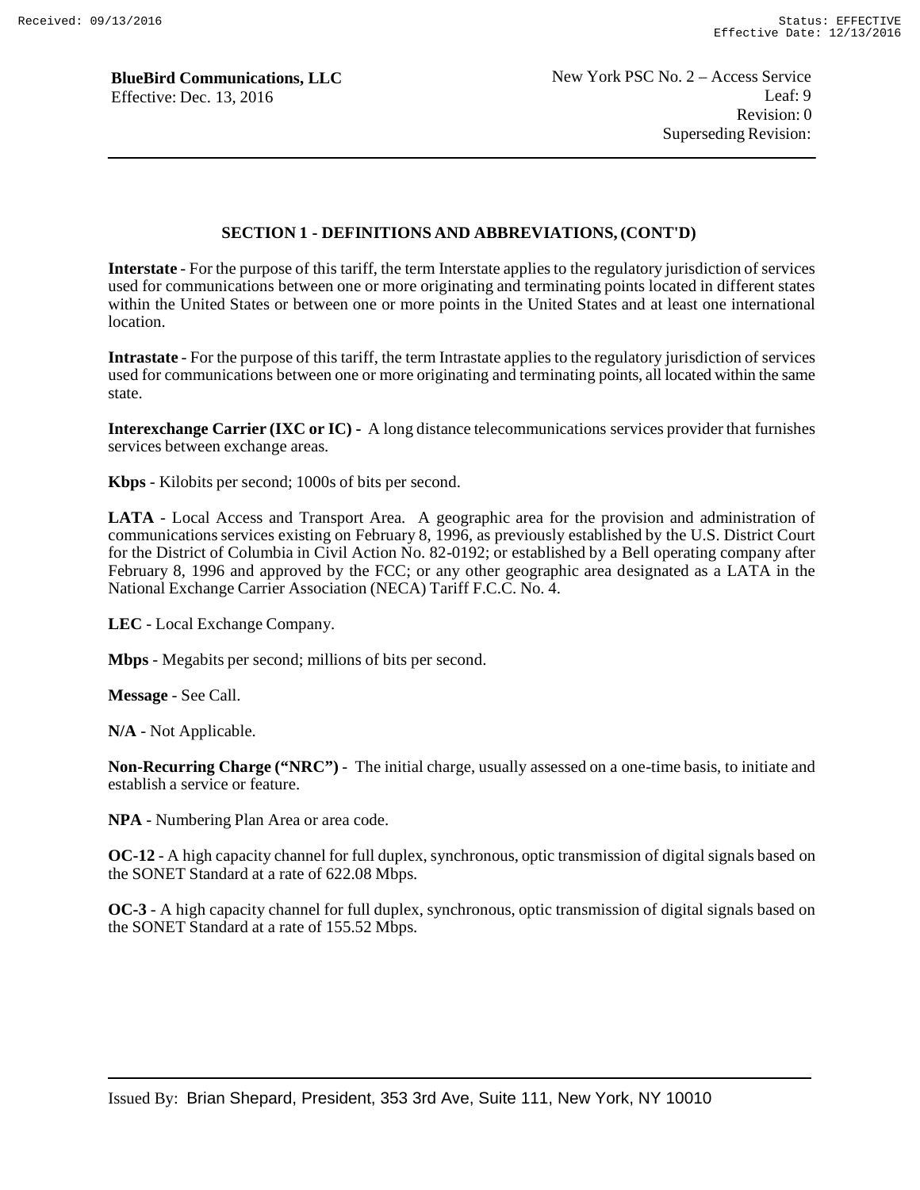## SECTION 1 - DEFINITIONS AND ABBREVIATIONS, (CONT'D)

**Interstate** - For the purpose of this tariff, the term Interstate applies to the regulatory jurisdiction of services used for communications between one or more originating and terminating points located in different states within the United States or between one or more points in the United States and at least one international location.

**Intrastate** - For the purpose of this tariff, the term Intrastate applies to the regulatory jurisdiction of services used for communications between one or more originating and terminating points, all located within the same state.

**Interexchange Carrier (IXC or IC)** - A long distance telecommunications services provider that furnishes services between exchange areas.

**Kbps** - Kilobits per second; 1000s of bits per second.

**LATA** - Local Access and Transport Area. A geographic area for the provision and administration of communications services existing on February 8, 1996, as previously established by the U.S. District Court for the District of Columbia in Civil Action No. 82-0192; or established by a Bell operating company after February 8, 1996 and approved by the FCC; or any other geographic area designated as a LATA in the National Exchange Carrier Association (NECA) Tariff F.C.C. No. 4.

**LEC** - Local Exchange Company.

**Mbps** - Megabits per second; millions of bits per second.

**Message** - See Call.

**N/A** - Not Applicable.

**Non-Recurring Charge ("NRC")** - The initial charge, usually assessed on a one-time basis, to initiate and establish a service or feature.

**NPA** - Numbering Plan Area or area code.

**OC-12** - A high capacity channel for full duplex, synchronous, optic transmission of digital signals based on the SONET Standard at a rate of 622.08 Mbps.

**OC-3** - A high capacity channel for full duplex, synchronous, optic transmission of digital signals based on the SONET Standard at a rate of 155.52 Mbps.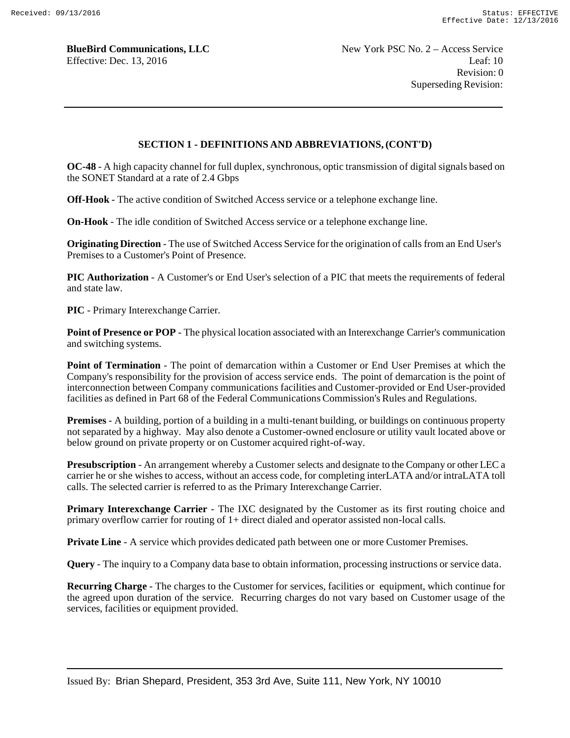## SECTION 1 - DEFINITIONS AND ABBREVIATIONS, (CONT'D)

**OC-48** - A high capacity channel for full duplex, synchronous, optic transmission of digital signals based on the SONET Standard at a rate of 2.4 Gbps

**Off-Hook** - The active condition of Switched Access service or a telephone exchange line.

**On-Hook** - The idle condition of Switched Access service or a telephone exchange line.

**Originating Direction** - The use of Switched Access Service for the origination of calls from an End User's Premises to a Customer's Point of Presence.

**PIC Authorization** - A Customer's or End User's selection of a PIC that meets the requirements of federal and state law.

**PIC** - Primary Interexchange Carrier.

**Point of Presence or POP** - The physical location associated with an Interexchange Carrier's communication and switching systems.

**Point of Termination** - The point of demarcation within a Customer or End User Premises at which the Company's responsibility for the provision of access service ends. The point of demarcation is the point of interconnection between Company communications facilities and Customer-provided or End User-provided facilities as defined in Part 68 of the Federal Communications Commission's Rules and Regulations.

**Premises** - A building, portion of a building in a multi-tenant building, or buildings on continuous property not separated by a highway. May also denote a Customer-owned enclosure or utility vault located above or below ground on private property or on Customer acquired right-of-way.

**Presubscription** - An arrangement whereby a Customer selects and designate to the Company or other LEC a carrier he or she wishes to access, without an access code, for completing interLATA and/or intraLATA toll calls. The selected carrier is referred to as the Primary Interexchange Carrier.

**Primary Interexchange Carrier** - The IXC designated by the Customer as its first routing choice and primary overflow carrier for routing of 1+ direct dialed and operator assisted non-local calls.

**Private Line** - A service which provides dedicated path between one or more Customer Premises.

**Query** - The inquiry to a Company data base to obtain information, processing instructions or service data.

**Recurring Charge** - The charges to the Customer for services, facilities or equipment, which continue for the agreed upon duration of the service. Recurring charges do not vary based on Customer usage of the services, facilities or equipment provided.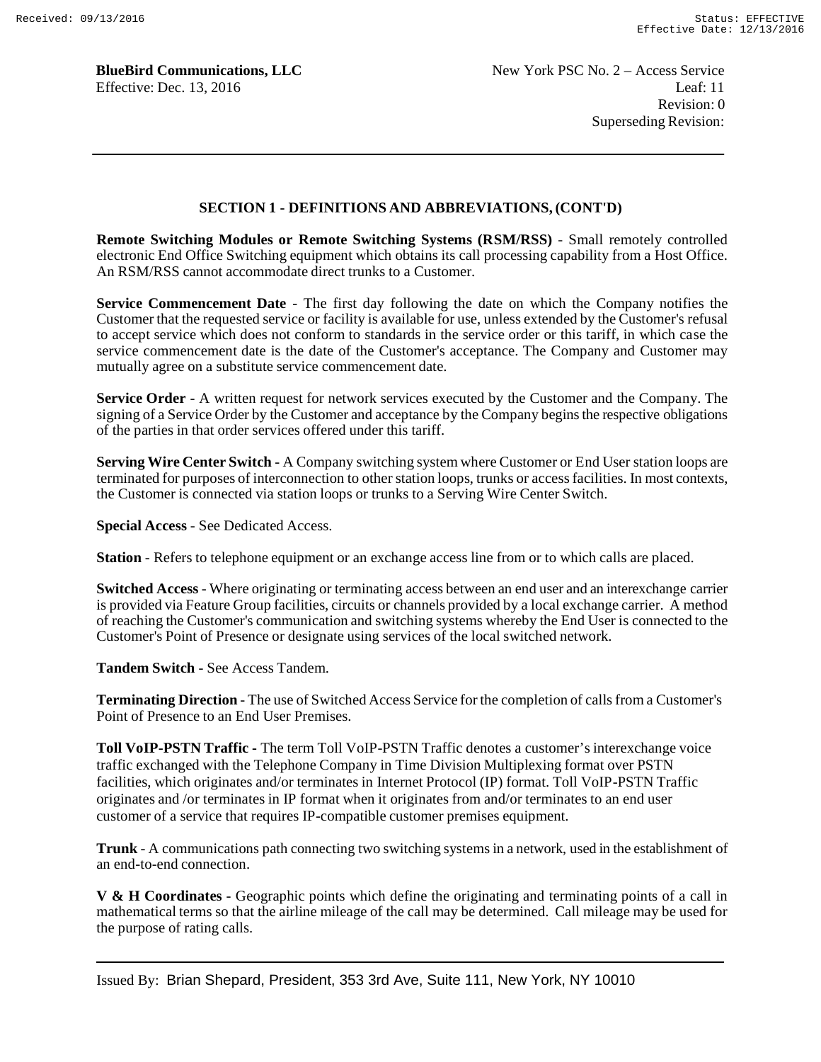## SECTION 1 - DEFINITIONS AND ABBREVIATIONS, (CONT'D)

**Remote Switching Modules or Remote Switching Systems (RSM/RSS)** - Small remotely controlled electronic End Office Switching equipment which obtains its call processing capability from a Host Office. An RSM/RSS cannot accommodate direct trunks to a Customer.

**Service Commencement Date** - The first day following the date on which the Company notifies the Customer that the requested service or facility is available for use, unless extended by the Customer's refusal to accept service which does not conform to standards in the service order or this tariff, in which case the service commencement date is the date of the Customer's acceptance. The Company and Customer may mutually agree on a substitute service commencement date.

**Service Order** - A written request for network services executed by the Customer and the Company. The signing of a Service Order by the Customer and acceptance by the Company begins the respective obligations of the parties in that order services offered under this tariff.

**Serving Wire Center Switch** - A Company switching system where Customer or End User station loops are terminated for purposes of interconnection to other station loops, trunks or access facilities. In most contexts, the Customer is connected via station loops or trunks to a Serving Wire Center Switch.

**Special Access** - See Dedicated Access.

**Station** - Refers to telephone equipment or an exchange access line from or to which calls are placed.

**Switched Access** - Where originating or terminating access between an end user and an interexchange carrier is provided via Feature Group facilities, circuits or channels provided by a local exchange carrier. A method of reaching the Customer's communication and switching systems whereby the End User is connected to the Customer's Point of Presence or designate using services of the local switched network.

**Tandem Switch** - See Access Tandem.

**Terminating Direction** - The use of Switched Access Service for the completion of calls from a Customer's Point of Presence to an End User Premises.

**Toll VoIP-PSTN Traffic -** The term Toll VoIP-PSTN Traffic denotes a customer's interexchange voice traffic exchanged with the Telephone Company in Time Division Multiplexing format over PSTN facilities, which originates and/or terminates in Internet Protocol (IP) format. Toll VoIP-PSTN Traffic originates and /or terminates in IP format when it originates from and/or terminates to an end user customer of a service that requires IP-compatible customer premises equipment.

**Trunk** - A communications path connecting two switching systems in a network, used in the establishment of an end-to-end connection.

**V & H Coordinates** - Geographic points which define the originating and terminating points of a call in mathematical terms so that the airline mileage of the call may be determined. Call mileage may be used for the purpose of rating calls.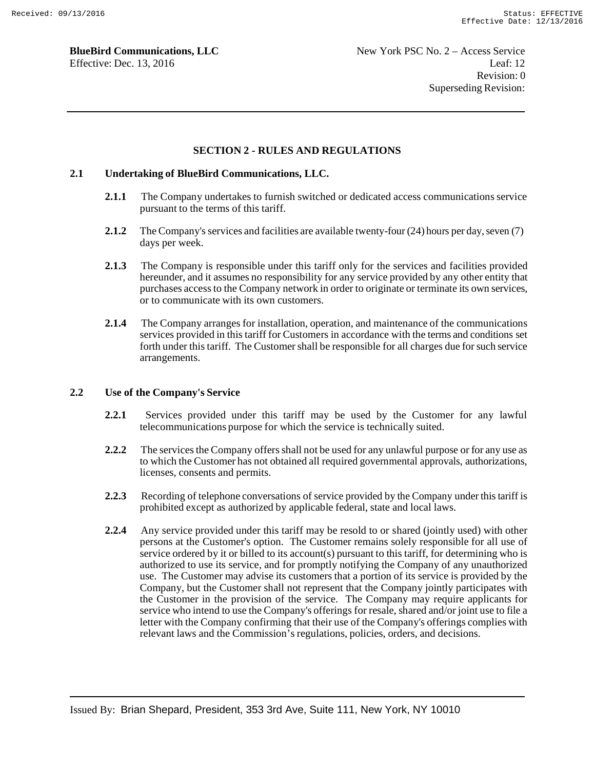## SECTION 2 - RULES AND REGULATIONS

### 2.1 Undertaking of BlueBird Communications, LLC.

**2.1.1** The Company undertakes to furnish switched or dedicated access communications service pursuant to the terms of this tariff.

**2.1.2** The Company's services and facilities are available twenty-four (24) hours per day, seven (7) days per week.

**2.1.3** The Company is responsible under this tariff only for the services and facilities provided hereunder, and it assumes no responsibility for any service provided by any other entity that purchases access to the Company network in order to originate or terminate its own services, or to communicate with its own customers.

**2.1.4** The Company arranges for installation, operation, and maintenance of the communications services provided in this tariff for Customers in accordance with the terms and conditions set forth under this tariff. The Customer shall be responsible for all charges due for such service arrangements.

### 2.2 Use of the Company's Service

**2.2.1** Services provided under this tariff may be used by the Customer for any lawful telecommunications purpose for which the service is technically suited.

**2.2.2** The services the Company offers shall not be used for any unlawful purpose or for any use as to which the Customer has not obtained all required governmental approvals, authorizations, licenses, consents and permits.

**2.2.3** Recording of telephone conversations of service provided by the Company under this tariff is prohibited except as authorized by applicable federal, state and local laws.

**2.2.4** Any service provided under this tariff may be resold to or shared (jointly used) with other persons at the Customer's option. The Customer remains solely responsible for all use of service ordered by it or billed to its account(s) pursuant to this tariff, for determining who is authorized to use its service, and for promptly notifying the Company of any unauthorized use. The Customer may advise its customers that a portion of its service is provided by the Company, but the Customer shall not represent that the Company jointly participates with the Customer in the provision of the service. The Company may require applicants for service who intend to use the Company's offerings for resale, shared and/or joint use to file a letter with the Company confirming that their use of the Company's offerings complies with relevant laws and the Commission's regulations, policies, orders, and decisions.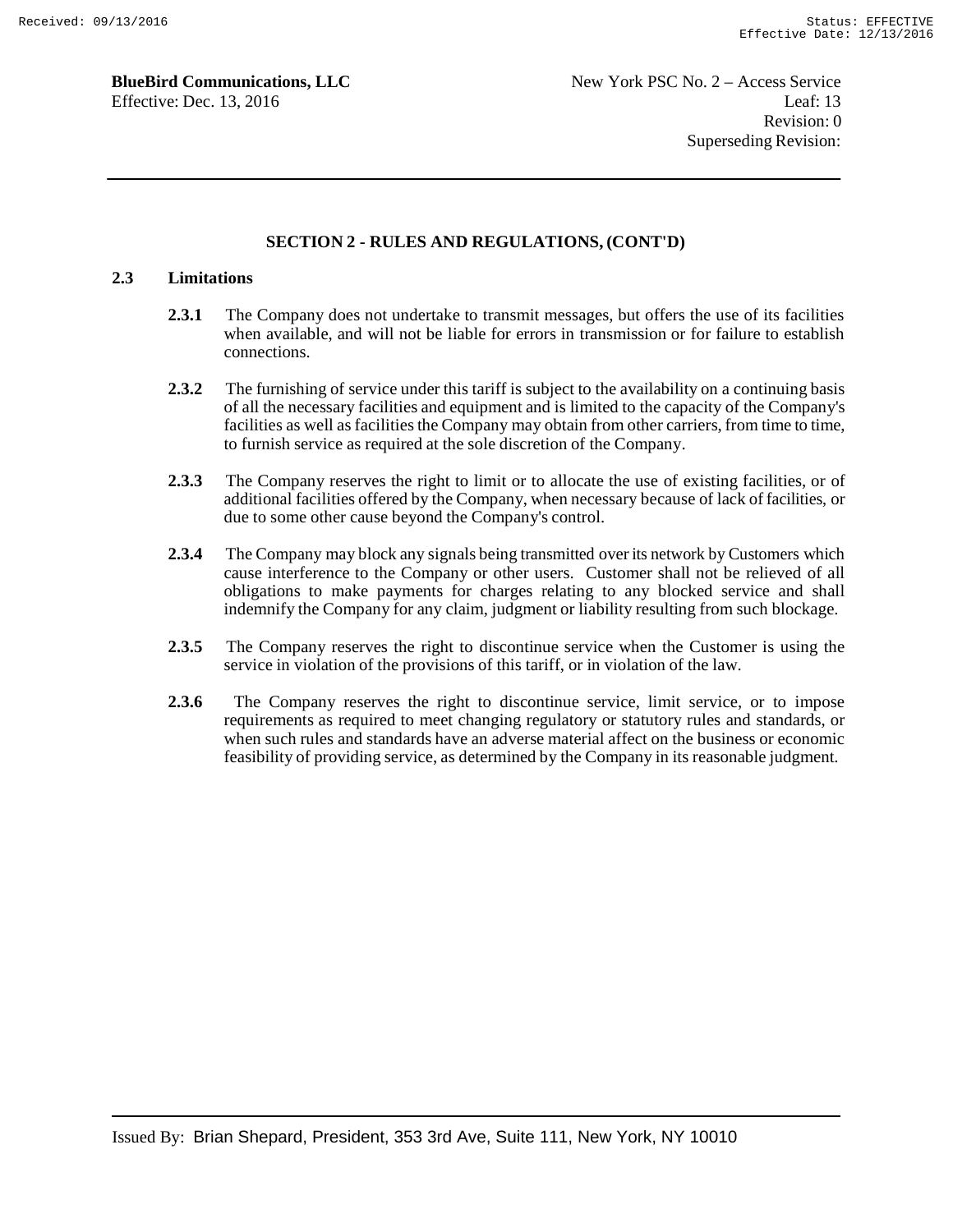## SECTION 2 - RULES AND REGULATIONS, (CONT'D)

### 2.3 Limitations

**2.3.1** The Company does not undertake to transmit messages, but offers the use of its facilities when available, and will not be liable for errors in transmission or for failure to establish connections.

**2.3.2** The furnishing of service under this tariff is subject to the availability on a continuing basis of all the necessary facilities and equipment and is limited to the capacity of the Company's facilities as well as facilities the Company may obtain from other carriers, from time to time, to furnish service as required at the sole discretion of the Company.

**2.3.3** The Company reserves the right to limit or to allocate the use of existing facilities, or of additional facilities offered by the Company, when necessary because of lack of facilities, or due to some other cause beyond the Company's control.

**2.3.4** The Company may block any signals being transmitted over its network by Customers which cause interference to the Company or other users. Customer shall not be relieved of all obligations to make payments for charges relating to any blocked service and shall indemnify the Company for any claim, judgment or liability resulting from such blockage.

**2.3.5** The Company reserves the right to discontinue service when the Customer is using the service in violation of the provisions of this tariff, or in violation of the law.

**2.3.6** The Company reserves the right to discontinue service, limit service, or to impose requirements as required to meet changing regulatory or statutory rules and standards, or when such rules and standards have an adverse material affect on the business or economic feasibility of providing service, as determined by the Company in its reasonable judgment.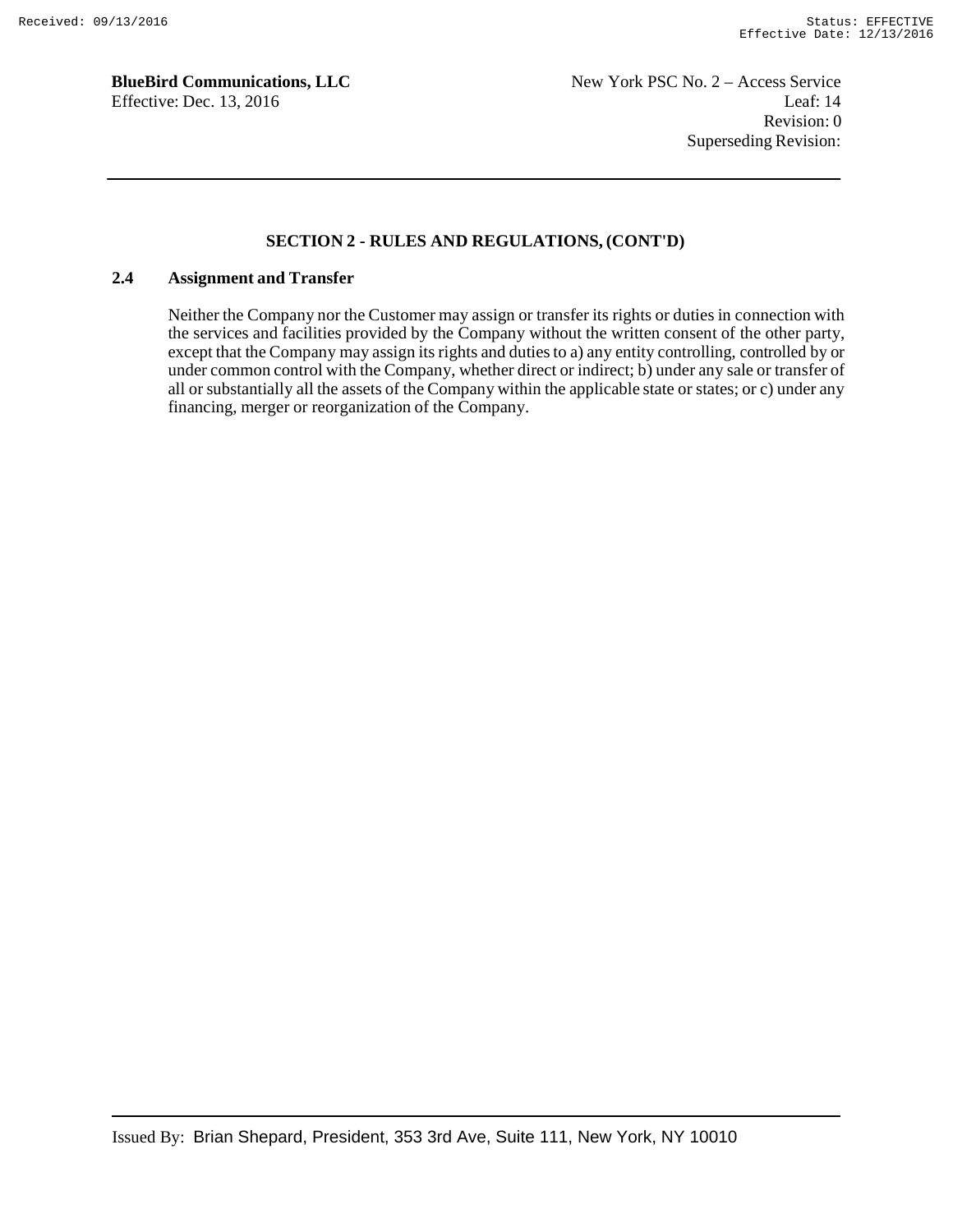## SECTION 2 - RULES AND REGULATIONS, (CONT'D)

### 2.4 Assignment and Transfer

Neither the Company nor the Customer may assign or transfer its rights or duties in connection with the services and facilities provided by the Company without the written consent of the other party, except that the Company may assign its rights and duties to a) any entity controlling, controlled by or under common control with the Company, whether direct or indirect; b) under any sale or transfer of all or substantially all the assets of the Company within the applicable state or states; or c) under any financing, merger or reorganization of the Company.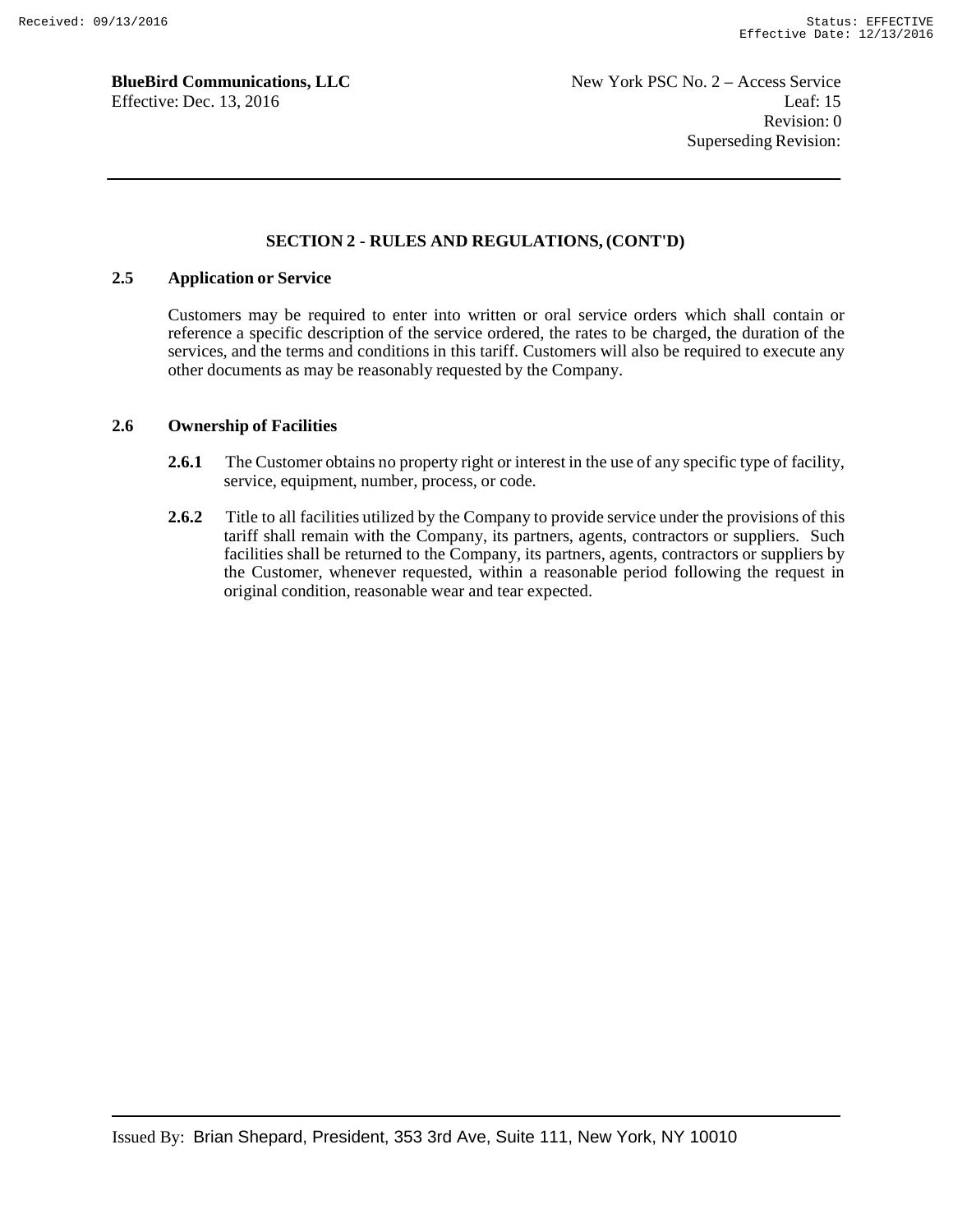## SECTION 2 - RULES AND REGULATIONS, (CONT'D)

### 2.5 Application or Service

Customers may be required to enter into written or oral service orders which shall contain or reference a specific description of the service ordered, the rates to be charged, the duration of the services, and the terms and conditions in this tariff. Customers will also be required to execute any other documents as may be reasonably requested by the Company.

### 2.6 Ownership of Facilities

**2.6.1** The Customer obtains no property right or interest in the use of any specific type of facility, service, equipment, number, process, or code.

**2.6.2** Title to all facilities utilized by the Company to provide service under the provisions of this tariff shall remain with the Company, its partners, agents, contractors or suppliers. Such facilities shall be returned to the Company, its partners, agents, contractors or suppliers by the Customer, whenever requested, within a reasonable period following the request in original condition, reasonable wear and tear expected.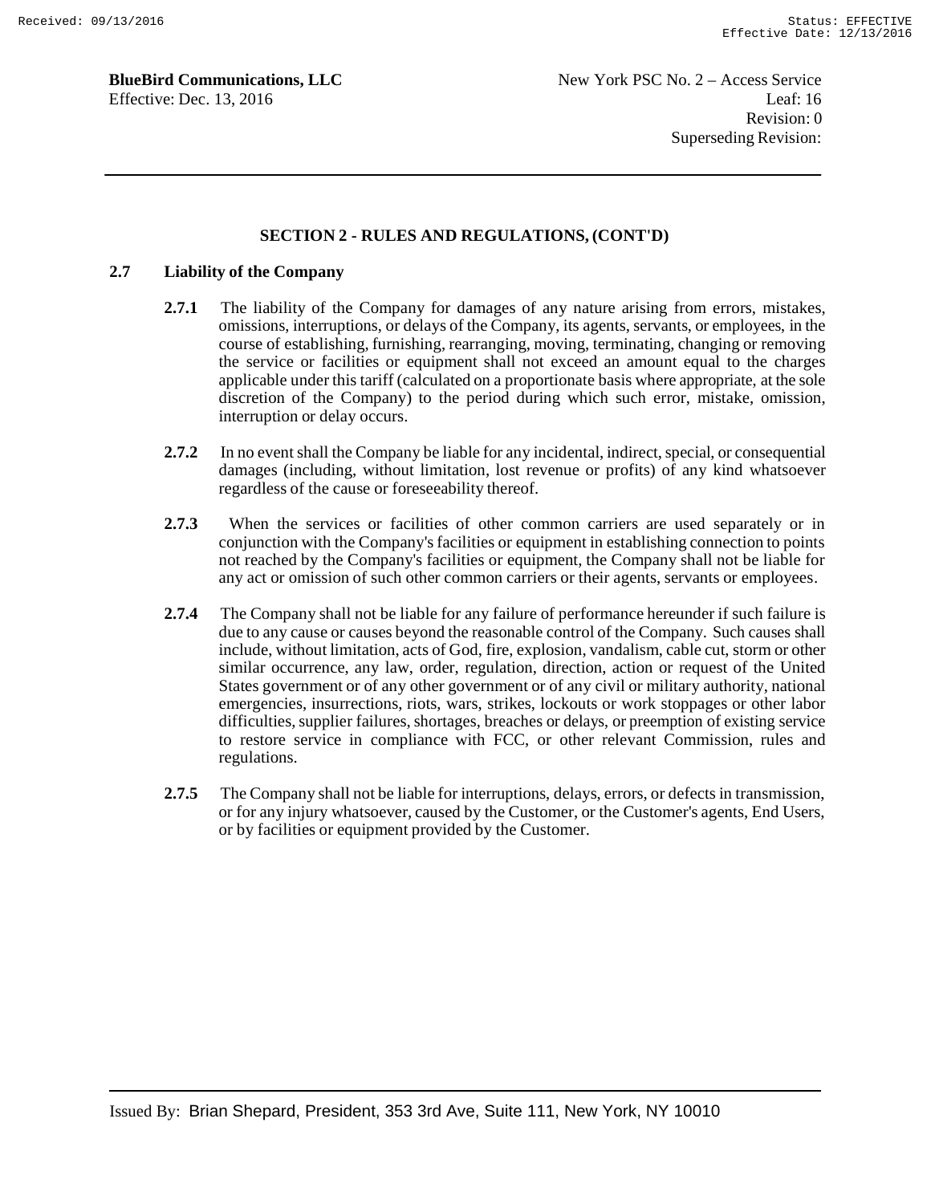## SECTION 2 - RULES AND REGULATIONS, (CONT'D)

### 2.7 Liability of the Company

**2.7.1** The liability of the Company for damages of any nature arising from errors, mistakes, omissions, interruptions, or delays of the Company, its agents, servants, or employees, in the course of establishing, furnishing, rearranging, moving, terminating, changing or removing the service or facilities or equipment shall not exceed an amount equal to the charges applicable under this tariff (calculated on a proportionate basis where appropriate, at the sole discretion of the Company) to the period during which such error, mistake, omission, interruption or delay occurs.

**2.7.2** In no event shall the Company be liable for any incidental, indirect, special, or consequential damages (including, without limitation, lost revenue or profits) of any kind whatsoever regardless of the cause or foreseeability thereof.

**2.7.3** When the services or facilities of other common carriers are used separately or in conjunction with the Company's facilities or equipment in establishing connection to points not reached by the Company's facilities or equipment, the Company shall not be liable for any act or omission of such other common carriers or their agents, servants or employees.

**2.7.4** The Company shall not be liable for any failure of performance hereunder if such failure is due to any cause or causes beyond the reasonable control of the Company. Such causes shall include, without limitation, acts of God, fire, explosion, vandalism, cable cut, storm or other similar occurrence, any law, order, regulation, direction, action or request of the United States government or of any other government or of any civil or military authority, national emergencies, insurrections, riots, wars, strikes, lockouts or work stoppages or other labor difficulties, supplier failures, shortages, breaches or delays, or preemption of existing service to restore service in compliance with FCC, or other relevant Commission, rules and regulations.

**2.7.5** The Company shall not be liable for interruptions, delays, errors, or defects in transmission, or for any injury whatsoever, caused by the Customer, or the Customer's agents, End Users, or by facilities or equipment provided by the Customer.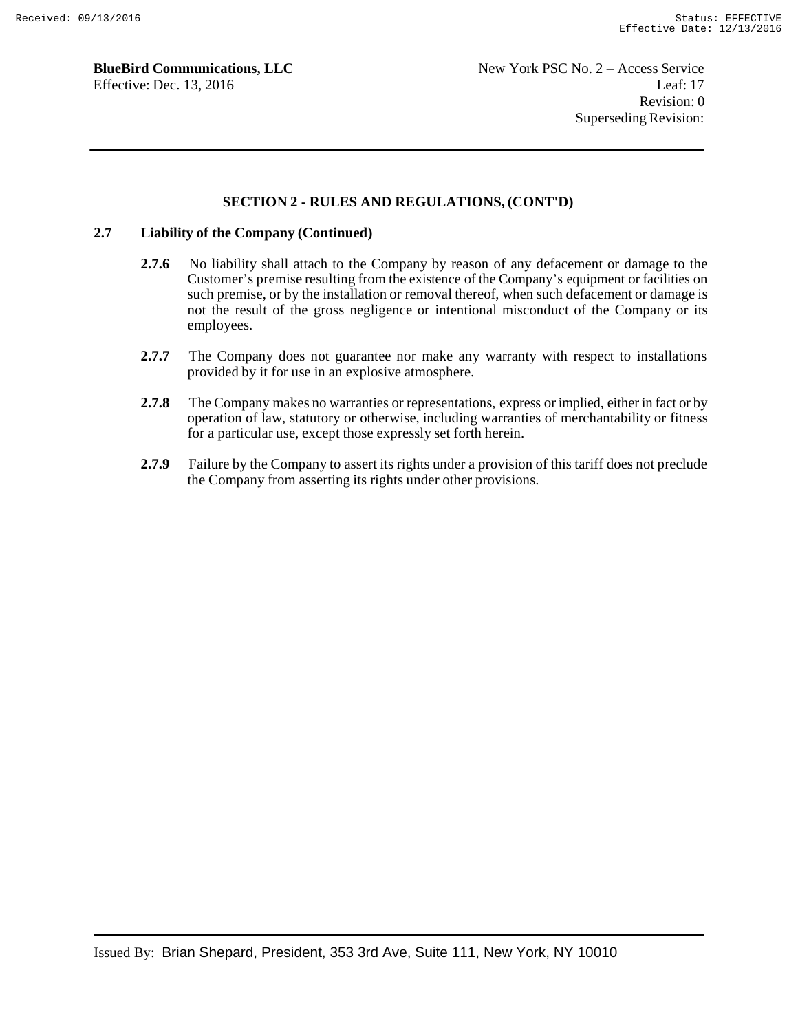## SECTION 2 - RULES AND REGULATIONS, (CONT'D)

### 2.7 Liability of the Company (Continued)

**2.7.6** No liability shall attach to the Company by reason of any defacement or damage to the Customer's premise resulting from the existence of the Company's equipment or facilities on such premise, or by the installation or removal thereof, when such defacement or damage is not the result of the gross negligence or intentional misconduct of the Company or its employees.

**2.7.7** The Company does not guarantee nor make any warranty with respect to installations provided by it for use in an explosive atmosphere.

**2.7.8** The Company makes no warranties or representations, express or implied, either in fact or by operation of law, statutory or otherwise, including warranties of merchantability or fitness for a particular use, except those expressly set forth herein.

**2.7.9** Failure by the Company to assert its rights under a provision of this tariff does not preclude the Company from asserting its rights under other provisions.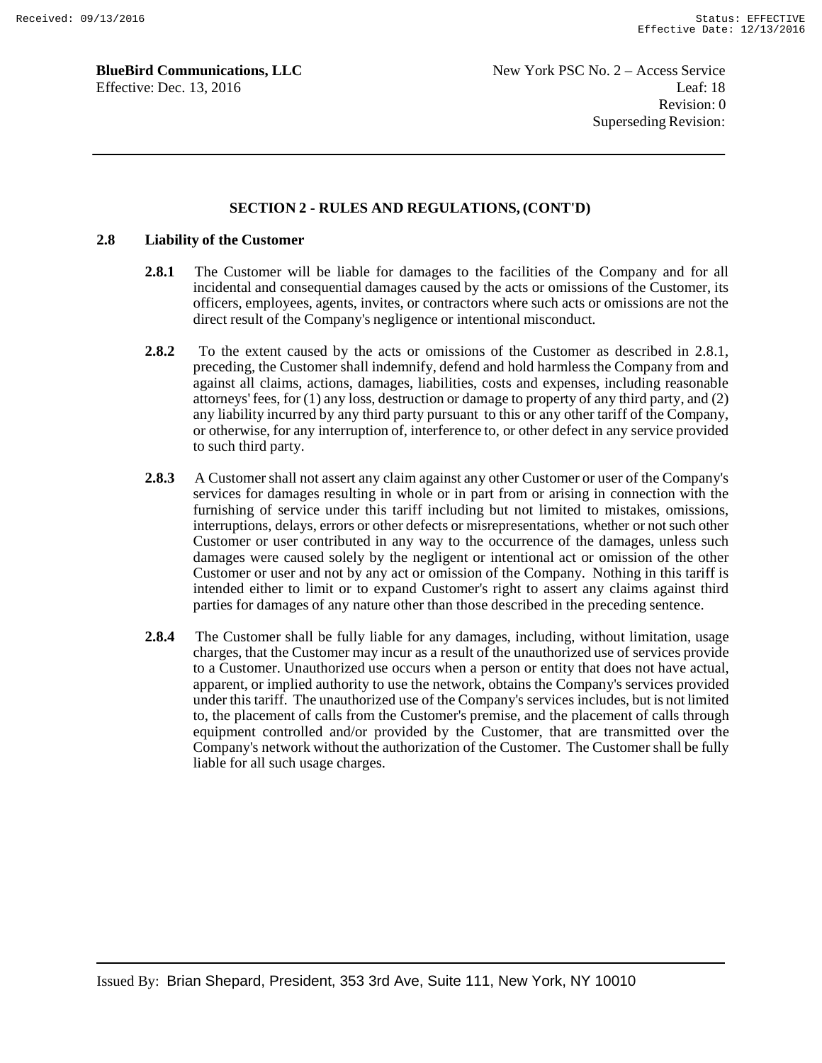## SECTION 2 - RULES AND REGULATIONS, (CONT'D)

### 2.8 Liability of the Customer

**2.8.1** The Customer will be liable for damages to the facilities of the Company and for all incidental and consequential damages caused by the acts or omissions of the Customer, its officers, employees, agents, invites, or contractors where such acts or omissions are not the direct result of the Company's negligence or intentional misconduct.

**2.8.2** To the extent caused by the acts or omissions of the Customer as described in 2.8.1, preceding, the Customer shall indemnify, defend and hold harmless the Company from and against all claims, actions, damages, liabilities, costs and expenses, including reasonable attorneys' fees, for (1) any loss, destruction or damage to property of any third party, and (2) any liability incurred by any third party pursuant to this or any other tariff of the Company, or otherwise, for any interruption of, interference to, or other defect in any service provided to such third party.

**2.8.3** A Customer shall not assert any claim against any other Customer or user of the Company's services for damages resulting in whole or in part from or arising in connection with the furnishing of service under this tariff including but not limited to mistakes, omissions, interruptions, delays, errors or other defects or misrepresentations, whether or not such other Customer or user contributed in any way to the occurrence of the damages, unless such damages were caused solely by the negligent or intentional act or omission of the other Customer or user and not by any act or omission of the Company. Nothing in this tariff is intended either to limit or to expand Customer's right to assert any claims against third parties for damages of any nature other than those described in the preceding sentence.

**2.8.4** The Customer shall be fully liable for any damages, including, without limitation, usage charges, that the Customer may incur as a result of the unauthorized use of services provide to a Customer. Unauthorized use occurs when a person or entity that does not have actual, apparent, or implied authority to use the network, obtains the Company's services provided under this tariff. The unauthorized use of the Company's services includes, but is not limited to, the placement of calls from the Customer's premise, and the placement of calls through equipment controlled and/or provided by the Customer, that are transmitted over the Company's network without the authorization of the Customer. The Customer shall be fully liable for all such usage charges.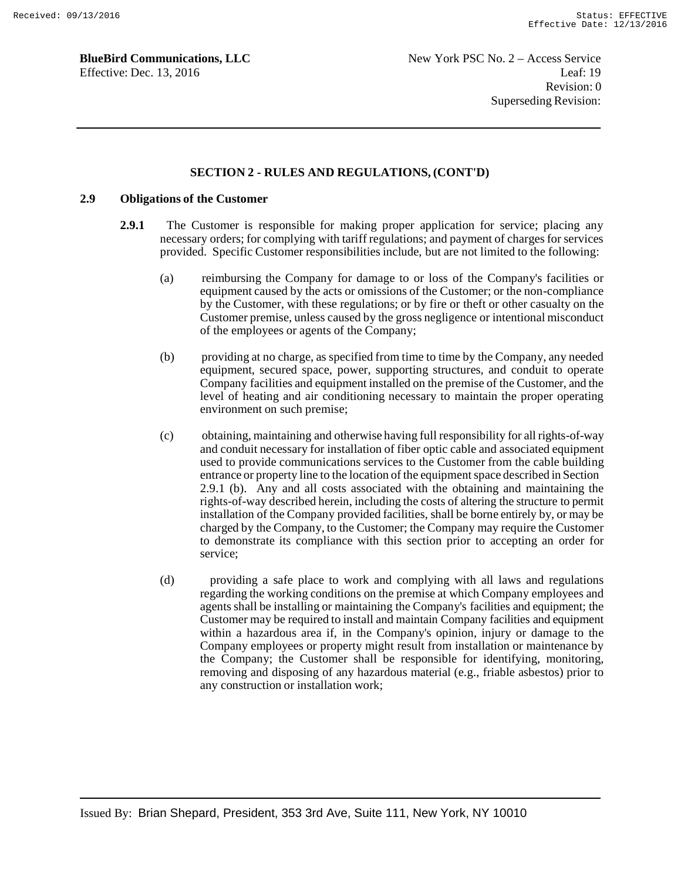## SECTION 2 - RULES AND REGULATIONS, (CONT'D)

### 2.9 Obligations of the Customer

**2.9.1** The Customer is responsible for making proper application for service; placing any necessary orders; for complying with tariff regulations; and payment of charges for services provided. Specific Customer responsibilities include, but are not limited to the following:

(a) reimbursing the Company for damage to or loss of the Company's facilities or equipment caused by the acts or omissions of the Customer; or the non-compliance by the Customer, with these regulations; or by fire or theft or other casualty on the Customer premise, unless caused by the gross negligence or intentional misconduct of the employees or agents of the Company;

(b) providing at no charge, as specified from time to time by the Company, any needed equipment, secured space, power, supporting structures, and conduit to operate Company facilities and equipment installed on the premise of the Customer, and the level of heating and air conditioning necessary to maintain the proper operating environment on such premise;

(c) obtaining, maintaining and otherwise having full responsibility for all rights-of-way and conduit necessary for installation of fiber optic cable and associated equipment used to provide communications services to the Customer from the cable building entrance or property line to the location of the equipment space described in Section 2.9.1 (b). Any and all costs associated with the obtaining and maintaining the rights-of-way described herein, including the costs of altering the structure to permit installation of the Company provided facilities, shall be borne entirely by, or may be charged by the Company, to the Customer; the Company may require the Customer to demonstrate its compliance with this section prior to accepting an order for service;

(d) providing a safe place to work and complying with all laws and regulations regarding the working conditions on the premise at which Company employees and agents shall be installing or maintaining the Company's facilities and equipment; the Customer may be required to install and maintain Company facilities and equipment within a hazardous area if, in the Company's opinion, injury or damage to the Company employees or property might result from installation or maintenance by the Company; the Customer shall be responsible for identifying, monitoring, removing and disposing of any hazardous material (e.g., friable asbestos) prior to any construction or installation work;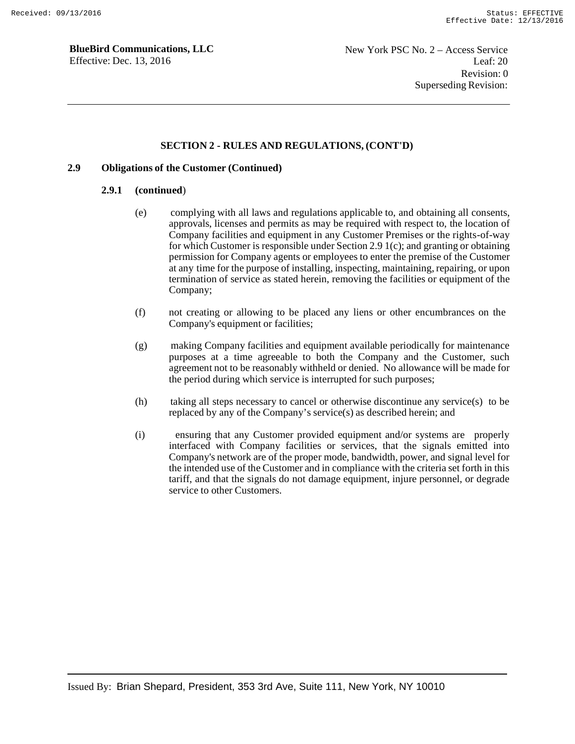## SECTION 2 - RULES AND REGULATIONS, (CONT'D)

### 2.9 Obligations of the Customer (Continued)

#### 2.9.1 (continued)

(e) complying with all laws and regulations applicable to, and obtaining all consents, approvals, licenses and permits as may be required with respect to, the location of Company facilities and equipment in any Customer Premises or the rights-of-way for which Customer is responsible under Section 2.9 1(c); and granting or obtaining permission for Company agents or employees to enter the premise of the Customer at any time for the purpose of installing, inspecting, maintaining, repairing, or upon termination of service as stated herein, removing the facilities or equipment of the Company;

(f) not creating or allowing to be placed any liens or other encumbrances on the Company's equipment or facilities;

(g) making Company facilities and equipment available periodically for maintenance purposes at a time agreeable to both the Company and the Customer, such agreement not to be reasonably withheld or denied. No allowance will be made for the period during which service is interrupted for such purposes;

(h) taking all steps necessary to cancel or otherwise discontinue any service(s) to be replaced by any of the Company's service(s) as described herein; and

(i) ensuring that any Customer provided equipment and/or systems are properly interfaced with Company facilities or services, that the signals emitted into Company's network are of the proper mode, bandwidth, power, and signal level for the intended use of the Customer and in compliance with the criteria set forth in this tariff, and that the signals do not damage equipment, injure personnel, or degrade service to other Customers.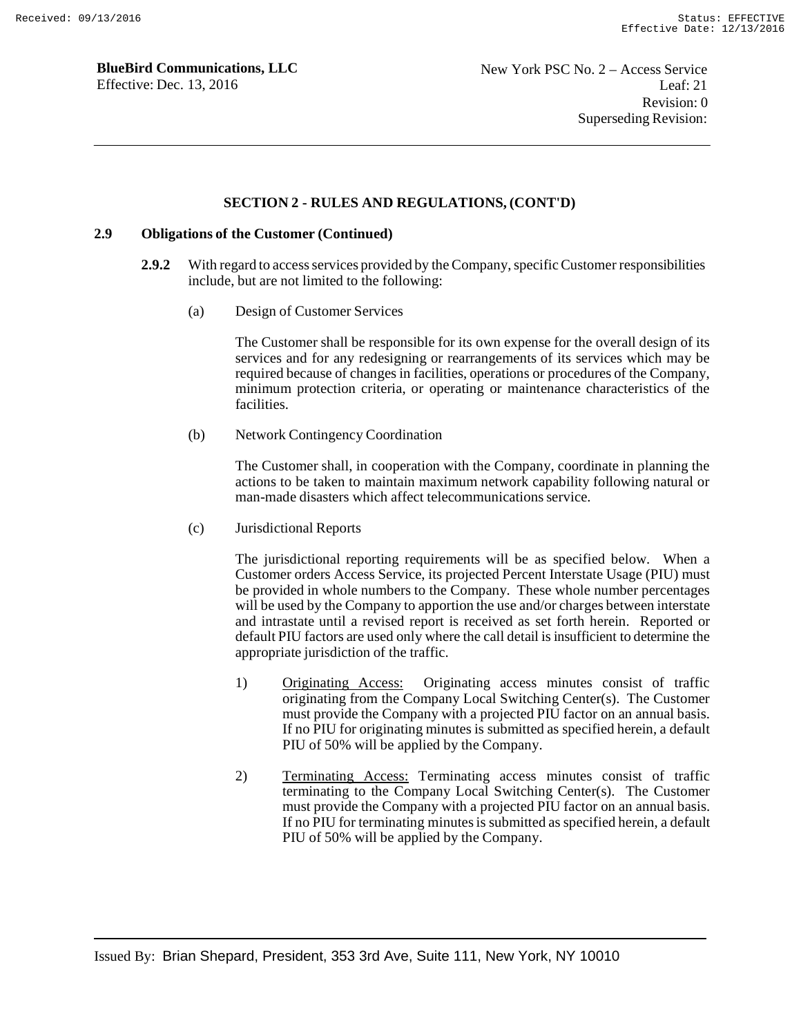## SECTION 2 - RULES AND REGULATIONS, (CONT'D)

### 2.9 Obligations of the Customer (Continued)

**2.9.2** With regard to access services provided by the Company, specific Customer responsibilities include, but are not limited to the following:

(a) Design of Customer Services

The Customer shall be responsible for its own expense for the overall design of its services and for any redesigning or rearrangements of its services which may be required because of changes in facilities, operations or procedures of the Company, minimum protection criteria, or operating or maintenance characteristics of the facilities.

(b) Network Contingency Coordination

The Customer shall, in cooperation with the Company, coordinate in planning the actions to be taken to maintain maximum network capability following natural or man-made disasters which affect telecommunications service.

(c) Jurisdictional Reports

The jurisdictional reporting requirements will be as specified below. When a Customer orders Access Service, its projected Percent Interstate Usage (PIU) must be provided in whole numbers to the Company. These whole number percentages will be used by the Company to apportion the use and/or charges between interstate and intrastate until a revised report is received as set forth herein. Reported or default PIU factors are used only where the call detail is insufficient to determine the appropriate jurisdiction of the traffic.

1) Originating Access: Originating access minutes consist of traffic originating from the Company Local Switching Center(s). The Customer must provide the Company with a projected PIU factor on an annual basis. If no PIU for originating minutes is submitted as specified herein, a default PIU of 50% will be applied by the Company.

2) Terminating Access: Terminating access minutes consist of traffic terminating to the Company Local Switching Center(s). The Customer must provide the Company with a projected PIU factor on an annual basis. If no PIU for terminating minutes is submitted as specified herein, a default PIU of 50% will be applied by the Company.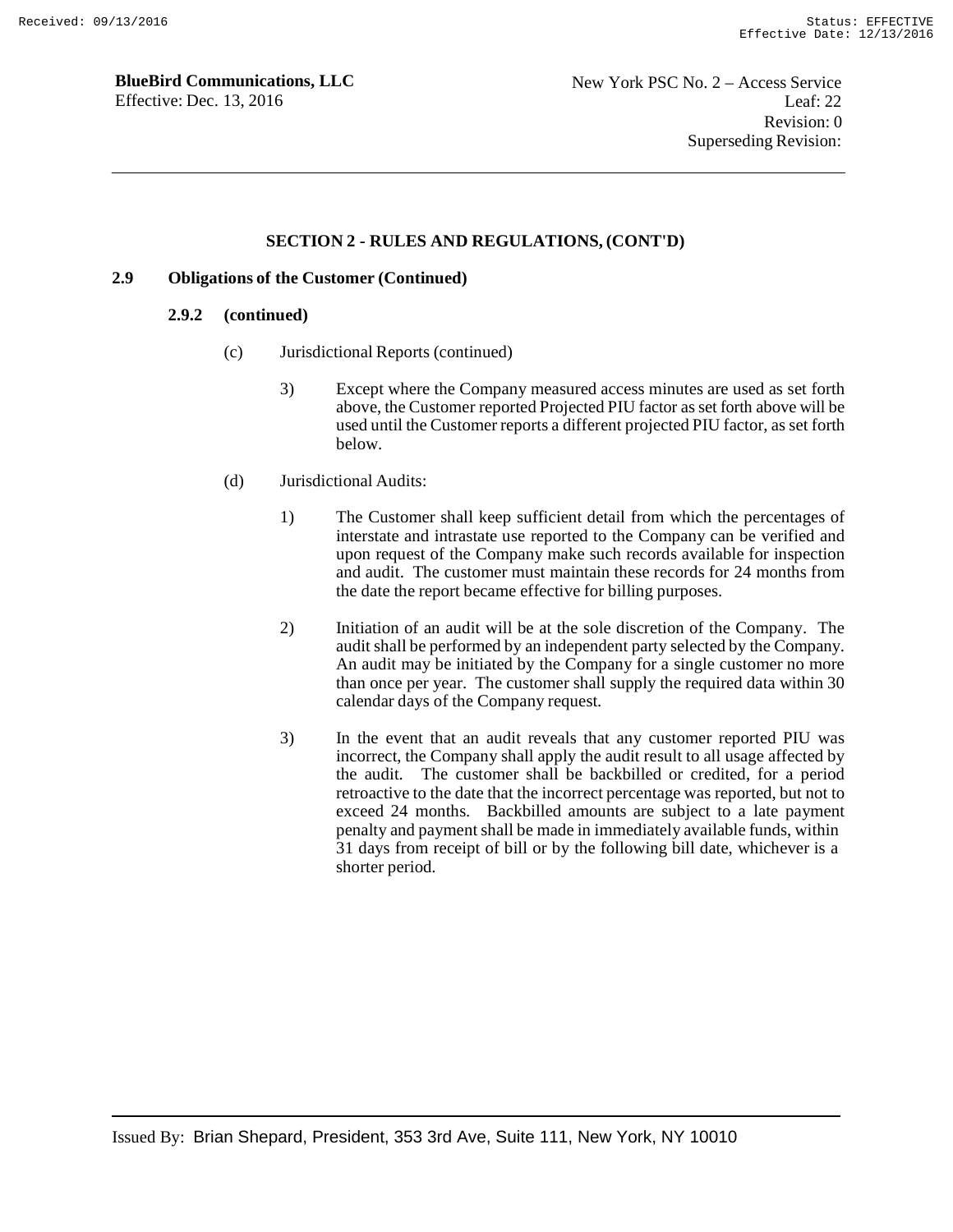## SECTION 2 - RULES AND REGULATIONS, (CONT'D)

**2.9 Obligations of the Customer (Continued)**

**2.9.2 (continued)**

(c) Jurisdictional Reports (continued)

3) Except where the Company measured access minutes are used as set forth above, the Customer reported Projected PIU factor as set forth above will be used until the Customer reports a different projected PIU factor, as set forth below.

(d) Jurisdictional Audits:

1) The Customer shall keep sufficient detail from which the percentages of interstate and intrastate use reported to the Company can be verified and upon request of the Company make such records available for inspection and audit. The customer must maintain these records for 24 months from the date the report became effective for billing purposes.

2) Initiation of an audit will be at the sole discretion of the Company. The audit shall be performed by an independent party selected by the Company. An audit may be initiated by the Company for a single customer no more than once per year. The customer shall supply the required data within 30 calendar days of the Company request.

3) In the event that an audit reveals that any customer reported PIU was incorrect, the Company shall apply the audit result to all usage affected by the audit. The customer shall be backbilled or credited, for a period retroactive to the date that the incorrect percentage was reported, but not to exceed 24 months. Backbilled amounts are subject to a late payment penalty and payment shall be made in immediately available funds, within 31 days from receipt of bill or by the following bill date, whichever is a shorter period.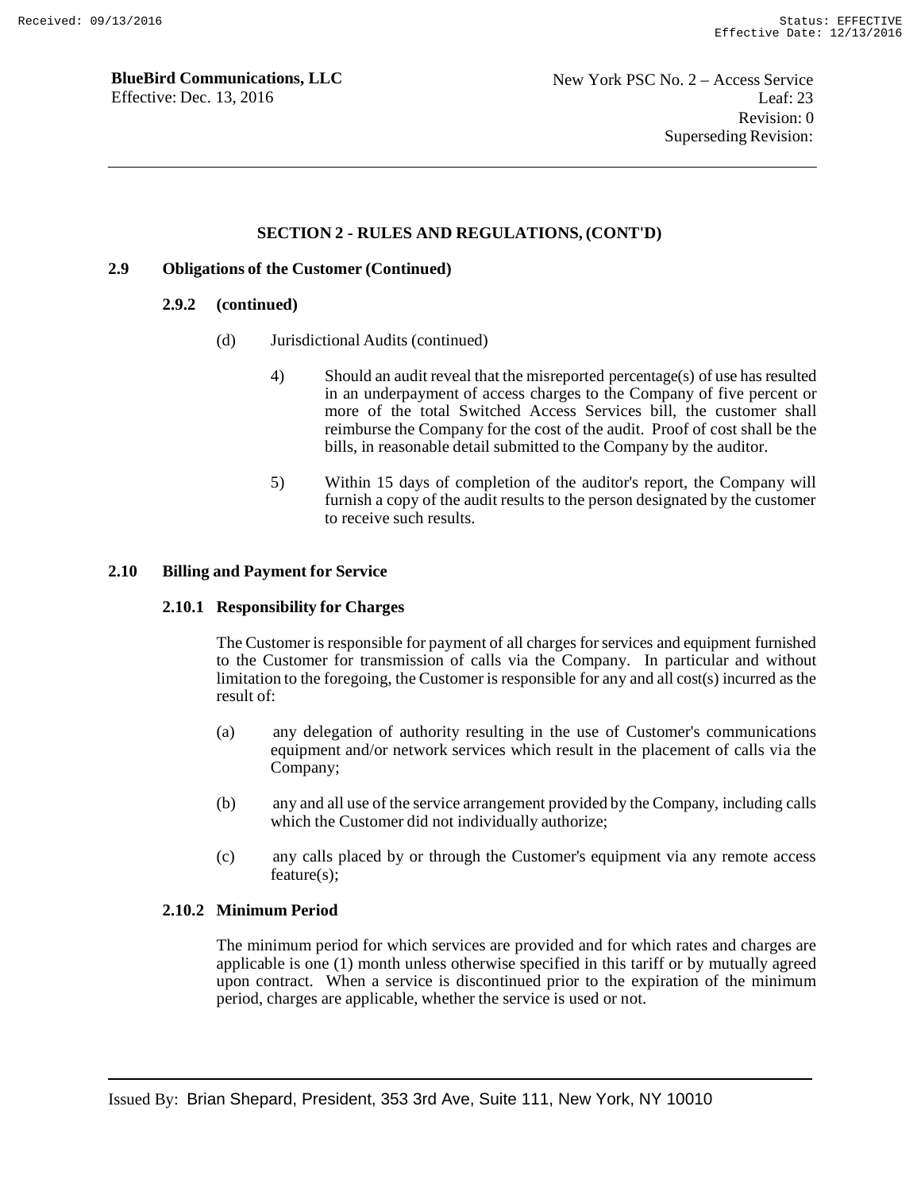## SECTION 2 - RULES AND REGULATIONS, (CONT'D)

### 2.9 Obligations of the Customer (Continued)

#### 2.9.2 (continued)

(d) Jurisdictional Audits (continued)

4) Should an audit reveal that the misreported percentage(s) of use has resulted in an underpayment of access charges to the Company of five percent or more of the total Switched Access Services bill, the customer shall reimburse the Company for the cost of the audit. Proof of cost shall be the bills, in reasonable detail submitted to the Company by the auditor.

5) Within 15 days of completion of the auditor's report, the Company will furnish a copy of the audit results to the person designated by the customer to receive such results.

### 2.10 Billing and Payment for Service

#### 2.10.1 Responsibility for Charges

The Customer is responsible for payment of all charges for services and equipment furnished to the Customer for transmission of calls via the Company. In particular and without limitation to the foregoing, the Customer is responsible for any and all cost(s) incurred as the result of:

(a) any delegation of authority resulting in the use of Customer's communications equipment and/or network services which result in the placement of calls via the Company;

(b) any and all use of the service arrangement provided by the Company, including calls which the Customer did not individually authorize;

(c) any calls placed by or through the Customer's equipment via any remote access feature(s);

#### 2.10.2 Minimum Period

The minimum period for which services are provided and for which rates and charges are applicable is one (1) month unless otherwise specified in this tariff or by mutually agreed upon contract. When a service is discontinued prior to the expiration of the minimum period, charges are applicable, whether the service is used or not.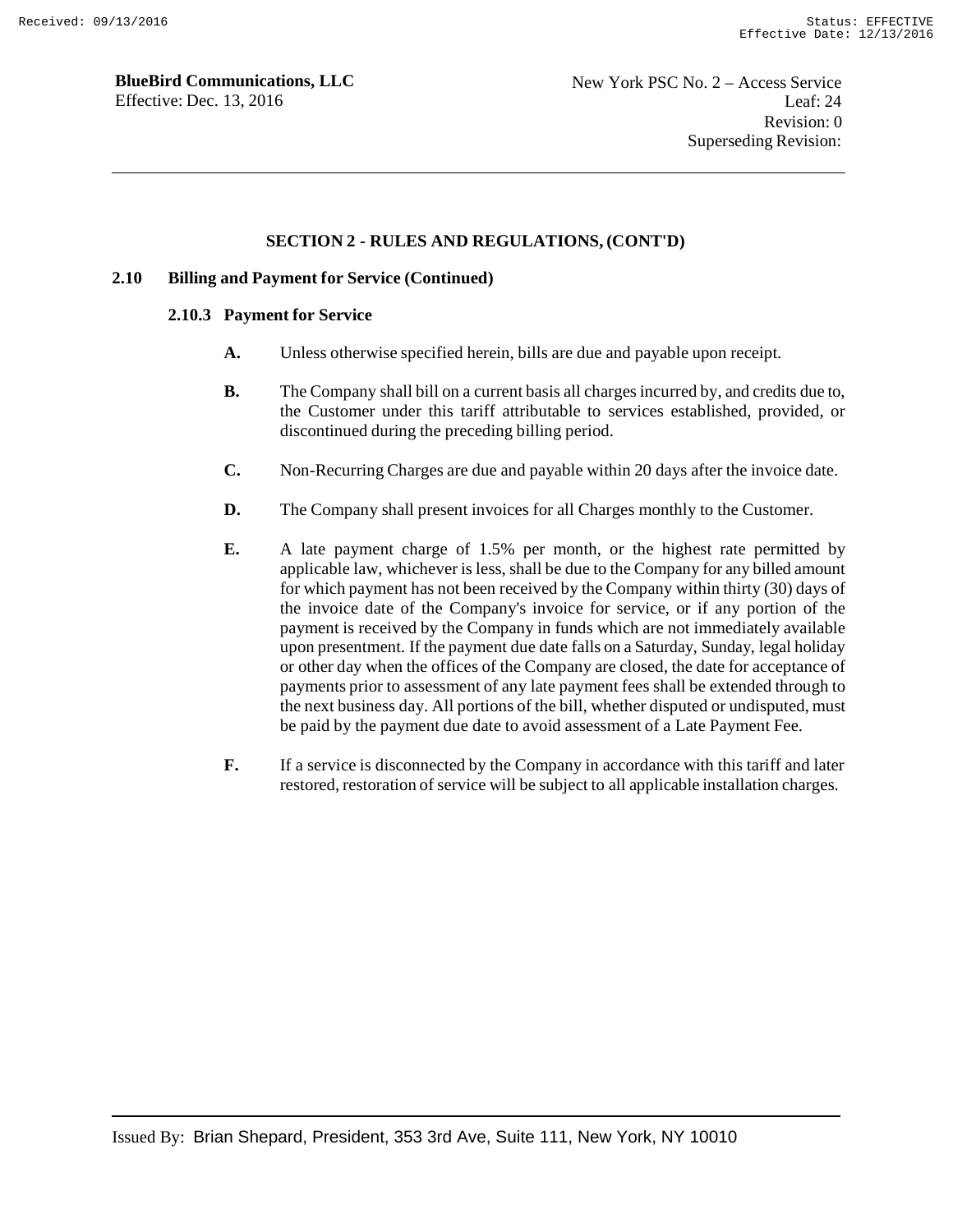## SECTION 2 - RULES AND REGULATIONS, (CONT'D)

### 2.10 Billing and Payment for Service (Continued)

#### 2.10.3 Payment for Service

**A.** Unless otherwise specified herein, bills are due and payable upon receipt.

**B.** The Company shall bill on a current basis all charges incurred by, and credits due to, the Customer under this tariff attributable to services established, provided, or discontinued during the preceding billing period.

**C.** Non-Recurring Charges are due and payable within 20 days after the invoice date.

**D.** The Company shall present invoices for all Charges monthly to the Customer.

**E.** A late payment charge of 1.5% per month, or the highest rate permitted by applicable law, whichever is less, shall be due to the Company for any billed amount for which payment has not been received by the Company within thirty (30) days of the invoice date of the Company's invoice for service, or if any portion of the payment is received by the Company in funds which are not immediately available upon presentment. If the payment due date falls on a Saturday, Sunday, legal holiday or other day when the offices of the Company are closed, the date for acceptance of payments prior to assessment of any late payment fees shall be extended through to the next business day. All portions of the bill, whether disputed or undisputed, must be paid by the payment due date to avoid assessment of a Late Payment Fee.

**F.** If a service is disconnected by the Company in accordance with this tariff and later restored, restoration of service will be subject to all applicable installation charges.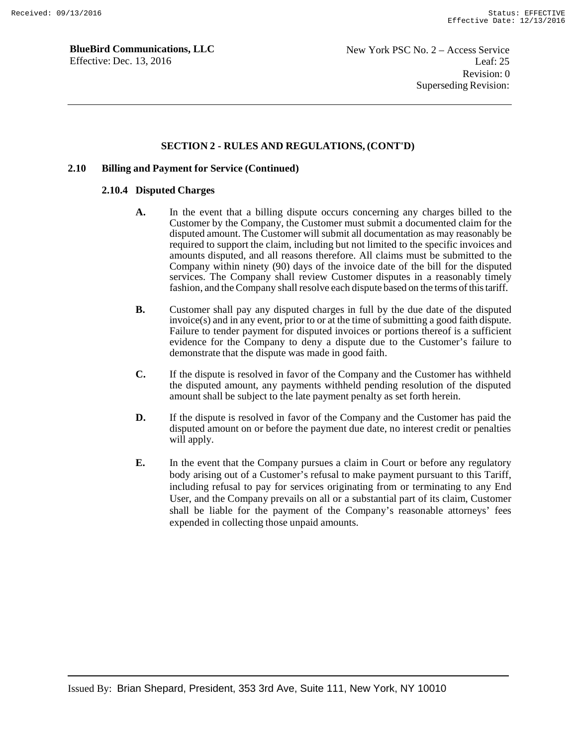## SECTION 2 - RULES AND REGULATIONS, (CONT'D)

### 2.10 Billing and Payment for Service (Continued)

#### 2.10.4 Disputed Charges

**A.** In the event that a billing dispute occurs concerning any charges billed to the Customer by the Company, the Customer must submit a documented claim for the disputed amount. The Customer will submit all documentation as may reasonably be required to support the claim, including but not limited to the specific invoices and amounts disputed, and all reasons therefore. All claims must be submitted to the Company within ninety (90) days of the invoice date of the bill for the disputed services. The Company shall review Customer disputes in a reasonably timely fashion, and the Company shall resolve each dispute based on the terms of this tariff.

**B.** Customer shall pay any disputed charges in full by the due date of the disputed invoice(s) and in any event, prior to or at the time of submitting a good faith dispute. Failure to tender payment for disputed invoices or portions thereof is a sufficient evidence for the Company to deny a dispute due to the Customer's failure to demonstrate that the dispute was made in good faith.

**C.** If the dispute is resolved in favor of the Company and the Customer has withheld the disputed amount, any payments withheld pending resolution of the disputed amount shall be subject to the late payment penalty as set forth herein.

**D.** If the dispute is resolved in favor of the Company and the Customer has paid the disputed amount on or before the payment due date, no interest credit or penalties will apply.

**E.** In the event that the Company pursues a claim in Court or before any regulatory body arising out of a Customer's refusal to make payment pursuant to this Tariff, including refusal to pay for services originating from or terminating to any End User, and the Company prevails on all or a substantial part of its claim, Customer shall be liable for the payment of the Company's reasonable attorneys' fees expended in collecting those unpaid amounts.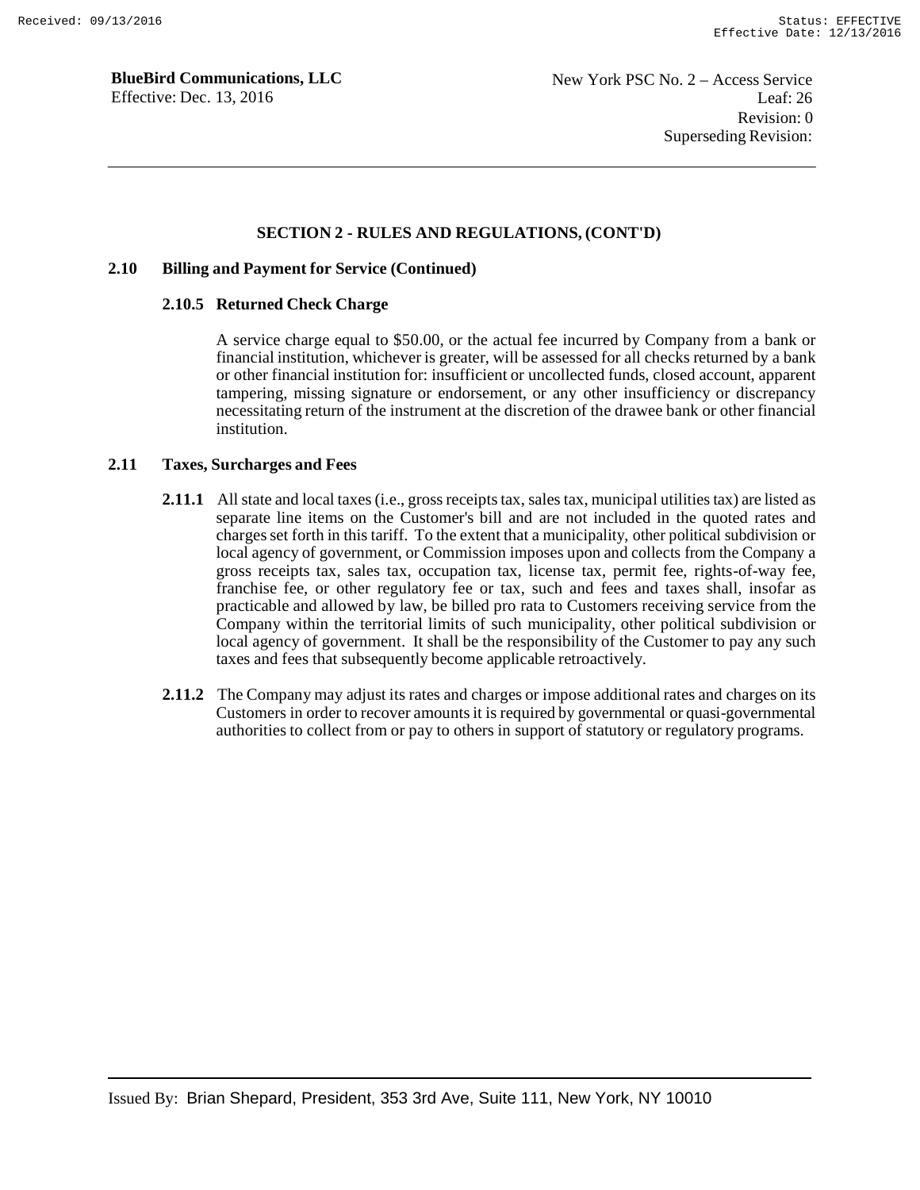## SECTION 2 - RULES AND REGULATIONS, (CONT'D)

### 2.10 Billing and Payment for Service (Continued)

#### 2.10.5 Returned Check Charge

A service charge equal to $50.00, or the actual fee incurred by Company from a bank or financial institution, whichever is greater, will be assessed for all checks returned by a bank or other financial institution for: insufficient or uncollected funds, closed account, apparent tampering, missing signature or endorsement, or any other insufficiency or discrepancy necessitating return of the instrument at the discretion of the drawee bank or other financial institution.

### 2.11 Taxes, Surcharges and Fees

**2.11.1** All state and local taxes (i.e., gross receipts tax, sales tax, municipal utilities tax) are listed as separate line items on the Customer's bill and are not included in the quoted rates and charges set forth in this tariff. To the extent that a municipality, other political subdivision or local agency of government, or Commission imposes upon and collects from the Company a gross receipts tax, sales tax, occupation tax, license tax, permit fee, rights-of-way fee, franchise fee, or other regulatory fee or tax, such and fees and taxes shall, insofar as practicable and allowed by law, be billed pro rata to Customers receiving service from the Company within the territorial limits of such municipality, other political subdivision or local agency of government. It shall be the responsibility of the Customer to pay any such taxes and fees that subsequently become applicable retroactively.

**2.11.2** The Company may adjust its rates and charges or impose additional rates and charges on its Customers in order to recover amounts it is required by governmental or quasi-governmental authorities to collect from or pay to others in support of statutory or regulatory programs.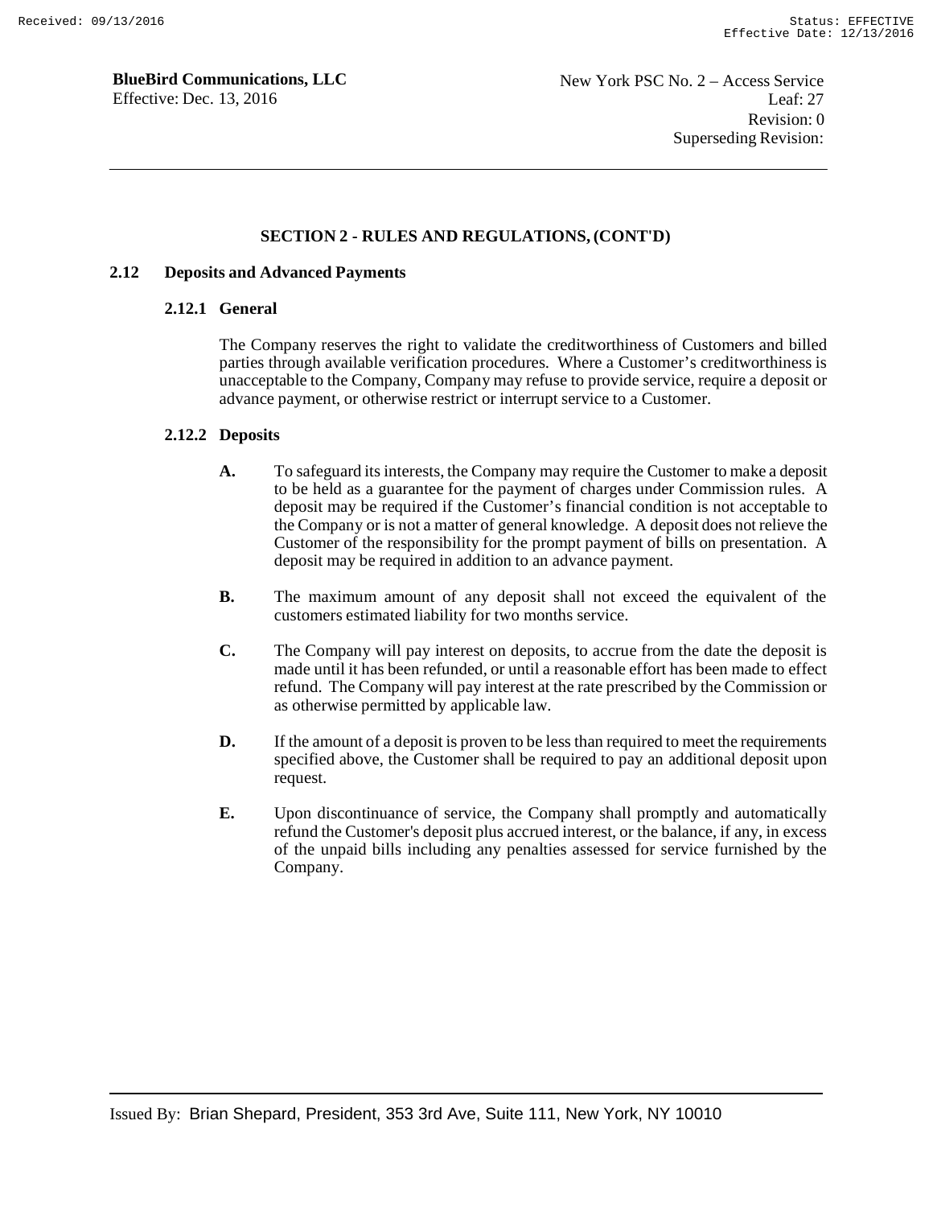## SECTION 2 - RULES AND REGULATIONS, (CONT'D)

### 2.12 Deposits and Advanced Payments

#### 2.12.1 General

The Company reserves the right to validate the creditworthiness of Customers and billed parties through available verification procedures. Where a Customer's creditworthiness is unacceptable to the Company, Company may refuse to provide service, require a deposit or advance payment, or otherwise restrict or interrupt service to a Customer.

#### 2.12.2 Deposits

**A.** To safeguard its interests, the Company may require the Customer to make a deposit to be held as a guarantee for the payment of charges under Commission rules. A deposit may be required if the Customer's financial condition is not acceptable to the Company or is not a matter of general knowledge. A deposit does not relieve the Customer of the responsibility for the prompt payment of bills on presentation. A deposit may be required in addition to an advance payment.

**B.** The maximum amount of any deposit shall not exceed the equivalent of the customers estimated liability for two months service.

**C.** The Company will pay interest on deposits, to accrue from the date the deposit is made until it has been refunded, or until a reasonable effort has been made to effect refund. The Company will pay interest at the rate prescribed by the Commission or as otherwise permitted by applicable law.

**D.** If the amount of a deposit is proven to be less than required to meet the requirements specified above, the Customer shall be required to pay an additional deposit upon request.

**E.** Upon discontinuance of service, the Company shall promptly and automatically refund the Customer's deposit plus accrued interest, or the balance, if any, in excess of the unpaid bills including any penalties assessed for service furnished by the Company.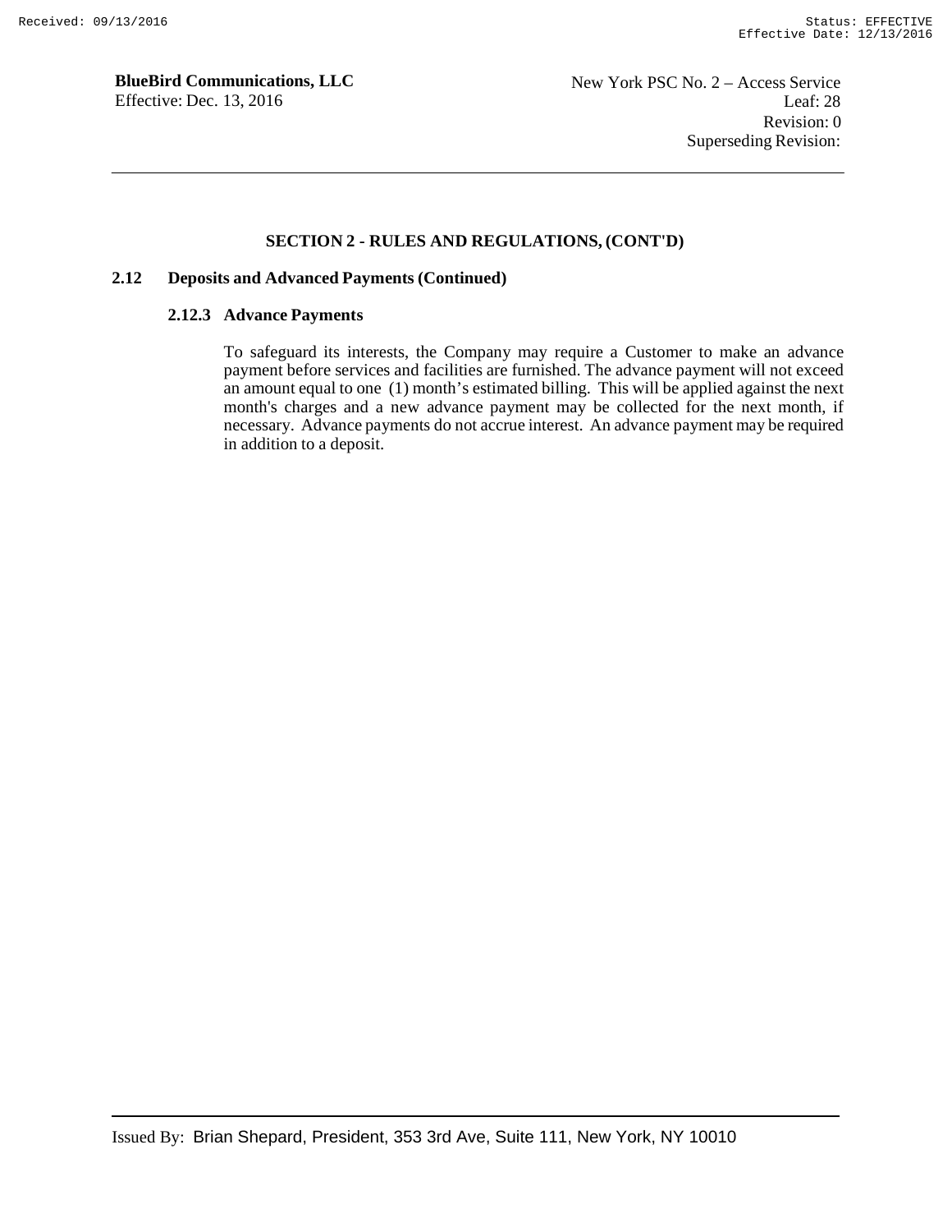## SECTION 2 - RULES AND REGULATIONS, (CONT'D)

### 2.12 Deposits and Advanced Payments (Continued)

#### 2.12.3 Advance Payments

To safeguard its interests, the Company may require a Customer to make an advance payment before services and facilities are furnished. The advance payment will not exceed an amount equal to one (1) month's estimated billing. This will be applied against the next month's charges and a new advance payment may be collected for the next month, if necessary. Advance payments do not accrue interest. An advance payment may be required in addition to a deposit.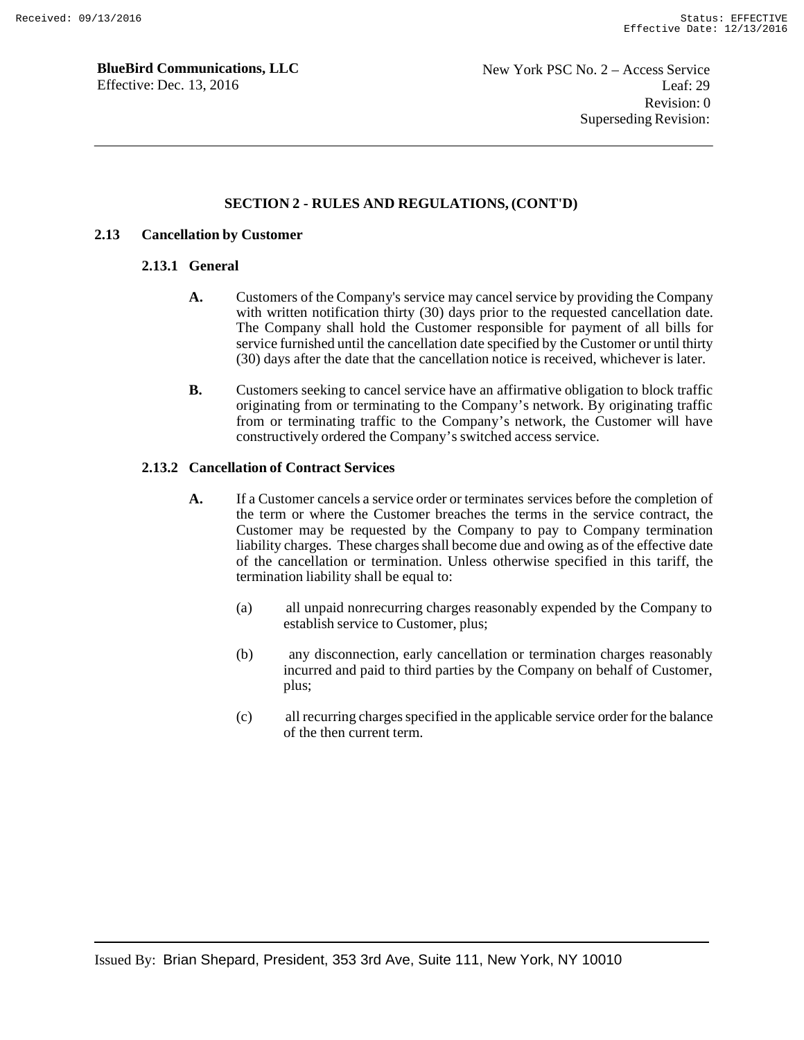## SECTION 2 - RULES AND REGULATIONS, (CONT'D)

### 2.13 Cancellation by Customer

#### 2.13.1 General

**A.** Customers of the Company's service may cancel service by providing the Company with written notification thirty (30) days prior to the requested cancellation date. The Company shall hold the Customer responsible for payment of all bills for service furnished until the cancellation date specified by the Customer or until thirty (30) days after the date that the cancellation notice is received, whichever is later.

**B.** Customers seeking to cancel service have an affirmative obligation to block traffic originating from or terminating to the Company's network. By originating traffic from or terminating traffic to the Company's network, the Customer will have constructively ordered the Company's switched access service.

#### 2.13.2 Cancellation of Contract Services

**A.** If a Customer cancels a service order or terminates services before the completion of the term or where the Customer breaches the terms in the service contract, the Customer may be requested by the Company to pay to Company termination liability charges. These charges shall become due and owing as of the effective date of the cancellation or termination. Unless otherwise specified in this tariff, the termination liability shall be equal to:

(a) all unpaid nonrecurring charges reasonably expended by the Company to establish service to Customer, plus;

(b) any disconnection, early cancellation or termination charges reasonably incurred and paid to third parties by the Company on behalf of Customer, plus;

(c) all recurring charges specified in the applicable service order for the balance of the then current term.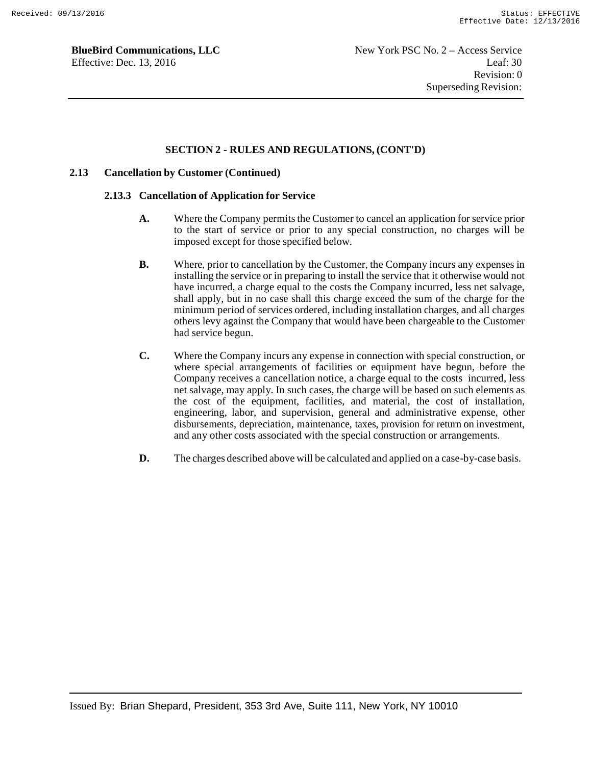## SECTION 2 - RULES AND REGULATIONS, (CONT'D)

### 2.13 Cancellation by Customer (Continued)

#### 2.13.3 Cancellation of Application for Service

**A.** Where the Company permits the Customer to cancel an application for service prior to the start of service or prior to any special construction, no charges will be imposed except for those specified below.

**B.** Where, prior to cancellation by the Customer, the Company incurs any expenses in installing the service or in preparing to install the service that it otherwise would not have incurred, a charge equal to the costs the Company incurred, less net salvage, shall apply, but in no case shall this charge exceed the sum of the charge for the minimum period of services ordered, including installation charges, and all charges others levy against the Company that would have been chargeable to the Customer had service begun.

**C.** Where the Company incurs any expense in connection with special construction, or where special arrangements of facilities or equipment have begun, before the Company receives a cancellation notice, a charge equal to the costs incurred, less net salvage, may apply. In such cases, the charge will be based on such elements as the cost of the equipment, facilities, and material, the cost of installation, engineering, labor, and supervision, general and administrative expense, other disbursements, depreciation, maintenance, taxes, provision for return on investment, and any other costs associated with the special construction or arrangements.

**D.** The charges described above will be calculated and applied on a case-by-case basis.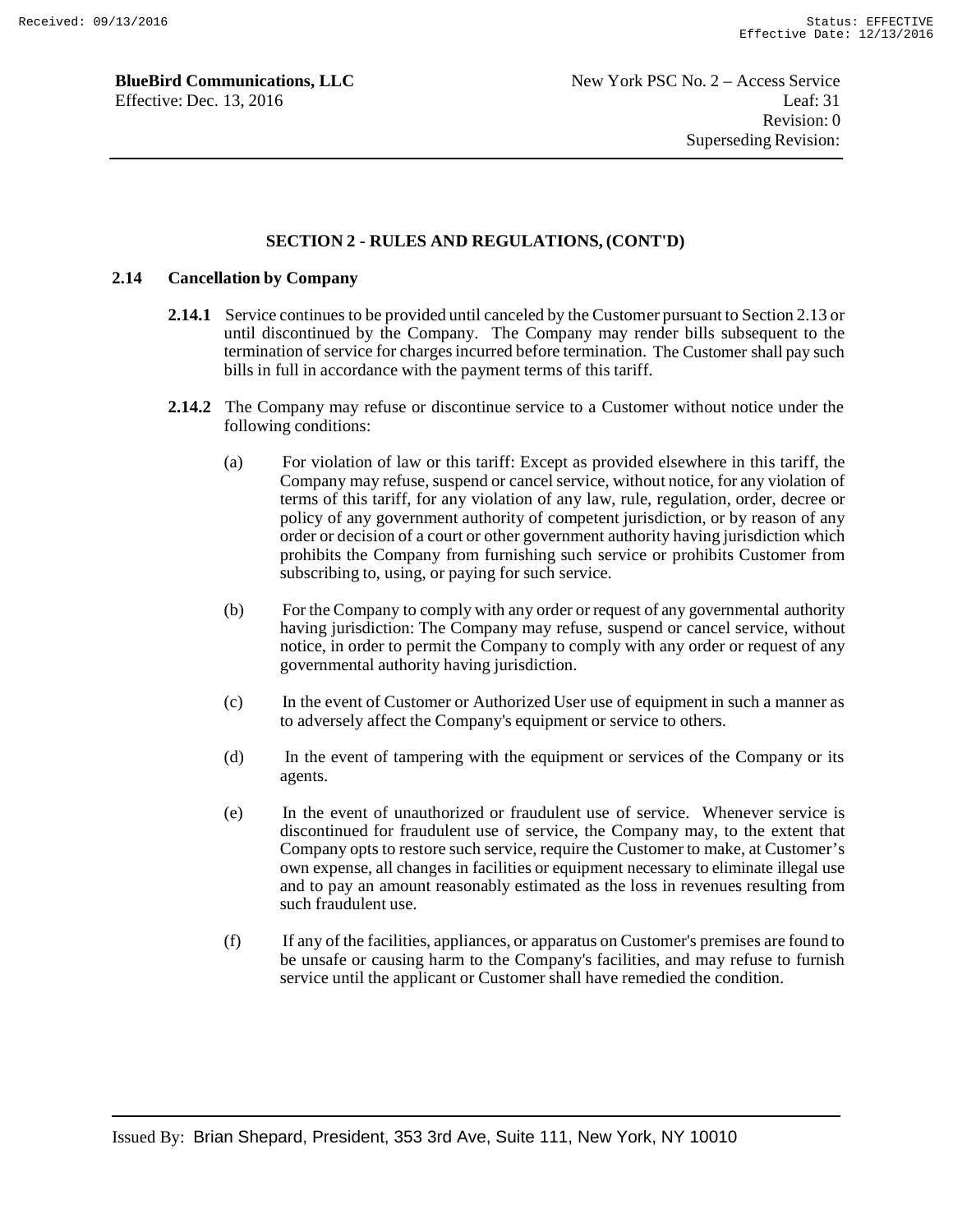## SECTION 2 - RULES AND REGULATIONS, (CONT'D)

### 2.14 Cancellation by Company

**2.14.1** Service continues to be provided until canceled by the Customer pursuant to Section 2.13 or until discontinued by the Company. The Company may render bills subsequent to the termination of service for charges incurred before termination. The Customer shall pay such bills in full in accordance with the payment terms of this tariff.

**2.14.2** The Company may refuse or discontinue service to a Customer without notice under the following conditions:

(a) For violation of law or this tariff: Except as provided elsewhere in this tariff, the Company may refuse, suspend or cancel service, without notice, for any violation of terms of this tariff, for any violation of any law, rule, regulation, order, decree or policy of any government authority of competent jurisdiction, or by reason of any order or decision of a court or other government authority having jurisdiction which prohibits the Company from furnishing such service or prohibits Customer from subscribing to, using, or paying for such service.

(b) For the Company to comply with any order or request of any governmental authority having jurisdiction: The Company may refuse, suspend or cancel service, without notice, in order to permit the Company to comply with any order or request of any governmental authority having jurisdiction.

(c) In the event of Customer or Authorized User use of equipment in such a manner as to adversely affect the Company's equipment or service to others.

(d) In the event of tampering with the equipment or services of the Company or its agents.

(e) In the event of unauthorized or fraudulent use of service. Whenever service is discontinued for fraudulent use of service, the Company may, to the extent that Company opts to restore such service, require the Customer to make, at Customer's own expense, all changes in facilities or equipment necessary to eliminate illegal use and to pay an amount reasonably estimated as the loss in revenues resulting from such fraudulent use.

(f) If any of the facilities, appliances, or apparatus on Customer's premises are found to be unsafe or causing harm to the Company's facilities, and may refuse to furnish service until the applicant or Customer shall have remedied the condition.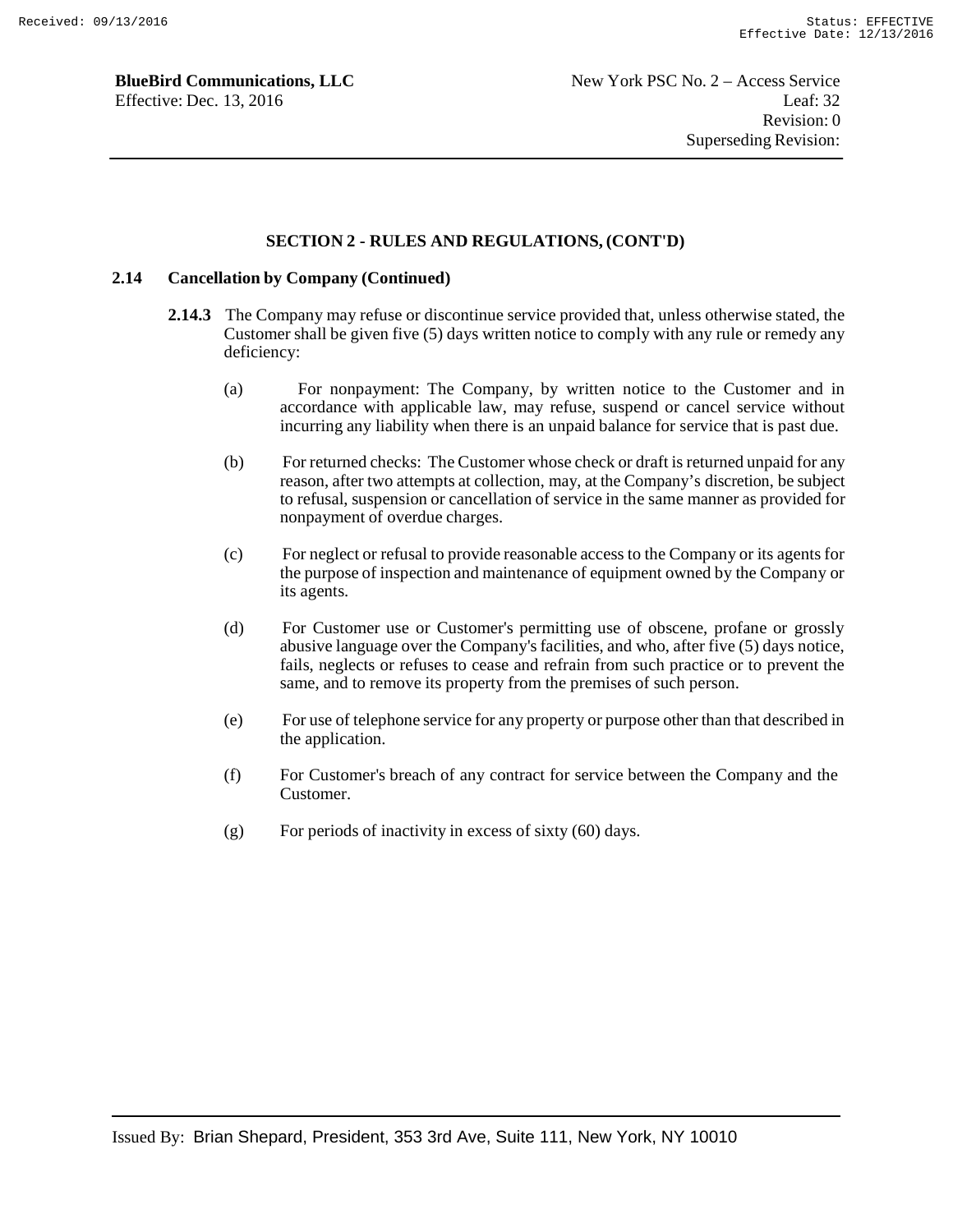## SECTION 2 - RULES AND REGULATIONS, (CONT'D)

### 2.14 Cancellation by Company (Continued)

**2.14.3** The Company may refuse or discontinue service provided that, unless otherwise stated, the Customer shall be given five (5) days written notice to comply with any rule or remedy any deficiency:

(a) For nonpayment: The Company, by written notice to the Customer and in accordance with applicable law, may refuse, suspend or cancel service without incurring any liability when there is an unpaid balance for service that is past due.

(b) For returned checks: The Customer whose check or draft is returned unpaid for any reason, after two attempts at collection, may, at the Company's discretion, be subject to refusal, suspension or cancellation of service in the same manner as provided for nonpayment of overdue charges.

(c) For neglect or refusal to provide reasonable access to the Company or its agents for the purpose of inspection and maintenance of equipment owned by the Company or its agents.

(d) For Customer use or Customer's permitting use of obscene, profane or grossly abusive language over the Company's facilities, and who, after five (5) days notice, fails, neglects or refuses to cease and refrain from such practice or to prevent the same, and to remove its property from the premises of such person.

(e) For use of telephone service for any property or purpose other than that described in the application.

(f) For Customer's breach of any contract for service between the Company and the Customer.

(g) For periods of inactivity in excess of sixty (60) days.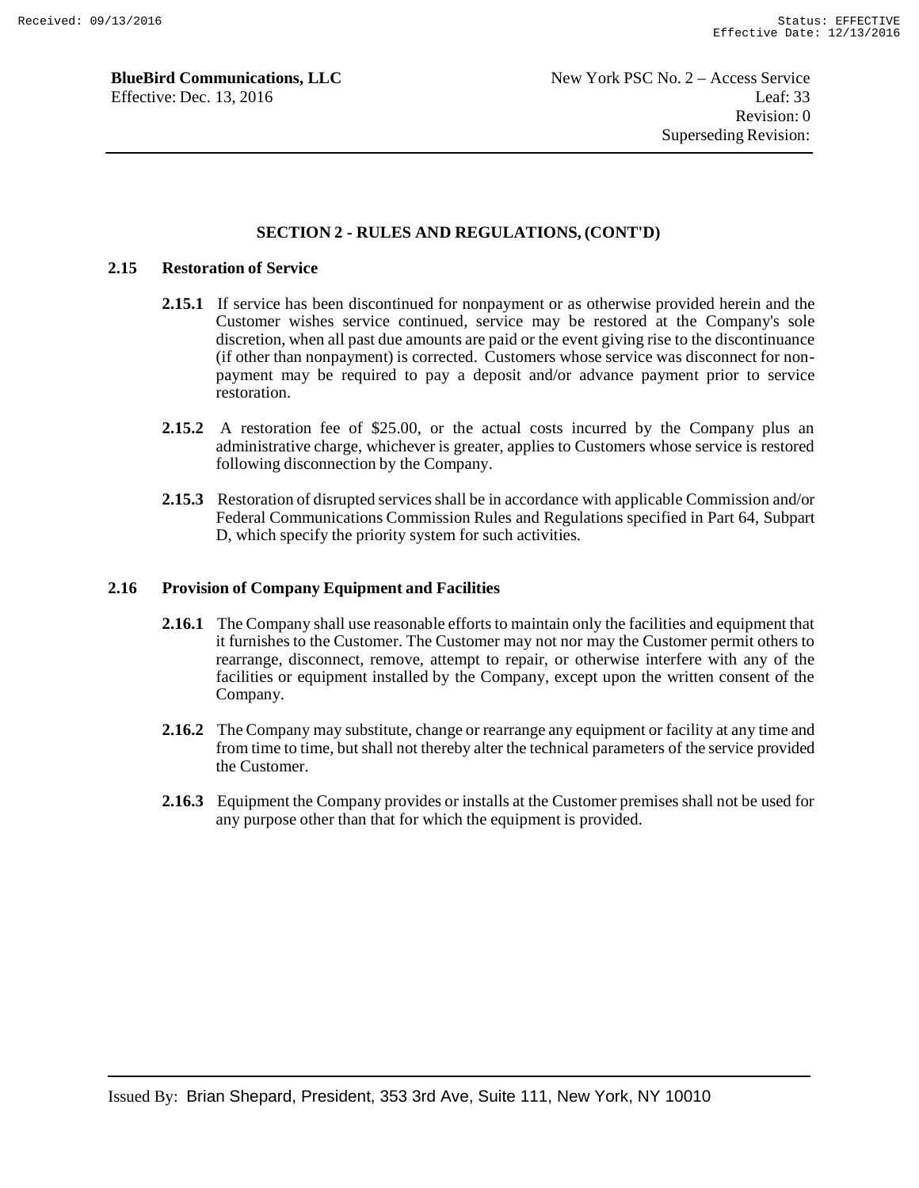## SECTION 2 - RULES AND REGULATIONS, (CONT'D)

### 2.15 Restoration of Service

**2.15.1** If service has been discontinued for nonpayment or as otherwise provided herein and the Customer wishes service continued, service may be restored at the Company's sole discretion, when all past due amounts are paid or the event giving rise to the discontinuance (if other than nonpayment) is corrected. Customers whose service was disconnect for non-payment may be required to pay a deposit and/or advance payment prior to service restoration.

**2.15.2** A restoration fee of $25.00, or the actual costs incurred by the Company plus an administrative charge, whichever is greater, applies to Customers whose service is restored following disconnection by the Company.

**2.15.3** Restoration of disrupted services shall be in accordance with applicable Commission and/or Federal Communications Commission Rules and Regulations specified in Part 64, Subpart D, which specify the priority system for such activities.

### 2.16 Provision of Company Equipment and Facilities

**2.16.1** The Company shall use reasonable efforts to maintain only the facilities and equipment that it furnishes to the Customer. The Customer may not nor may the Customer permit others to rearrange, disconnect, remove, attempt to repair, or otherwise interfere with any of the facilities or equipment installed by the Company, except upon the written consent of the Company.

**2.16.2** The Company may substitute, change or rearrange any equipment or facility at any time and from time to time, but shall not thereby alter the technical parameters of the service provided the Customer.

**2.16.3** Equipment the Company provides or installs at the Customer premises shall not be used for any purpose other than that for which the equipment is provided.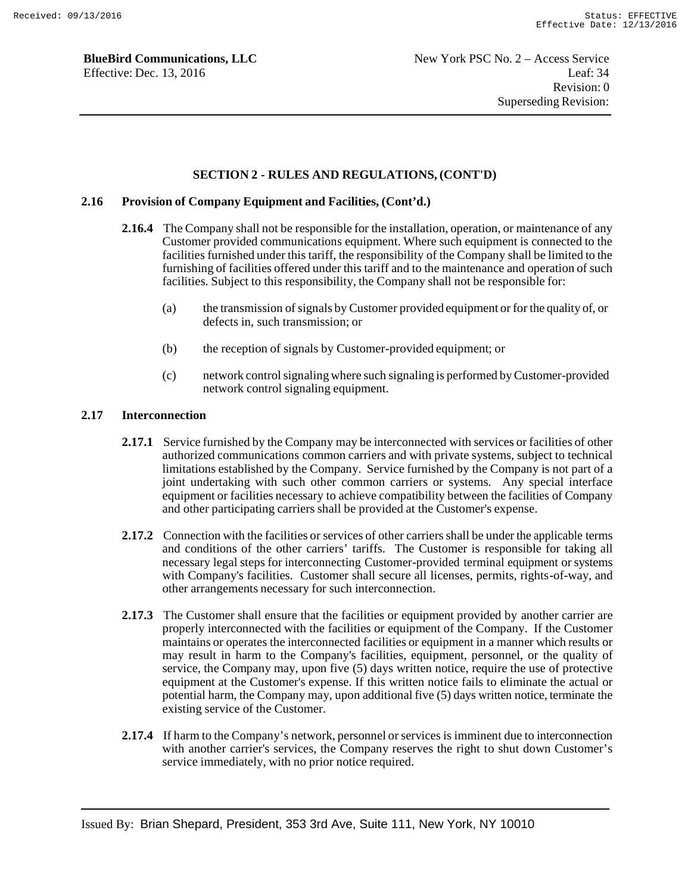## SECTION 2 - RULES AND REGULATIONS, (CONT'D)

### 2.16 Provision of Company Equipment and Facilities, (Cont'd.)

**2.16.4** The Company shall not be responsible for the installation, operation, or maintenance of any Customer provided communications equipment. Where such equipment is connected to the facilities furnished under this tariff, the responsibility of the Company shall be limited to the furnishing of facilities offered under this tariff and to the maintenance and operation of such facilities. Subject to this responsibility, the Company shall not be responsible for:

(a) the transmission of signals by Customer provided equipment or for the quality of, or defects in, such transmission; or

(b) the reception of signals by Customer-provided equipment; or

(c) network control signaling where such signaling is performed by Customer-provided network control signaling equipment.

### 2.17 Interconnection

**2.17.1** Service furnished by the Company may be interconnected with services or facilities of other authorized communications common carriers and with private systems, subject to technical limitations established by the Company. Service furnished by the Company is not part of a joint undertaking with such other common carriers or systems. Any special interface equipment or facilities necessary to achieve compatibility between the facilities of Company and other participating carriers shall be provided at the Customer's expense.

**2.17.2** Connection with the facilities or services of other carriers shall be under the applicable terms and conditions of the other carriers' tariffs. The Customer is responsible for taking all necessary legal steps for interconnecting Customer-provided terminal equipment or systems with Company's facilities. Customer shall secure all licenses, permits, rights-of-way, and other arrangements necessary for such interconnection.

**2.17.3** The Customer shall ensure that the facilities or equipment provided by another carrier are properly interconnected with the facilities or equipment of the Company. If the Customer maintains or operates the interconnected facilities or equipment in a manner which results or may result in harm to the Company's facilities, equipment, personnel, or the quality of service, the Company may, upon five (5) days written notice, require the use of protective equipment at the Customer's expense. If this written notice fails to eliminate the actual or potential harm, the Company may, upon additional five (5) days written notice, terminate the existing service of the Customer.

**2.17.4** If harm to the Company's network, personnel or services is imminent due to interconnection with another carrier's services, the Company reserves the right to shut down Customer's service immediately, with no prior notice required.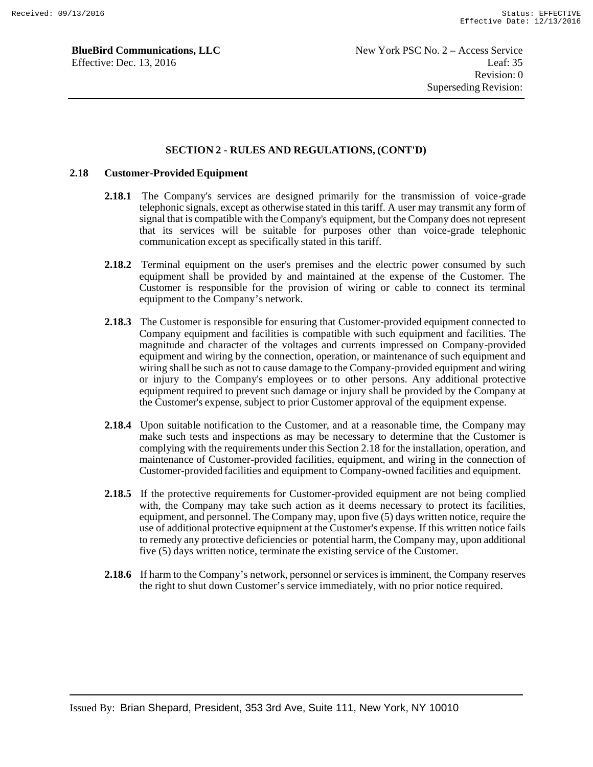## SECTION 2 - RULES AND REGULATIONS, (CONT'D)

### 2.18 Customer-Provided Equipment

**2.18.1** The Company's services are designed primarily for the transmission of voice-grade telephonic signals, except as otherwise stated in this tariff. A user may transmit any form of signal that is compatible with the Company's equipment, but the Company does not represent that its services will be suitable for purposes other than voice-grade telephonic communication except as specifically stated in this tariff.

**2.18.2** Terminal equipment on the user's premises and the electric power consumed by such equipment shall be provided by and maintained at the expense of the Customer. The Customer is responsible for the provision of wiring or cable to connect its terminal equipment to the Company's network.

**2.18.3** The Customer is responsible for ensuring that Customer-provided equipment connected to Company equipment and facilities is compatible with such equipment and facilities. The magnitude and character of the voltages and currents impressed on Company-provided equipment and wiring by the connection, operation, or maintenance of such equipment and wiring shall be such as not to cause damage to the Company-provided equipment and wiring or injury to the Company's employees or to other persons. Any additional protective equipment required to prevent such damage or injury shall be provided by the Company at the Customer's expense, subject to prior Customer approval of the equipment expense.

**2.18.4** Upon suitable notification to the Customer, and at a reasonable time, the Company may make such tests and inspections as may be necessary to determine that the Customer is complying with the requirements under this Section 2.18 for the installation, operation, and maintenance of Customer-provided facilities, equipment, and wiring in the connection of Customer-provided facilities and equipment to Company-owned facilities and equipment.

**2.18.5** If the protective requirements for Customer-provided equipment are not being complied with, the Company may take such action as it deems necessary to protect its facilities, equipment, and personnel. The Company may, upon five (5) days written notice, require the use of additional protective equipment at the Customer's expense. If this written notice fails to remedy any protective deficiencies or potential harm, the Company may, upon additional five (5) days written notice, terminate the existing service of the Customer.

**2.18.6** If harm to the Company's network, personnel or services is imminent, the Company reserves the right to shut down Customer's service immediately, with no prior notice required.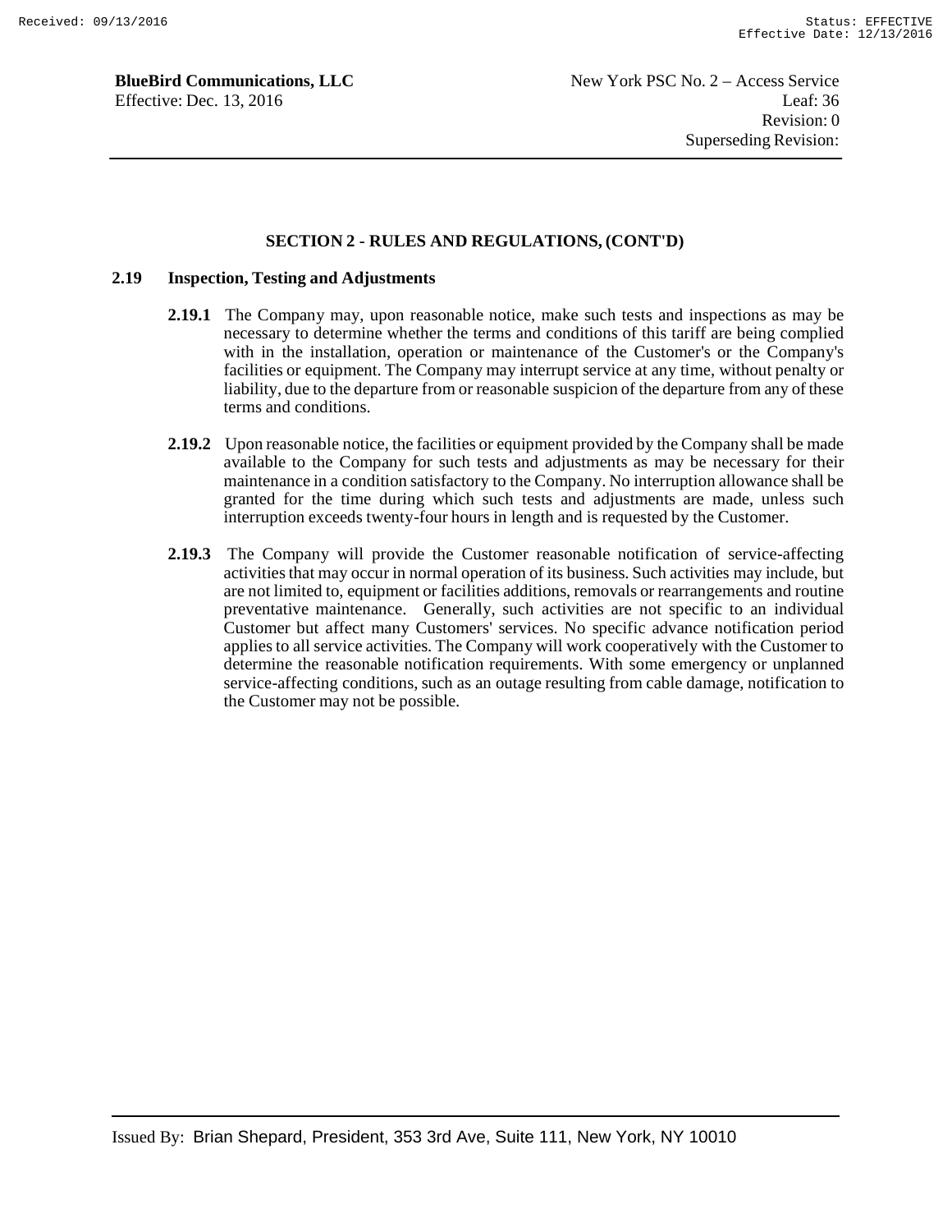## SECTION 2 - RULES AND REGULATIONS, (CONT'D)

### 2.19 Inspection, Testing and Adjustments

**2.19.1** The Company may, upon reasonable notice, make such tests and inspections as may be necessary to determine whether the terms and conditions of this tariff are being complied with in the installation, operation or maintenance of the Customer's or the Company's facilities or equipment. The Company may interrupt service at any time, without penalty or liability, due to the departure from or reasonable suspicion of the departure from any of these terms and conditions.

**2.19.2** Upon reasonable notice, the facilities or equipment provided by the Company shall be made available to the Company for such tests and adjustments as may be necessary for their maintenance in a condition satisfactory to the Company. No interruption allowance shall be granted for the time during which such tests and adjustments are made, unless such interruption exceeds twenty-four hours in length and is requested by the Customer.

**2.19.3** The Company will provide the Customer reasonable notification of service-affecting activities that may occur in normal operation of its business. Such activities may include, but are not limited to, equipment or facilities additions, removals or rearrangements and routine preventative maintenance. Generally, such activities are not specific to an individual Customer but affect many Customers' services. No specific advance notification period applies to all service activities. The Company will work cooperatively with the Customer to determine the reasonable notification requirements. With some emergency or unplanned service-affecting conditions, such as an outage resulting from cable damage, notification to the Customer may not be possible.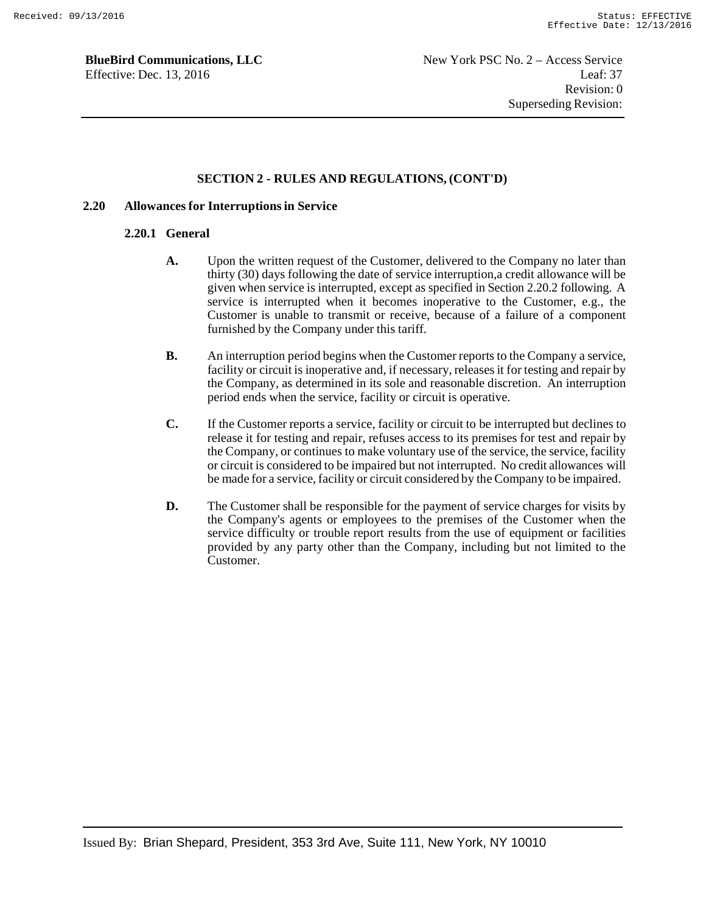## SECTION 2 - RULES AND REGULATIONS, (CONT'D)

### 2.20 Allowances for Interruptions in Service

#### 2.20.1 General

**A.** Upon the written request of the Customer, delivered to the Company no later than thirty (30) days following the date of service interruption,a credit allowance will be given when service is interrupted, except as specified in Section 2.20.2 following. A service is interrupted when it becomes inoperative to the Customer, e.g., the Customer is unable to transmit or receive, because of a failure of a component furnished by the Company under this tariff.

**B.** An interruption period begins when the Customer reports to the Company a service, facility or circuit is inoperative and, if necessary, releases it for testing and repair by the Company, as determined in its sole and reasonable discretion. An interruption period ends when the service, facility or circuit is operative.

**C.** If the Customer reports a service, facility or circuit to be interrupted but declines to release it for testing and repair, refuses access to its premises for test and repair by the Company, or continues to make voluntary use of the service, the service, facility or circuit is considered to be impaired but not interrupted. No credit allowances will be made for a service, facility or circuit considered by the Company to be impaired.

**D.** The Customer shall be responsible for the payment of service charges for visits by the Company's agents or employees to the premises of the Customer when the service difficulty or trouble report results from the use of equipment or facilities provided by any party other than the Company, including but not limited to the Customer.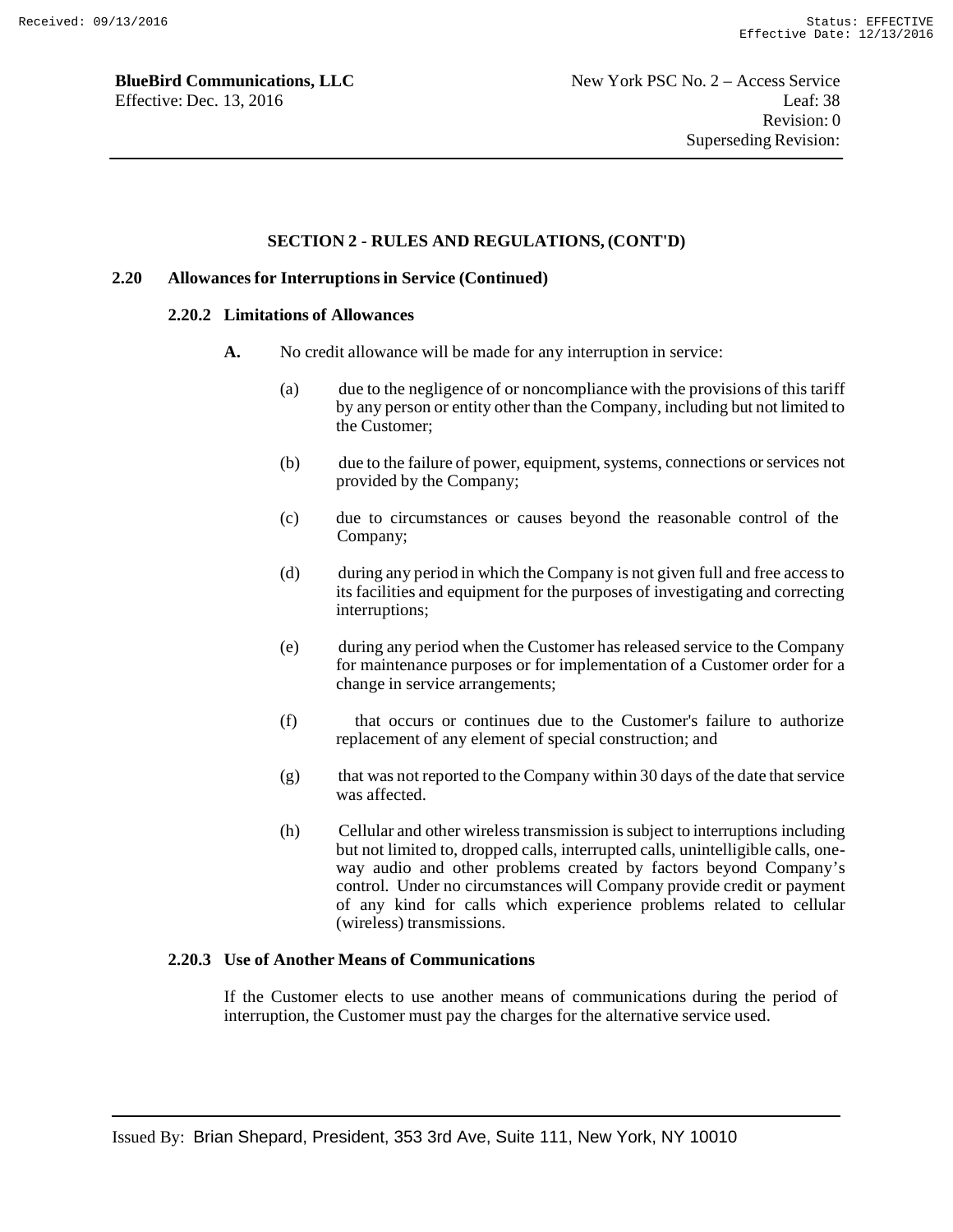## SECTION 2 - RULES AND REGULATIONS, (CONT'D)

### 2.20 Allowances for Interruptions in Service (Continued)

#### 2.20.2 Limitations of Allowances

**A.** No credit allowance will be made for any interruption in service:

(a) due to the negligence of or noncompliance with the provisions of this tariff by any person or entity other than the Company, including but not limited to the Customer;

(b) due to the failure of power, equipment, systems, connections or services not provided by the Company;

(c) due to circumstances or causes beyond the reasonable control of the Company;

(d) during any period in which the Company is not given full and free access to its facilities and equipment for the purposes of investigating and correcting interruptions;

(e) during any period when the Customer has released service to the Company for maintenance purposes or for implementation of a Customer order for a change in service arrangements;

(f) that occurs or continues due to the Customer's failure to authorize replacement of any element of special construction; and

(g) that was not reported to the Company within 30 days of the date that service was affected.

(h) Cellular and other wireless transmission is subject to interruptions including but not limited to, dropped calls, interrupted calls, unintelligible calls, one-way audio and other problems created by factors beyond Company's control. Under no circumstances will Company provide credit or payment of any kind for calls which experience problems related to cellular (wireless) transmissions.

#### 2.20.3 Use of Another Means of Communications

If the Customer elects to use another means of communications during the period of interruption, the Customer must pay the charges for the alternative service used.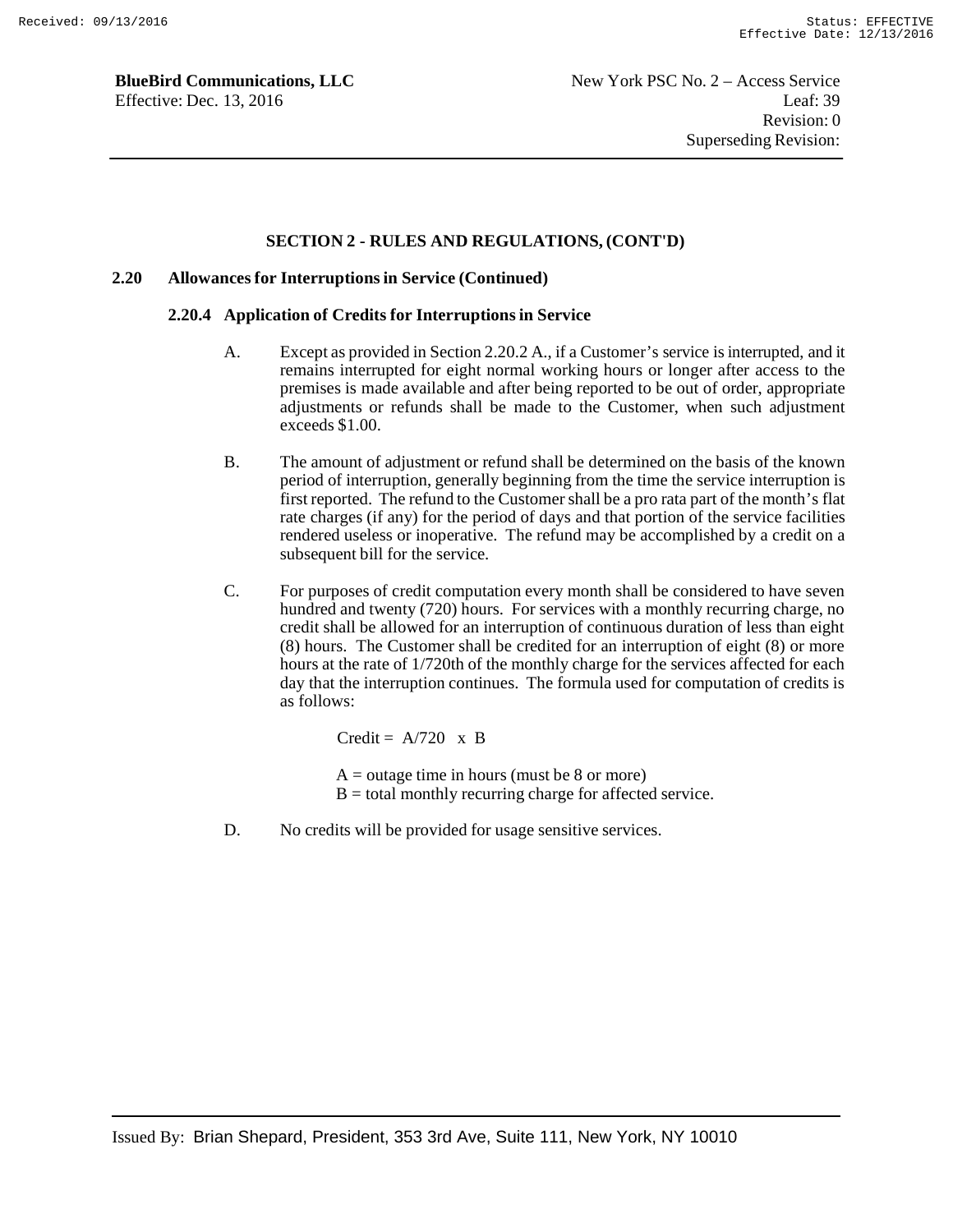## SECTION 2 - RULES AND REGULATIONS, (CONT'D)

### 2.20 Allowances for Interruptions in Service (Continued)

#### 2.20.4 Application of Credits for Interruptions in Service

A. Except as provided in Section 2.20.2 A., if a Customer's service is interrupted, and it remains interrupted for eight normal working hours or longer after access to the premises is made available and after being reported to be out of order, appropriate adjustments or refunds shall be made to the Customer, when such adjustment exceeds $1.00.

B. The amount of adjustment or refund shall be determined on the basis of the known period of interruption, generally beginning from the time the service interruption is first reported. The refund to the Customer shall be a pro rata part of the month's flat rate charges (if any) for the period of days and that portion of the service facilities rendered useless or inoperative. The refund may be accomplished by a credit on a subsequent bill for the service.

C. For purposes of credit computation every month shall be considered to have seven hundred and twenty (720) hours. For services with a monthly recurring charge, no credit shall be allowed for an interruption of continuous duration of less than eight (8) hours. The Customer shall be credited for an interruption of eight (8) or more hours at the rate of 1/720th of the monthly charge for the services affected for each day that the interruption continues. The formula used for computation of credits is as follows:

$$\text{Credit} = A/720 \times B$$

A = outage time in hours (must be 8 or more)
B = total monthly recurring charge for affected service.

D. No credits will be provided for usage sensitive services.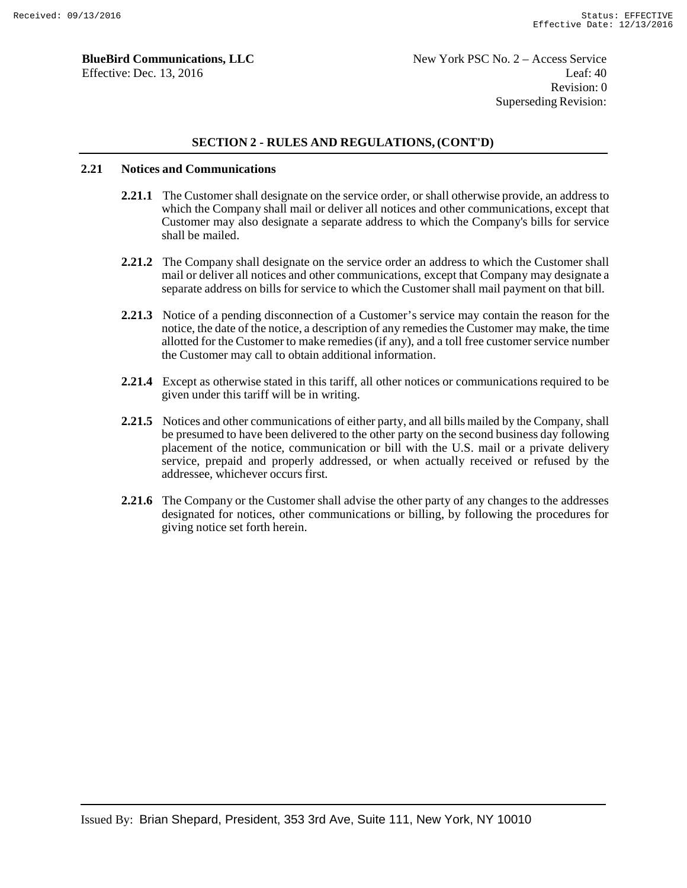## SECTION 2 - RULES AND REGULATIONS, (CONT'D)

### 2.21 Notices and Communications

**2.21.1** The Customer shall designate on the service order, or shall otherwise provide, an address to which the Company shall mail or deliver all notices and other communications, except that Customer may also designate a separate address to which the Company's bills for service shall be mailed.

**2.21.2** The Company shall designate on the service order an address to which the Customer shall mail or deliver all notices and other communications, except that Company may designate a separate address on bills for service to which the Customer shall mail payment on that bill.

**2.21.3** Notice of a pending disconnection of a Customer's service may contain the reason for the notice, the date of the notice, a description of any remedies the Customer may make, the time allotted for the Customer to make remedies (if any), and a toll free customer service number the Customer may call to obtain additional information.

**2.21.4** Except as otherwise stated in this tariff, all other notices or communications required to be given under this tariff will be in writing.

**2.21.5** Notices and other communications of either party, and all bills mailed by the Company, shall be presumed to have been delivered to the other party on the second business day following placement of the notice, communication or bill with the U.S. mail or a private delivery service, prepaid and properly addressed, or when actually received or refused by the addressee, whichever occurs first.

**2.21.6** The Company or the Customer shall advise the other party of any changes to the addresses designated for notices, other communications or billing, by following the procedures for giving notice set forth herein.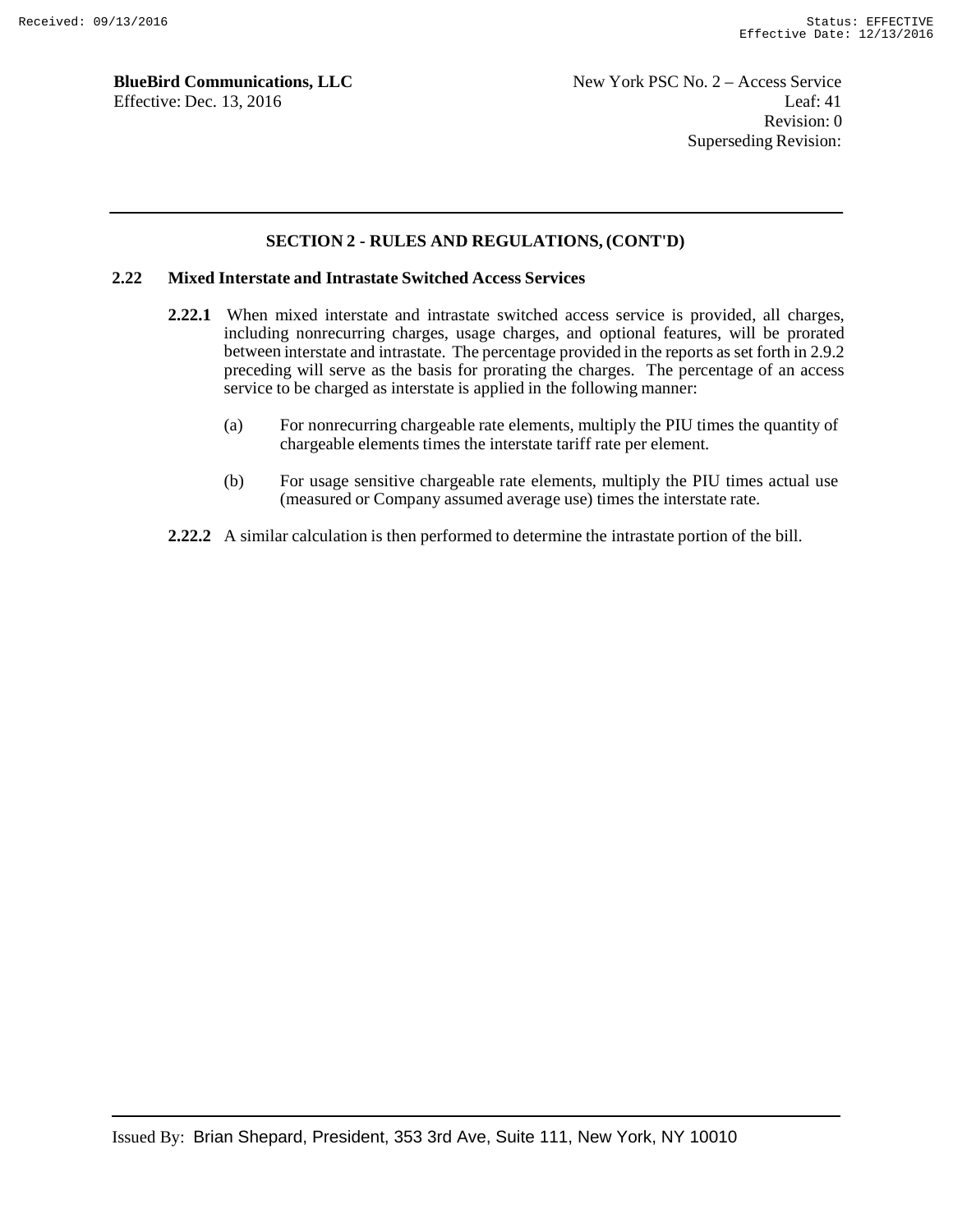## SECTION 2 - RULES AND REGULATIONS, (CONT'D)

### 2.22 Mixed Interstate and Intrastate Switched Access Services

**2.22.1** When mixed interstate and intrastate switched access service is provided, all charges, including nonrecurring charges, usage charges, and optional features, will be prorated between interstate and intrastate. The percentage provided in the reports as set forth in 2.9.2 preceding will serve as the basis for prorating the charges. The percentage of an access service to be charged as interstate is applied in the following manner:

(a) For nonrecurring chargeable rate elements, multiply the PIU times the quantity of chargeable elements times the interstate tariff rate per element.

(b) For usage sensitive chargeable rate elements, multiply the PIU times actual use (measured or Company assumed average use) times the interstate rate.

**2.22.2** A similar calculation is then performed to determine the intrastate portion of the bill.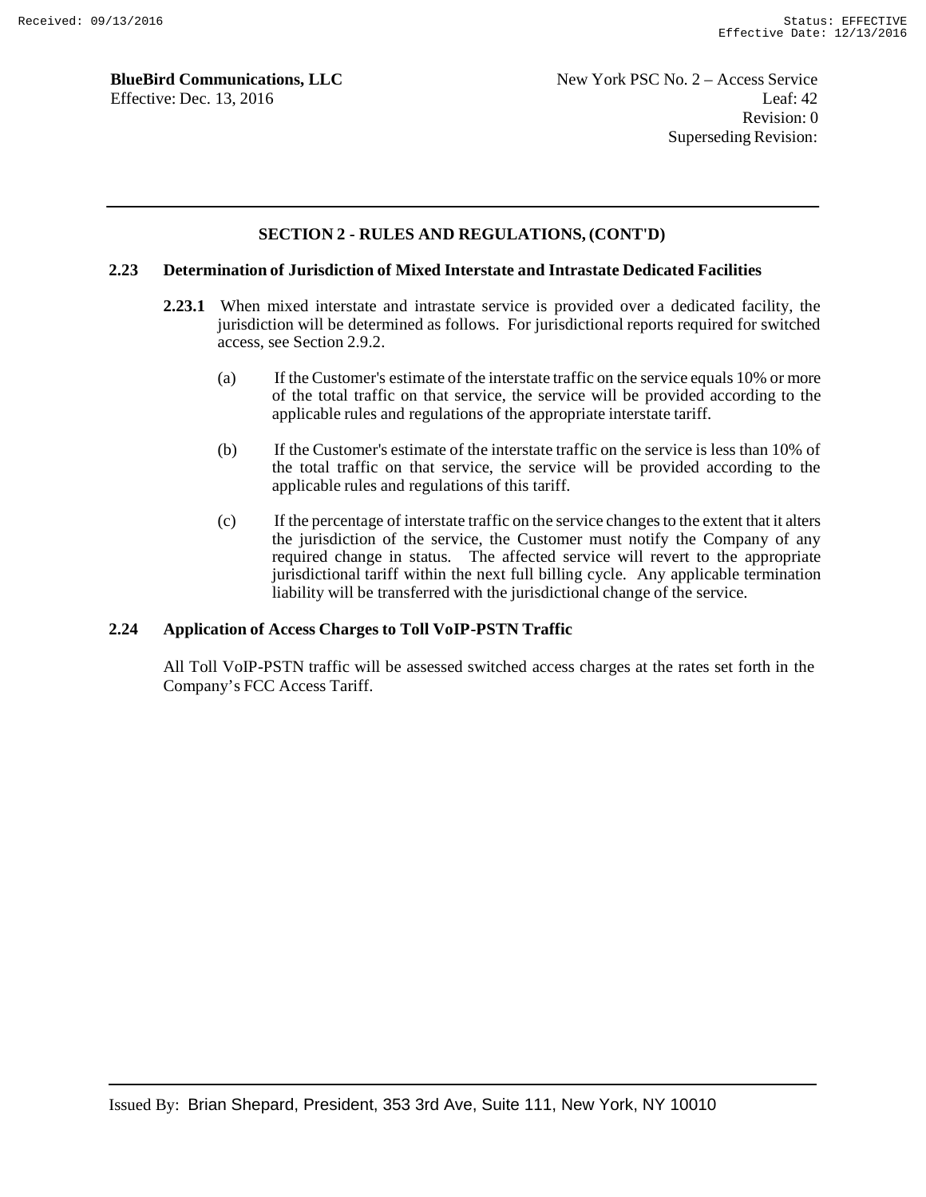## SECTION 2 - RULES AND REGULATIONS, (CONT'D)

### 2.23 Determination of Jurisdiction of Mixed Interstate and Intrastate Dedicated Facilities

**2.23.1** When mixed interstate and intrastate service is provided over a dedicated facility, the jurisdiction will be determined as follows. For jurisdictional reports required for switched access, see Section 2.9.2.

(a) If the Customer's estimate of the interstate traffic on the service equals 10% or more of the total traffic on that service, the service will be provided according to the applicable rules and regulations of the appropriate interstate tariff.

(b) If the Customer's estimate of the interstate traffic on the service is less than 10% of the total traffic on that service, the service will be provided according to the applicable rules and regulations of this tariff.

(c) If the percentage of interstate traffic on the service changes to the extent that it alters the jurisdiction of the service, the Customer must notify the Company of any required change in status. The affected service will revert to the appropriate jurisdictional tariff within the next full billing cycle. Any applicable termination liability will be transferred with the jurisdictional change of the service.

### 2.24 Application of Access Charges to Toll VoIP-PSTN Traffic

All Toll VoIP-PSTN traffic will be assessed switched access charges at the rates set forth in the Company's FCC Access Tariff.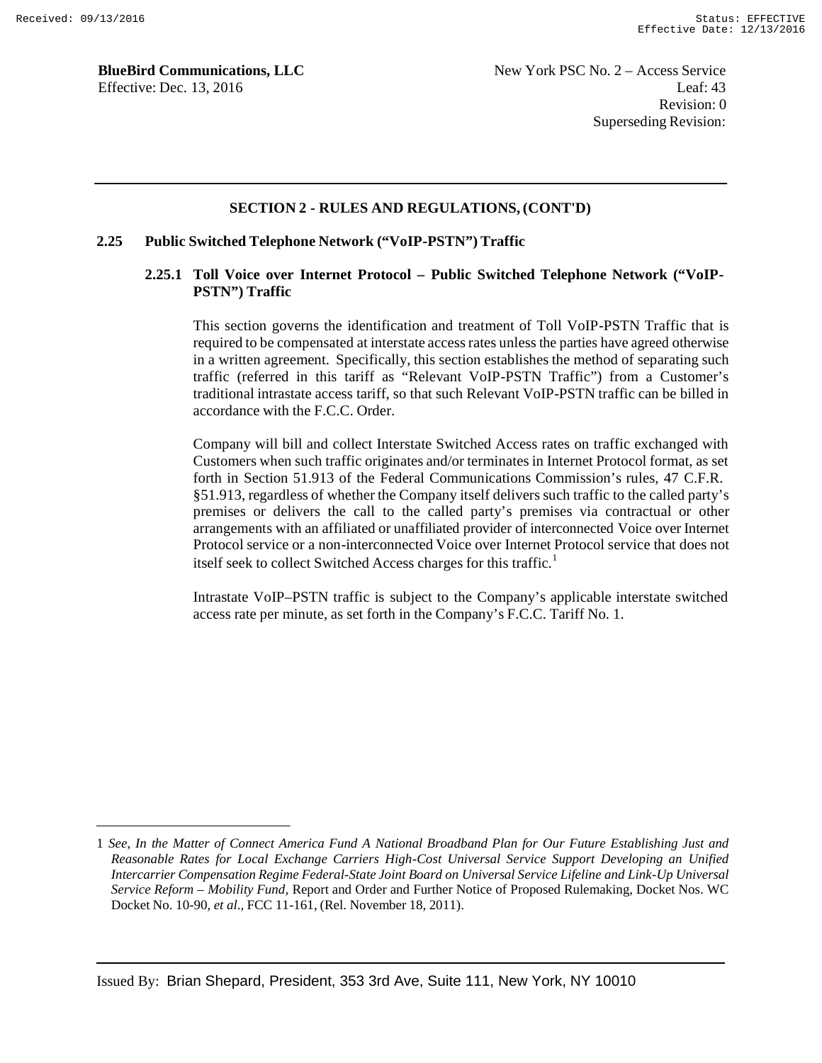**BlueBird Communications, LLC** New York PSC No. 2 – Access Service
Effective: Dec. 13, 2016 Leaf: 43
Revision: 0
Superseding Revision:

## SECTION 2 - RULES AND REGULATIONS, (CONT'D)

### 2.25 Public Switched Telephone Network ("VoIP-PSTN") Traffic

#### 2.25.1 Toll Voice over Internet Protocol – Public Switched Telephone Network ("VoIP-PSTN") Traffic

This section governs the identification and treatment of Toll VoIP-PSTN Traffic that is required to be compensated at interstate access rates unless the parties have agreed otherwise in a written agreement. Specifically, this section establishes the method of separating such traffic (referred in this tariff as "Relevant VoIP-PSTN Traffic") from a Customer's traditional intrastate access tariff, so that such Relevant VoIP-PSTN traffic can be billed in accordance with the F.C.C. Order.

Company will bill and collect Interstate Switched Access rates on traffic exchanged with Customers when such traffic originates and/or terminates in Internet Protocol format, as set forth in Section 51.913 of the Federal Communications Commission's rules, 47 C.F.R. §51.913, regardless of whether the Company itself delivers such traffic to the called party's premises or delivers the call to the called party's premises via contractual or other arrangements with an affiliated or unaffiliated provider of interconnected Voice over Internet Protocol service or a non-interconnected Voice over Internet Protocol service that does not itself seek to collect Switched Access charges for this traffic.[1]

Intrastate VoIP–PSTN traffic is subject to the Company's applicable interstate switched access rate per minute, as set forth in the Company's F.C.C. Tariff No. 1.

---

1 *See, In the Matter of Connect America Fund A National Broadband Plan for Our Future Establishing Just and Reasonable Rates for Local Exchange Carriers High-Cost Universal Service Support Developing an Unified Intercarrier Compensation Regime Federal-State Joint Board on Universal Service Lifeline and Link-Up Universal Service Reform – Mobility Fund*, Report and Order and Further Notice of Proposed Rulemaking, Docket Nos. WC Docket No. 10-90, *et al*., FCC 11-161, (Rel. November 18, 2011).

Issued By: Brian Shepard, President, 353 3rd Ave, Suite 111, New York, NY 10010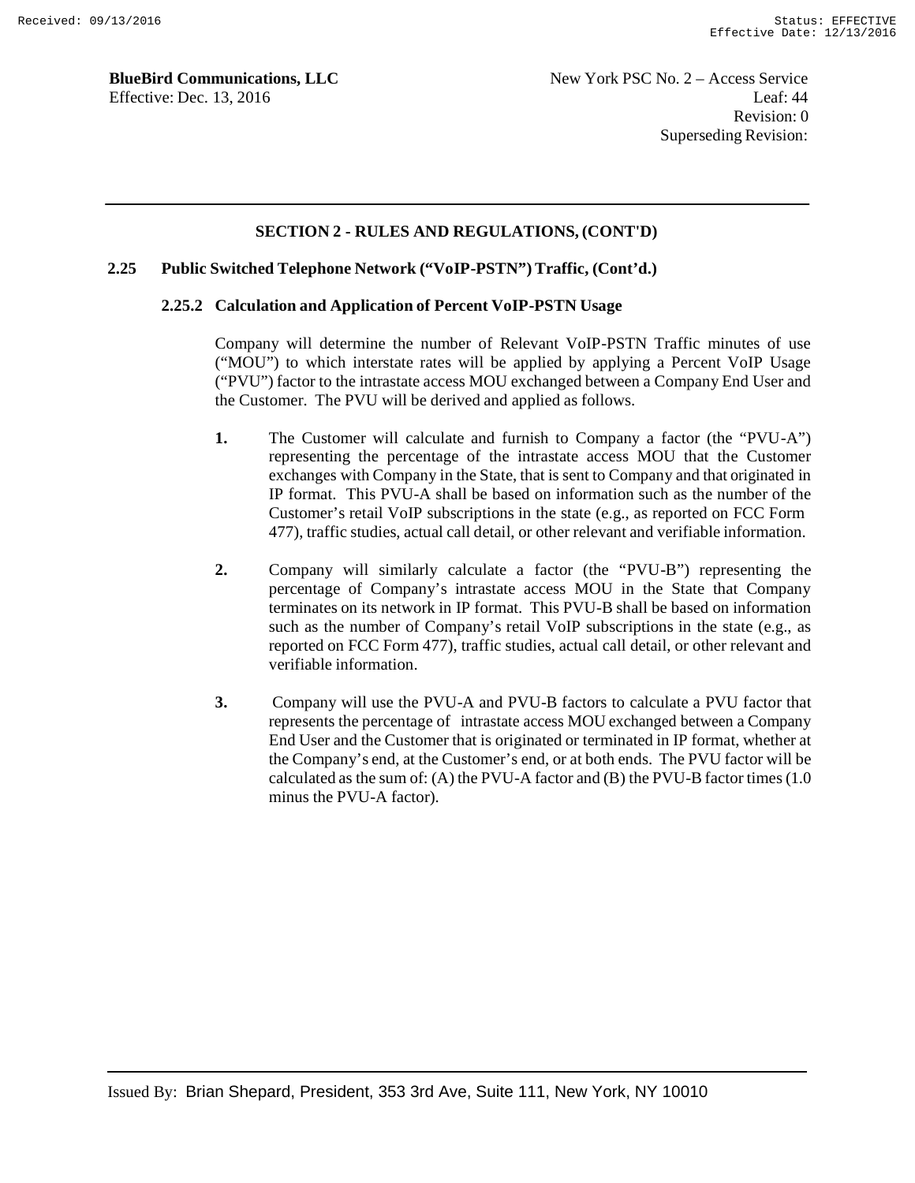## SECTION 2 - RULES AND REGULATIONS, (CONT'D)

### 2.25 Public Switched Telephone Network (“VoIP-PSTN”) Traffic, (Cont’d.)

#### 2.25.2 Calculation and Application of Percent VoIP-PSTN Usage

Company will determine the number of Relevant VoIP-PSTN Traffic minutes of use (“MOU”) to which interstate rates will be applied by applying a Percent VoIP Usage (“PVU”) factor to the intrastate access MOU exchanged between a Company End User and the Customer. The PVU will be derived and applied as follows.

1. The Customer will calculate and furnish to Company a factor (the “PVU-A”) representing the percentage of the intrastate access MOU that the Customer exchanges with Company in the State, that is sent to Company and that originated in IP format. This PVU-A shall be based on information such as the number of the Customer’s retail VoIP subscriptions in the state (e.g., as reported on FCC Form 477), traffic studies, actual call detail, or other relevant and verifiable information.

2. Company will similarly calculate a factor (the “PVU-B”) representing the percentage of Company’s intrastate access MOU in the State that Company terminates on its network in IP format. This PVU-B shall be based on information such as the number of Company’s retail VoIP subscriptions in the state (e.g., as reported on FCC Form 477), traffic studies, actual call detail, or other relevant and verifiable information.

3. Company will use the PVU-A and PVU-B factors to calculate a PVU factor that represents the percentage of intrastate access MOU exchanged between a Company End User and the Customer that is originated or terminated in IP format, whether at the Company’s end, at the Customer’s end, or at both ends. The PVU factor will be calculated as the sum of: (A) the PVU-A factor and (B) the PVU-B factor times (1.0 minus the PVU-A factor).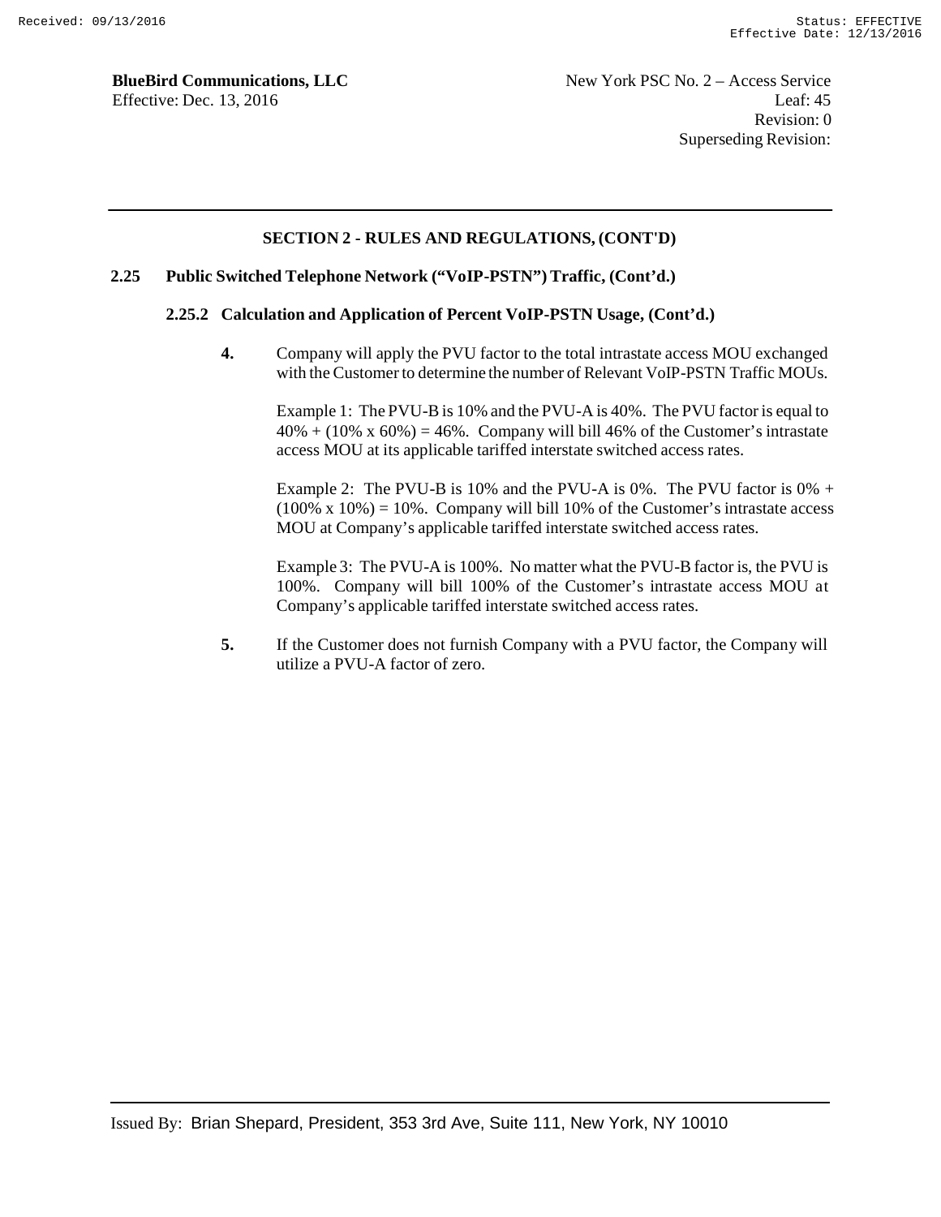## SECTION 2 - RULES AND REGULATIONS, (CONT'D)

### 2.25 Public Switched Telephone Network ("VoIP-PSTN") Traffic, (Cont'd.)

#### 2.25.2 Calculation and Application of Percent VoIP-PSTN Usage, (Cont'd.)

**4.** Company will apply the PVU factor to the total intrastate access MOU exchanged with the Customer to determine the number of Relevant VoIP-PSTN Traffic MOUs.

Example 1: The PVU-B is 10% and the PVU-A is 40%. The PVU factor is equal to 40% + (10% x 60%) = 46%. Company will bill 46% of the Customer's intrastate access MOU at its applicable tariffed interstate switched access rates.

Example 2: The PVU-B is 10% and the PVU-A is 0%. The PVU factor is 0% + (100% x 10%) = 10%. Company will bill 10% of the Customer's intrastate access MOU at Company's applicable tariffed interstate switched access rates.

Example 3: The PVU-A is 100%. No matter what the PVU-B factor is, the PVU is 100%. Company will bill 100% of the Customer's intrastate access MOU at Company's applicable tariffed interstate switched access rates.

**5.** If the Customer does not furnish Company with a PVU factor, the Company will utilize a PVU-A factor of zero.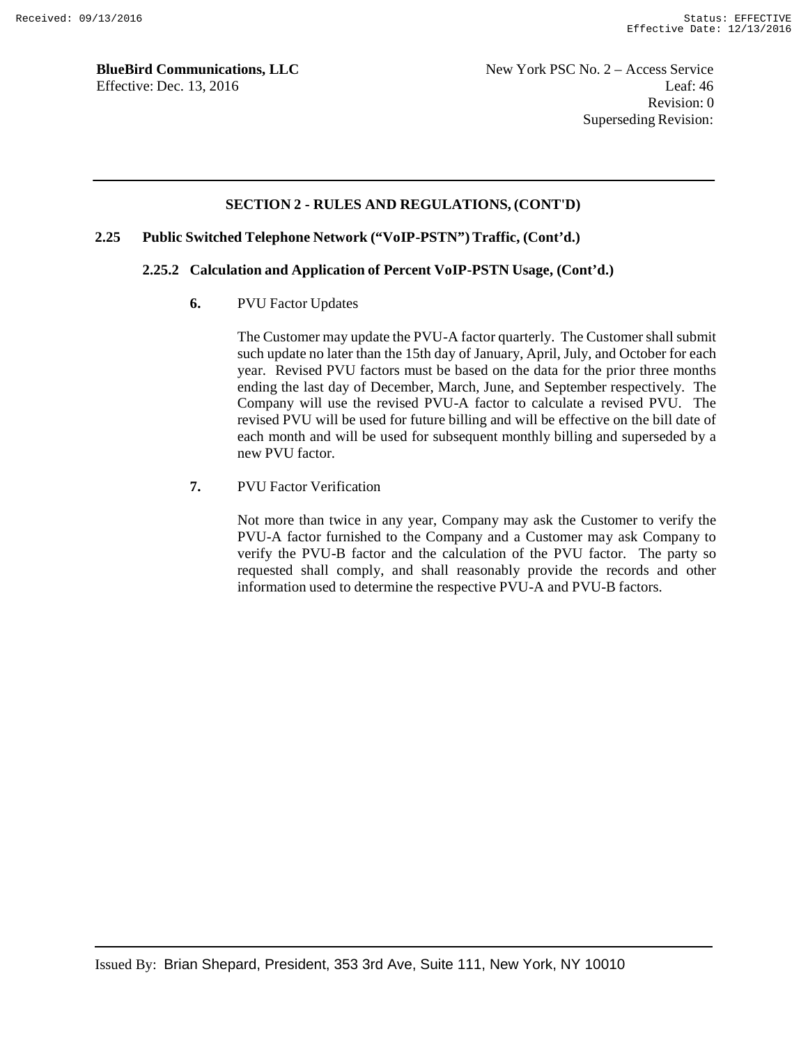## SECTION 2 - RULES AND REGULATIONS, (CONT'D)

### 2.25 Public Switched Telephone Network ("VoIP-PSTN") Traffic, (Cont'd.)

#### 2.25.2 Calculation and Application of Percent VoIP-PSTN Usage, (Cont'd.)

**6.** PVU Factor Updates

The Customer may update the PVU-A factor quarterly. The Customer shall submit such update no later than the 15th day of January, April, July, and October for each year. Revised PVU factors must be based on the data for the prior three months ending the last day of December, March, June, and September respectively. The Company will use the revised PVU-A factor to calculate a revised PVU. The revised PVU will be used for future billing and will be effective on the bill date of each month and will be used for subsequent monthly billing and superseded by a new PVU factor.

**7.** PVU Factor Verification

Not more than twice in any year, Company may ask the Customer to verify the PVU-A factor furnished to the Company and a Customer may ask Company to verify the PVU-B factor and the calculation of the PVU factor. The party so requested shall comply, and shall reasonably provide the records and other information used to determine the respective PVU-A and PVU-B factors.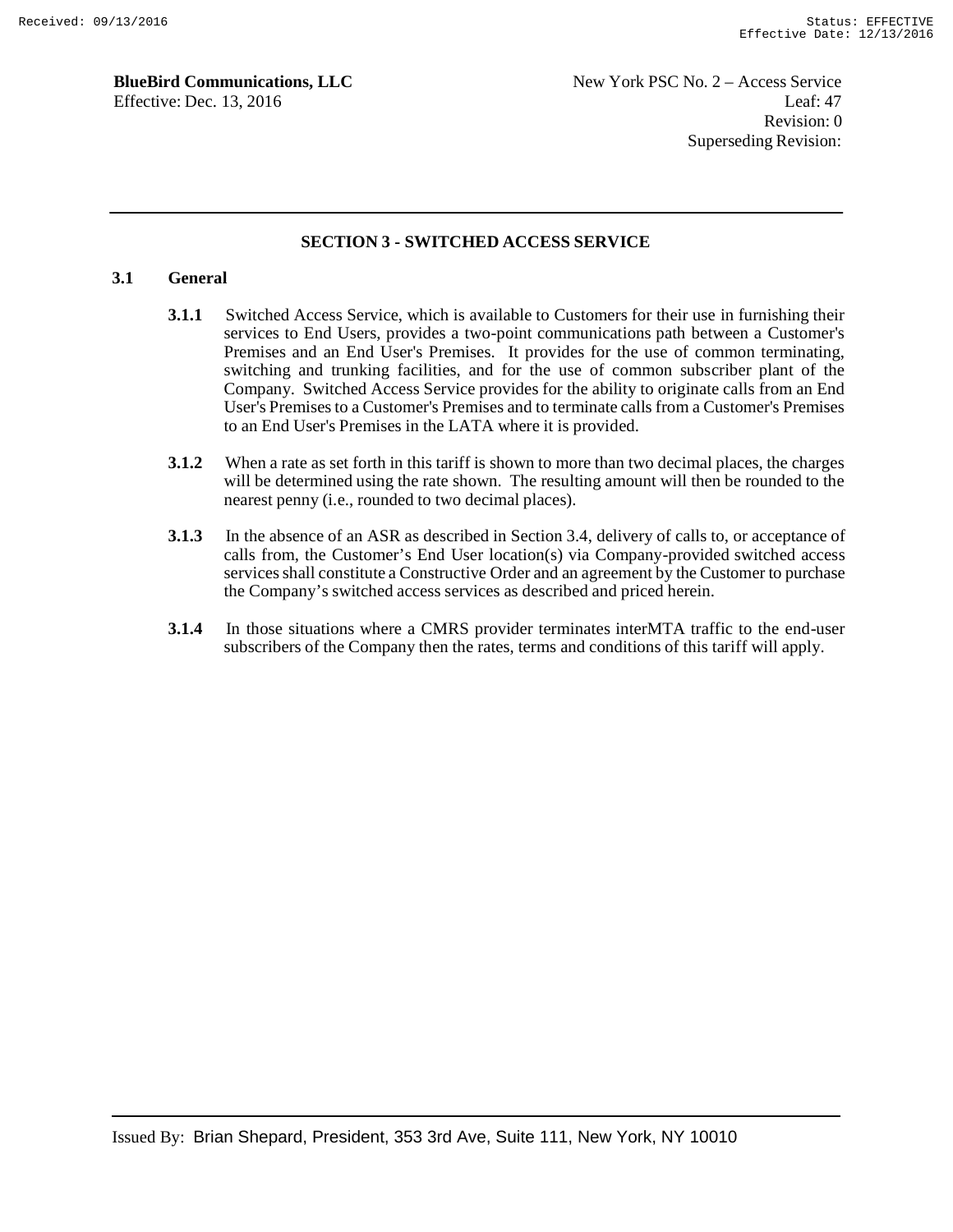## SECTION 3 - SWITCHED ACCESS SERVICE

### 3.1 General

**3.1.1** Switched Access Service, which is available to Customers for their use in furnishing their services to End Users, provides a two-point communications path between a Customer's Premises and an End User's Premises. It provides for the use of common terminating, switching and trunking facilities, and for the use of common subscriber plant of the Company. Switched Access Service provides for the ability to originate calls from an End User's Premises to a Customer's Premises and to terminate calls from a Customer's Premises to an End User's Premises in the LATA where it is provided.

**3.1.2** When a rate as set forth in this tariff is shown to more than two decimal places, the charges will be determined using the rate shown. The resulting amount will then be rounded to the nearest penny (i.e., rounded to two decimal places).

**3.1.3** In the absence of an ASR as described in Section 3.4, delivery of calls to, or acceptance of calls from, the Customer's End User location(s) via Company-provided switched access services shall constitute a Constructive Order and an agreement by the Customer to purchase the Company's switched access services as described and priced herein.

**3.1.4** In those situations where a CMRS provider terminates interMTA traffic to the end-user subscribers of the Company then the rates, terms and conditions of this tariff will apply.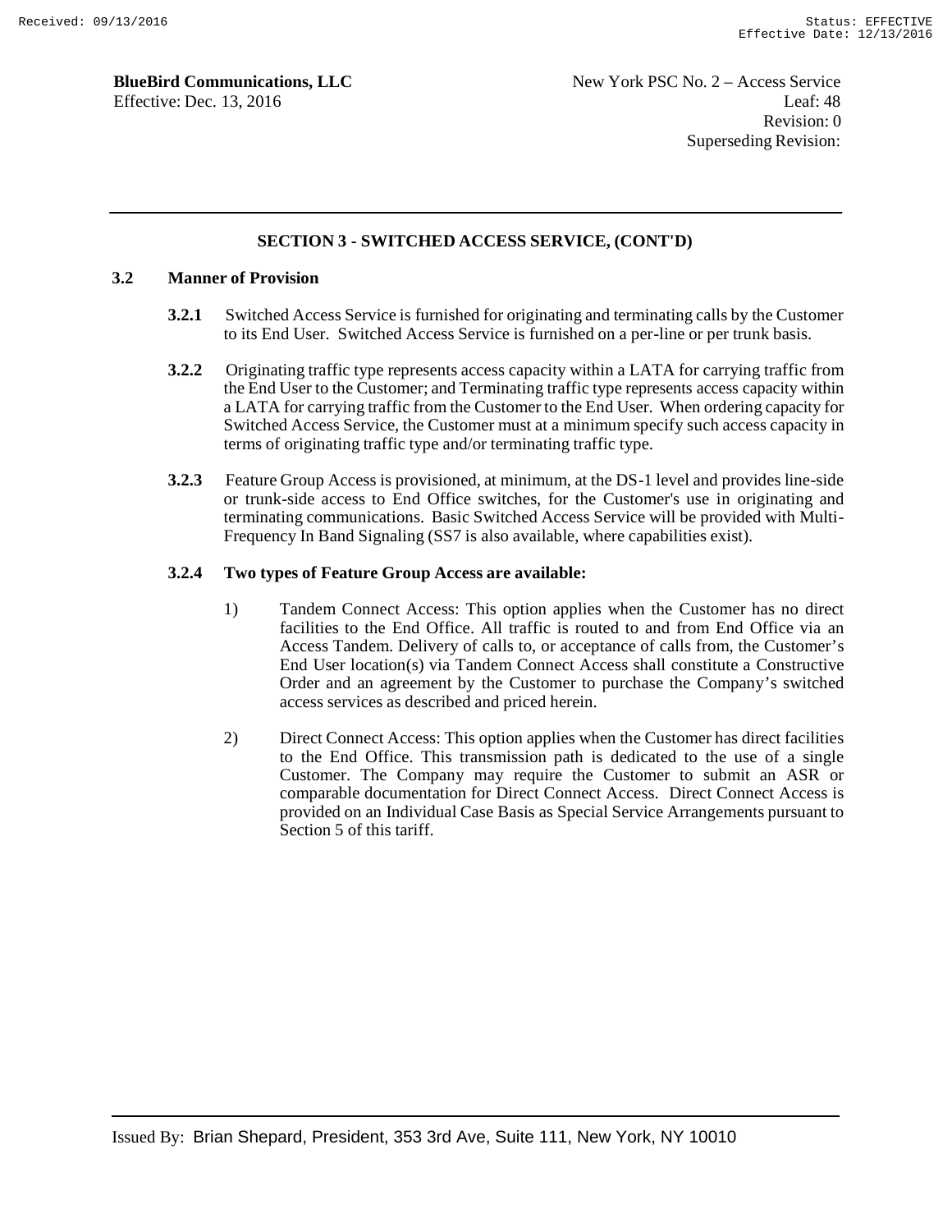## SECTION 3 - SWITCHED ACCESS SERVICE, (CONT'D)

### 3.2 Manner of Provision

**3.2.1** Switched Access Service is furnished for originating and terminating calls by the Customer to its End User. Switched Access Service is furnished on a per-line or per trunk basis.

**3.2.2** Originating traffic type represents access capacity within a LATA for carrying traffic from the End User to the Customer; and Terminating traffic type represents access capacity within a LATA for carrying traffic from the Customer to the End User. When ordering capacity for Switched Access Service, the Customer must at a minimum specify such access capacity in terms of originating traffic type and/or terminating traffic type.

**3.2.3** Feature Group Access is provisioned, at minimum, at the DS-1 level and provides line-side or trunk-side access to End Office switches, for the Customer's use in originating and terminating communications. Basic Switched Access Service will be provided with Multi-Frequency In Band Signaling (SS7 is also available, where capabilities exist).

**3.2.4 Two types of Feature Group Access are available:**

1) Tandem Connect Access: This option applies when the Customer has no direct facilities to the End Office. All traffic is routed to and from End Office via an Access Tandem. Delivery of calls to, or acceptance of calls from, the Customer's End User location(s) via Tandem Connect Access shall constitute a Constructive Order and an agreement by the Customer to purchase the Company's switched access services as described and priced herein.

2) Direct Connect Access: This option applies when the Customer has direct facilities to the End Office. This transmission path is dedicated to the use of a single Customer. The Company may require the Customer to submit an ASR or comparable documentation for Direct Connect Access. Direct Connect Access is provided on an Individual Case Basis as Special Service Arrangements pursuant to Section 5 of this tariff.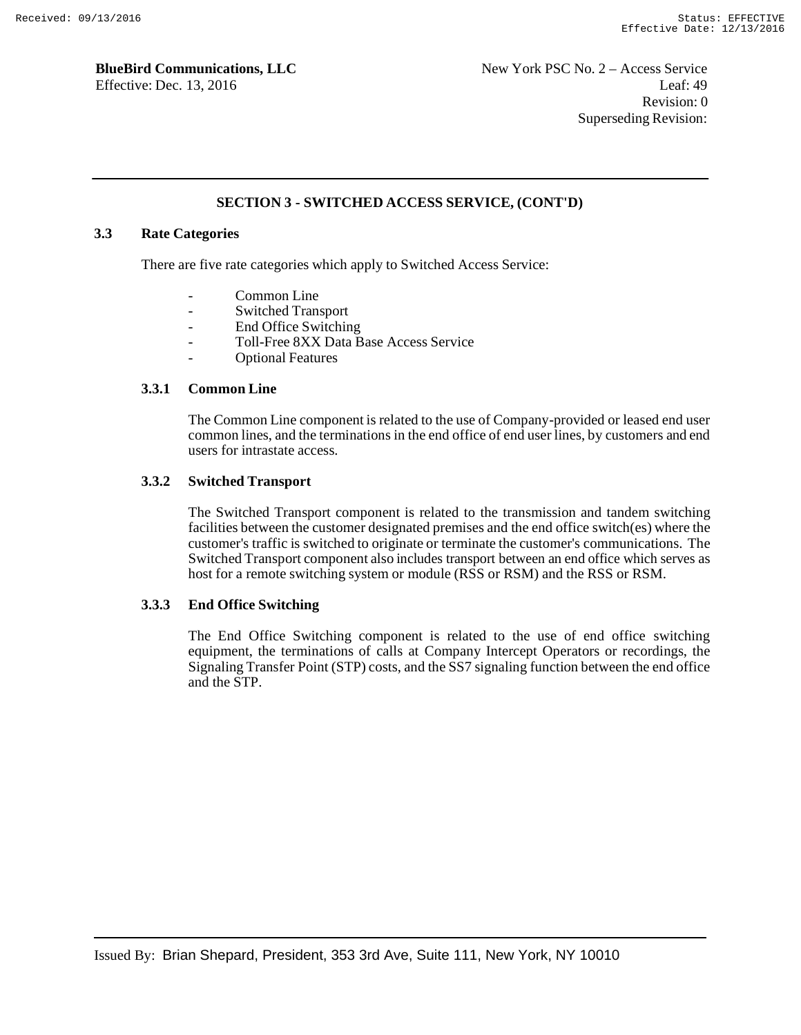## SECTION 3 - SWITCHED ACCESS SERVICE, (CONT'D)

### 3.3 Rate Categories

There are five rate categories which apply to Switched Access Service:

- Common Line
- Switched Transport
- End Office Switching
- Toll-Free 8XX Data Base Access Service
- Optional Features

#### 3.3.1 Common Line

The Common Line component is related to the use of Company-provided or leased end user common lines, and the terminations in the end office of end user lines, by customers and end users for intrastate access.

#### 3.3.2 Switched Transport

The Switched Transport component is related to the transmission and tandem switching facilities between the customer designated premises and the end office switch(es) where the customer's traffic is switched to originate or terminate the customer's communications. The Switched Transport component also includes transport between an end office which serves as host for a remote switching system or module (RSS or RSM) and the RSS or RSM.

#### 3.3.3 End Office Switching

The End Office Switching component is related to the use of end office switching equipment, the terminations of calls at Company Intercept Operators or recordings, the Signaling Transfer Point (STP) costs, and the SS7 signaling function between the end office and the STP.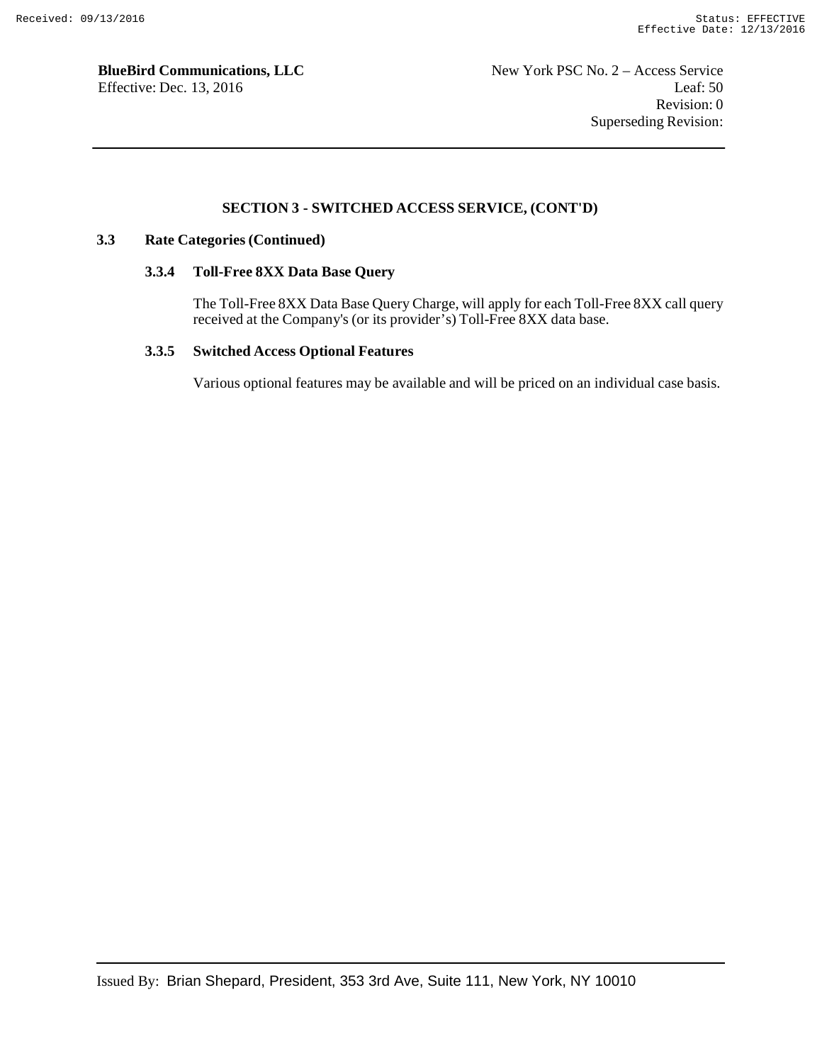## SECTION 3 - SWITCHED ACCESS SERVICE, (CONT'D)

### 3.3 Rate Categories (Continued)

#### 3.3.4 Toll-Free 8XX Data Base Query

The Toll-Free 8XX Data Base Query Charge, will apply for each Toll-Free 8XX call query received at the Company's (or its provider's) Toll-Free 8XX data base.

#### 3.3.5 Switched Access Optional Features

Various optional features may be available and will be priced on an individual case basis.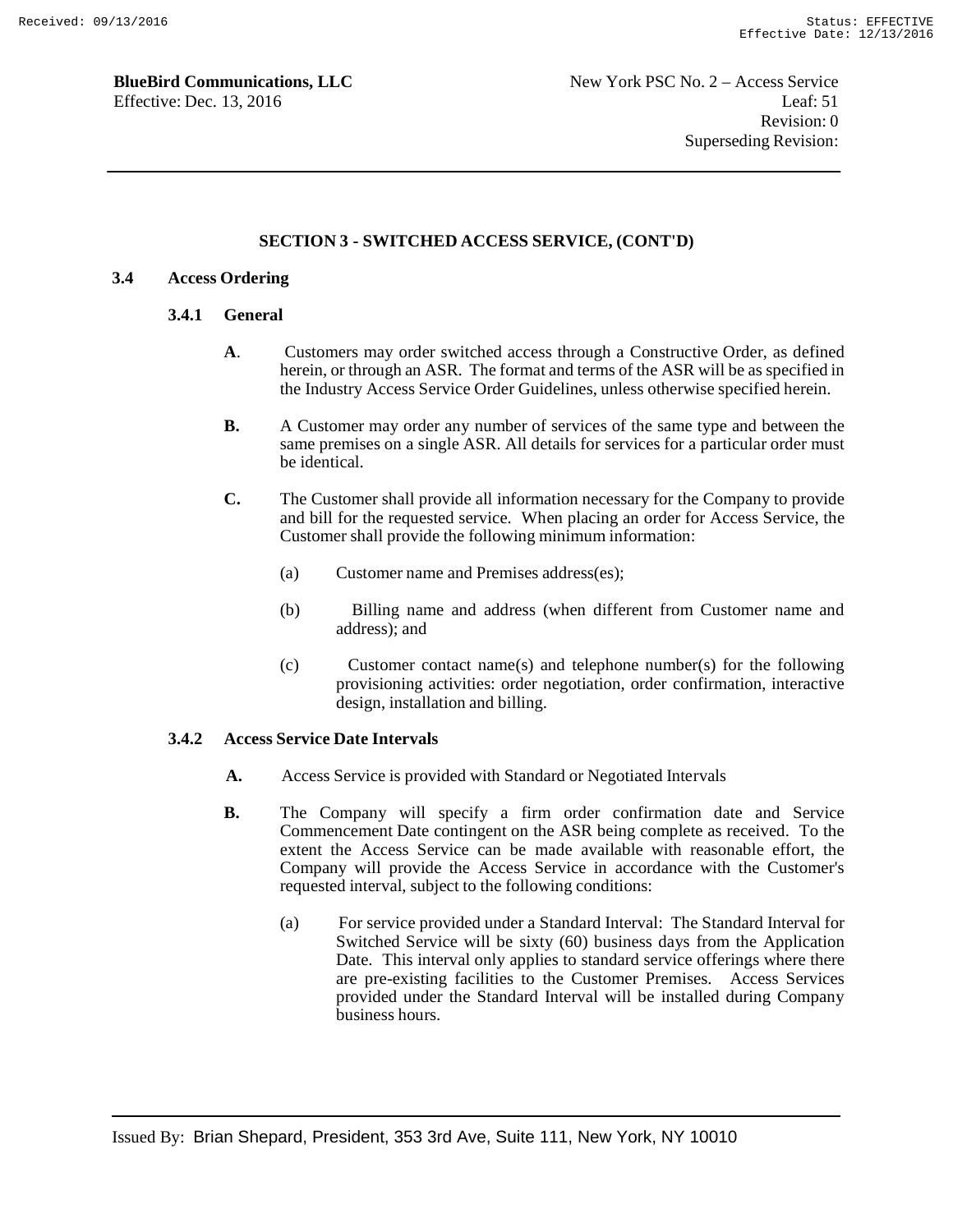## SECTION 3 - SWITCHED ACCESS SERVICE, (CONT'D)

### 3.4 Access Ordering

#### 3.4.1 General

**A**. Customers may order switched access through a Constructive Order, as defined herein, or through an ASR. The format and terms of the ASR will be as specified in the Industry Access Service Order Guidelines, unless otherwise specified herein.

**B.** A Customer may order any number of services of the same type and between the same premises on a single ASR. All details for services for a particular order must be identical.

**C.** The Customer shall provide all information necessary for the Company to provide and bill for the requested service. When placing an order for Access Service, the Customer shall provide the following minimum information:

(a) Customer name and Premises address(es);

(b) Billing name and address (when different from Customer name and address); and

(c) Customer contact name(s) and telephone number(s) for the following provisioning activities: order negotiation, order confirmation, interactive design, installation and billing.

#### 3.4.2 Access Service Date Intervals

**A.** Access Service is provided with Standard or Negotiated Intervals

**B.** The Company will specify a firm order confirmation date and Service Commencement Date contingent on the ASR being complete as received. To the extent the Access Service can be made available with reasonable effort, the Company will provide the Access Service in accordance with the Customer's requested interval, subject to the following conditions:

(a) For service provided under a Standard Interval: The Standard Interval for Switched Service will be sixty (60) business days from the Application Date. This interval only applies to standard service offerings where there are pre-existing facilities to the Customer Premises. Access Services provided under the Standard Interval will be installed during Company business hours.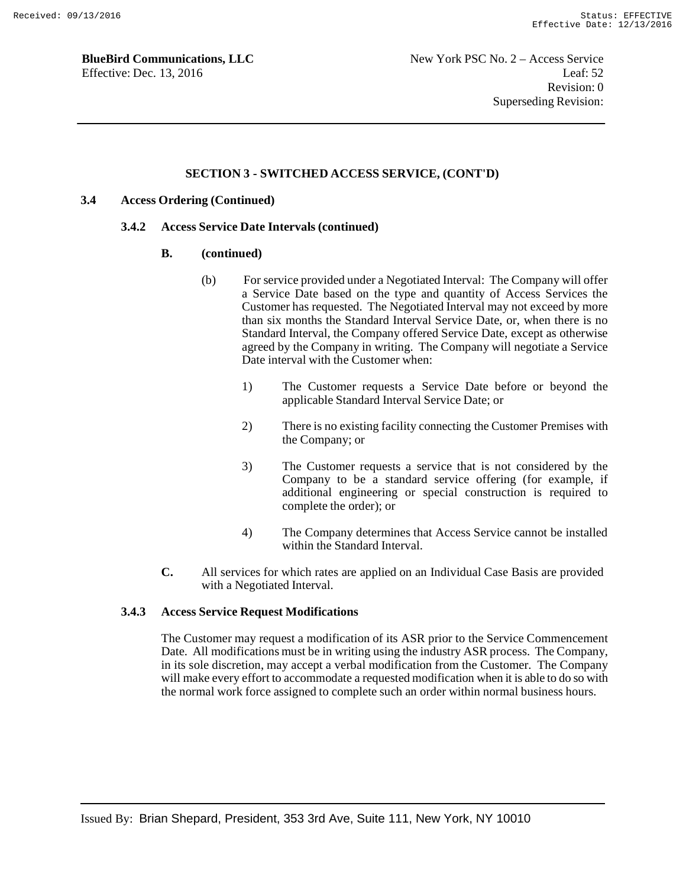## SECTION 3 - SWITCHED ACCESS SERVICE, (CONT'D)

**3.4 Access Ordering (Continued)**

**3.4.2 Access Service Date Intervals (continued)**

**B. (continued)**

(b) For service provided under a Negotiated Interval: The Company will offer a Service Date based on the type and quantity of Access Services the Customer has requested. The Negotiated Interval may not exceed by more than six months the Standard Interval Service Date, or, when there is no Standard Interval, the Company offered Service Date, except as otherwise agreed by the Company in writing. The Company will negotiate a Service Date interval with the Customer when:

1) The Customer requests a Service Date before or beyond the applicable Standard Interval Service Date; or

2) There is no existing facility connecting the Customer Premises with the Company; or

3) The Customer requests a service that is not considered by the Company to be a standard service offering (for example, if additional engineering or special construction is required to complete the order); or

4) The Company determines that Access Service cannot be installed within the Standard Interval.

**C.** All services for which rates are applied on an Individual Case Basis are provided with a Negotiated Interval.

**3.4.3 Access Service Request Modifications**

The Customer may request a modification of its ASR prior to the Service Commencement Date. All modifications must be in writing using the industry ASR process. The Company, in its sole discretion, may accept a verbal modification from the Customer. The Company will make every effort to accommodate a requested modification when it is able to do so with the normal work force assigned to complete such an order within normal business hours.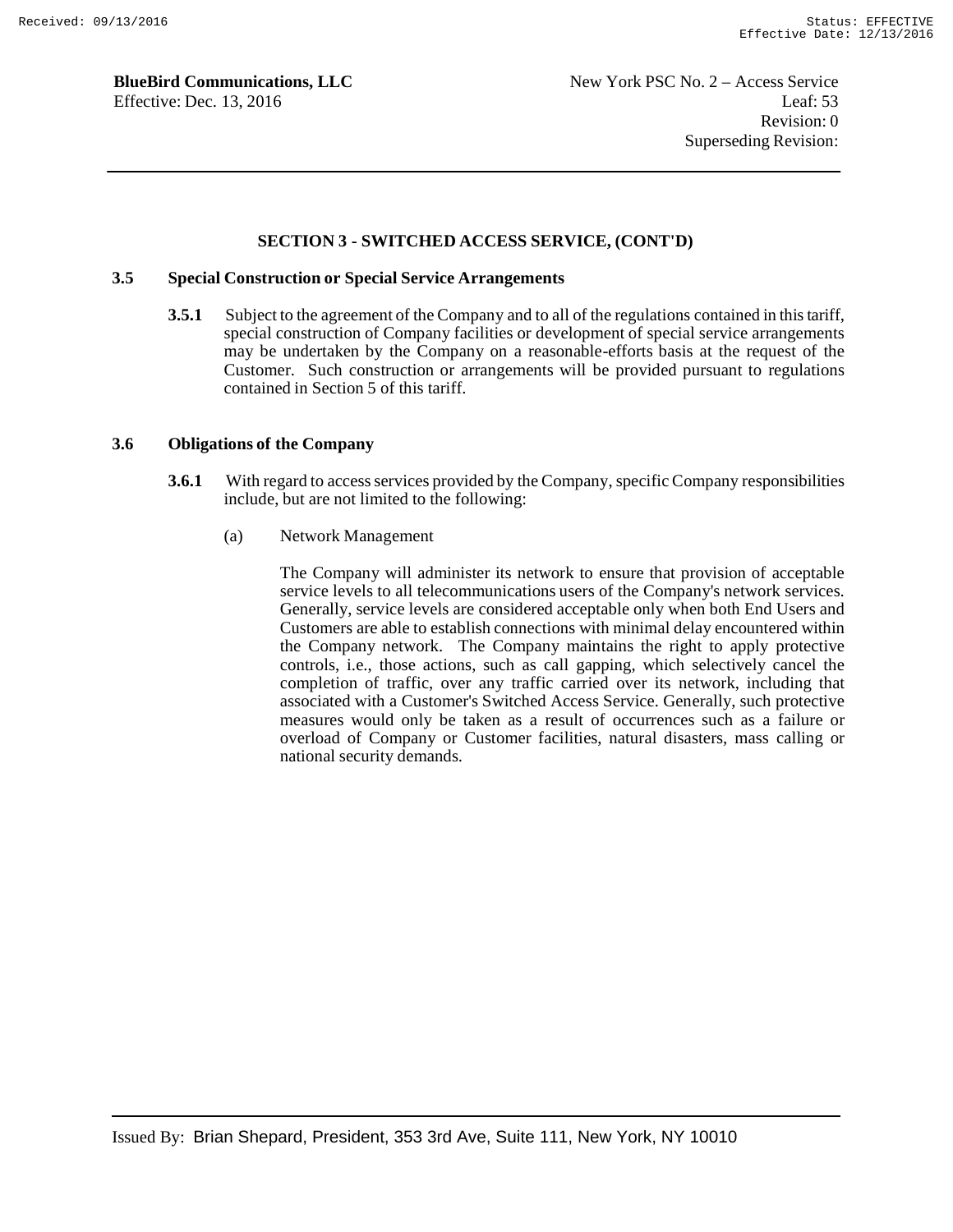## SECTION 3 - SWITCHED ACCESS SERVICE, (CONT'D)

### 3.5 Special Construction or Special Service Arrangements

**3.5.1** Subject to the agreement of the Company and to all of the regulations contained in this tariff, special construction of Company facilities or development of special service arrangements may be undertaken by the Company on a reasonable-efforts basis at the request of the Customer. Such construction or arrangements will be provided pursuant to regulations contained in Section 5 of this tariff.

### 3.6 Obligations of the Company

**3.6.1** With regard to access services provided by the Company, specific Company responsibilities include, but are not limited to the following:

(a) Network Management

The Company will administer its network to ensure that provision of acceptable service levels to all telecommunications users of the Company's network services. Generally, service levels are considered acceptable only when both End Users and Customers are able to establish connections with minimal delay encountered within the Company network. The Company maintains the right to apply protective controls, i.e., those actions, such as call gapping, which selectively cancel the completion of traffic, over any traffic carried over its network, including that associated with a Customer's Switched Access Service. Generally, such protective measures would only be taken as a result of occurrences such as a failure or overload of Company or Customer facilities, natural disasters, mass calling or national security demands.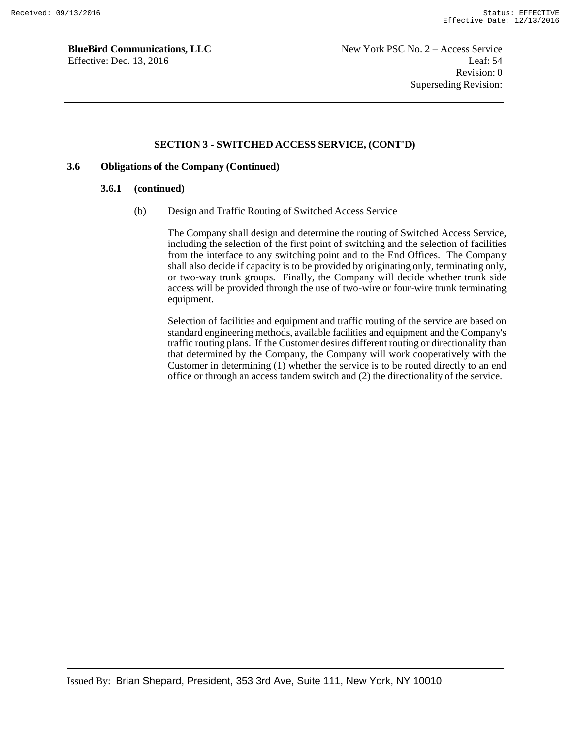## SECTION 3 - SWITCHED ACCESS SERVICE, (CONT'D)

**3.6 Obligations of the Company (Continued)**

**3.6.1 (continued)**

(b) Design and Traffic Routing of Switched Access Service

The Company shall design and determine the routing of Switched Access Service, including the selection of the first point of switching and the selection of facilities from the interface to any switching point and to the End Offices. The Company shall also decide if capacity is to be provided by originating only, terminating only, or two-way trunk groups. Finally, the Company will decide whether trunk side access will be provided through the use of two-wire or four-wire trunk terminating equipment.

Selection of facilities and equipment and traffic routing of the service are based on standard engineering methods, available facilities and equipment and the Company's traffic routing plans. If the Customer desires different routing or directionality than that determined by the Company, the Company will work cooperatively with the Customer in determining (1) whether the service is to be routed directly to an end office or through an access tandem switch and (2) the directionality of the service.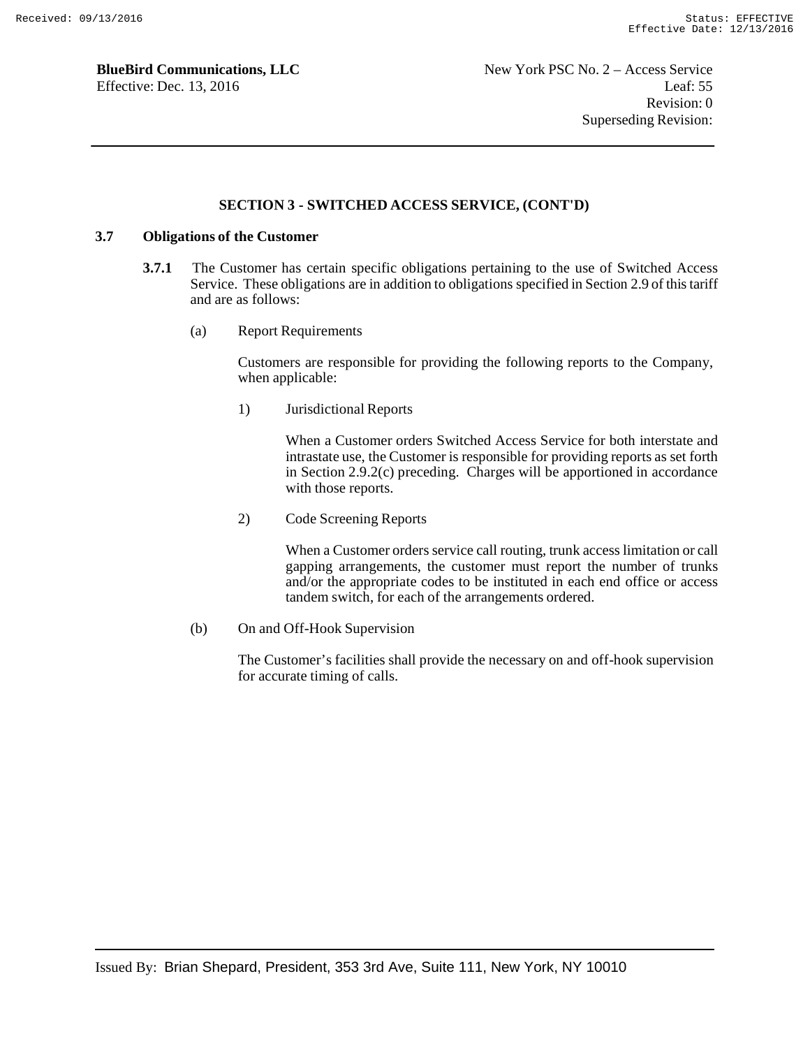## SECTION 3 - SWITCHED ACCESS SERVICE, (CONT'D)

### 3.7 Obligations of the Customer

**3.7.1** The Customer has certain specific obligations pertaining to the use of Switched Access Service. These obligations are in addition to obligations specified in Section 2.9 of this tariff and are as follows:

(a) Report Requirements

Customers are responsible for providing the following reports to the Company, when applicable:

1) Jurisdictional Reports

When a Customer orders Switched Access Service for both interstate and intrastate use, the Customer is responsible for providing reports as set forth in Section 2.9.2(c) preceding. Charges will be apportioned in accordance with those reports.

2) Code Screening Reports

When a Customer orders service call routing, trunk access limitation or call gapping arrangements, the customer must report the number of trunks and/or the appropriate codes to be instituted in each end office or access tandem switch, for each of the arrangements ordered.

(b) On and Off-Hook Supervision

The Customer's facilities shall provide the necessary on and off-hook supervision for accurate timing of calls.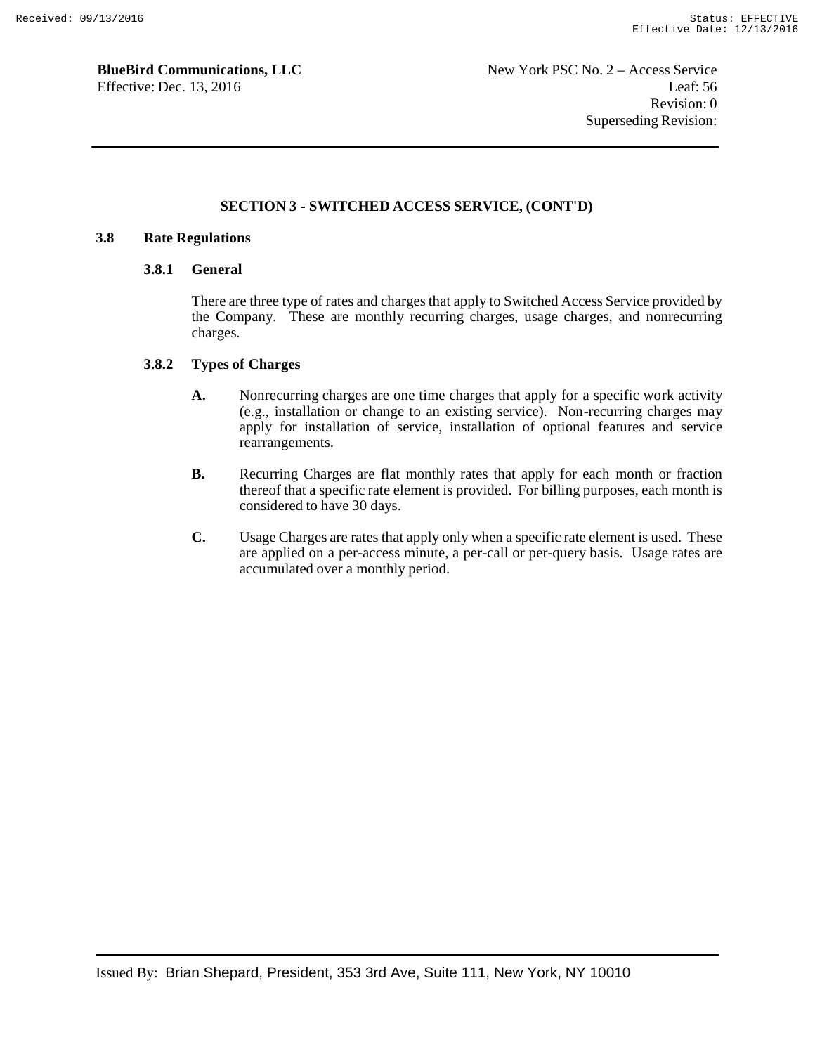## SECTION 3 - SWITCHED ACCESS SERVICE, (CONT'D)

### 3.8 Rate Regulations

#### 3.8.1 General

There are three type of rates and charges that apply to Switched Access Service provided by the Company. These are monthly recurring charges, usage charges, and nonrecurring charges.

#### 3.8.2 Types of Charges

**A.** Nonrecurring charges are one time charges that apply for a specific work activity (e.g., installation or change to an existing service). Non-recurring charges may apply for installation of service, installation of optional features and service rearrangements.

**B.** Recurring Charges are flat monthly rates that apply for each month or fraction thereof that a specific rate element is provided. For billing purposes, each month is considered to have 30 days.

**C.** Usage Charges are rates that apply only when a specific rate element is used. These are applied on a per-access minute, a per-call or per-query basis. Usage rates are accumulated over a monthly period.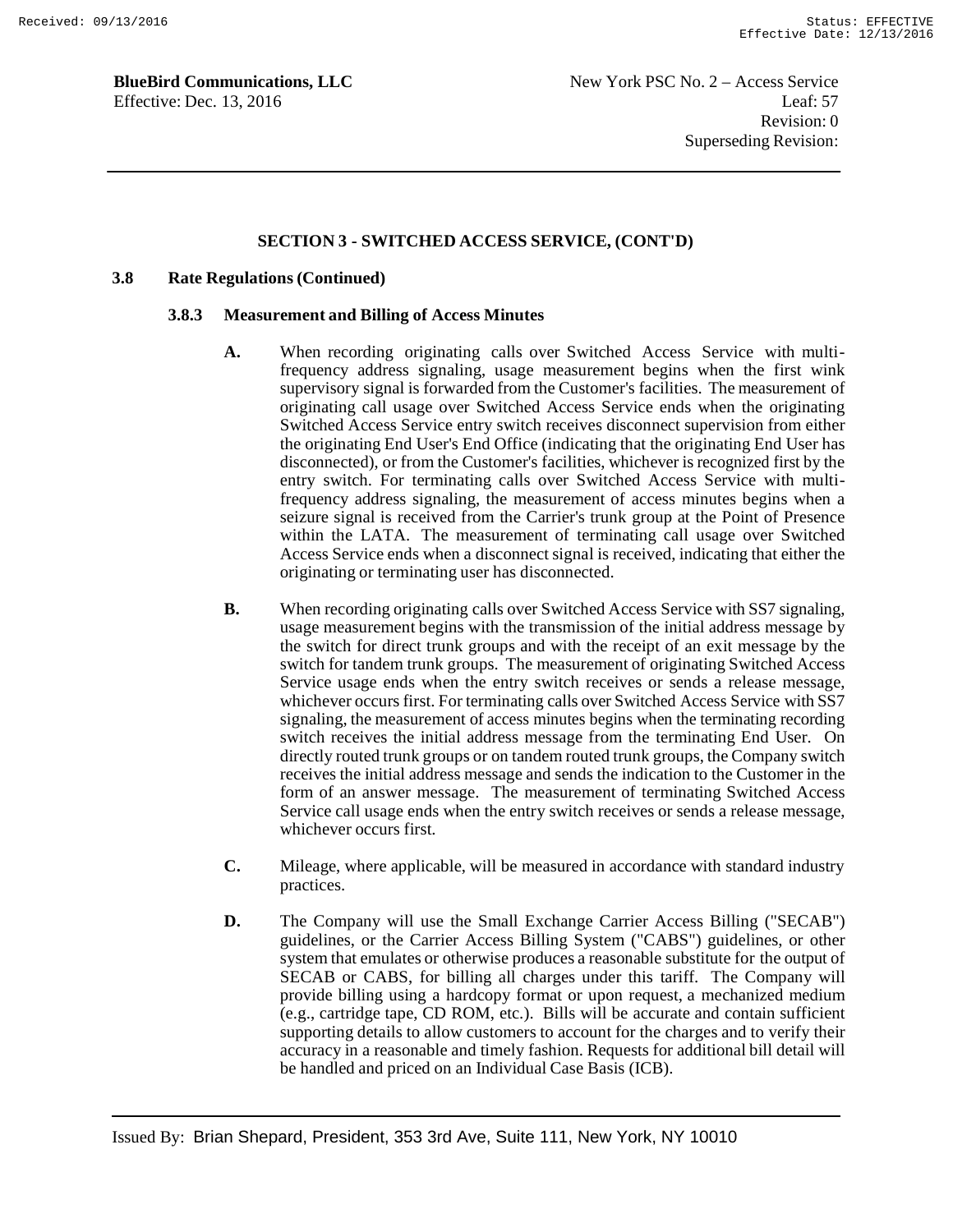## SECTION 3 - SWITCHED ACCESS SERVICE, (CONT'D)

### 3.8 Rate Regulations (Continued)

#### 3.8.3 Measurement and Billing of Access Minutes

**A.** When recording originating calls over Switched Access Service with multi-frequency address signaling, usage measurement begins when the first wink supervisory signal is forwarded from the Customer's facilities. The measurement of originating call usage over Switched Access Service ends when the originating Switched Access Service entry switch receives disconnect supervision from either the originating End User's End Office (indicating that the originating End User has disconnected), or from the Customer's facilities, whichever is recognized first by the entry switch. For terminating calls over Switched Access Service with multi-frequency address signaling, the measurement of access minutes begins when a seizure signal is received from the Carrier's trunk group at the Point of Presence within the LATA. The measurement of terminating call usage over Switched Access Service ends when a disconnect signal is received, indicating that either the originating or terminating user has disconnected.

**B.** When recording originating calls over Switched Access Service with SS7 signaling, usage measurement begins with the transmission of the initial address message by the switch for direct trunk groups and with the receipt of an exit message by the switch for tandem trunk groups. The measurement of originating Switched Access Service usage ends when the entry switch receives or sends a release message, whichever occurs first. For terminating calls over Switched Access Service with SS7 signaling, the measurement of access minutes begins when the terminating recording switch receives the initial address message from the terminating End User. On directly routed trunk groups or on tandem routed trunk groups, the Company switch receives the initial address message and sends the indication to the Customer in the form of an answer message. The measurement of terminating Switched Access Service call usage ends when the entry switch receives or sends a release message, whichever occurs first.

**C.** Mileage, where applicable, will be measured in accordance with standard industry practices.

**D.** The Company will use the Small Exchange Carrier Access Billing ("SECAB") guidelines, or the Carrier Access Billing System ("CABS") guidelines, or other system that emulates or otherwise produces a reasonable substitute for the output of SECAB or CABS, for billing all charges under this tariff. The Company will provide billing using a hardcopy format or upon request, a mechanized medium (e.g., cartridge tape, CD ROM, etc.). Bills will be accurate and contain sufficient supporting details to allow customers to account for the charges and to verify their accuracy in a reasonable and timely fashion. Requests for additional bill detail will be handled and priced on an Individual Case Basis (ICB).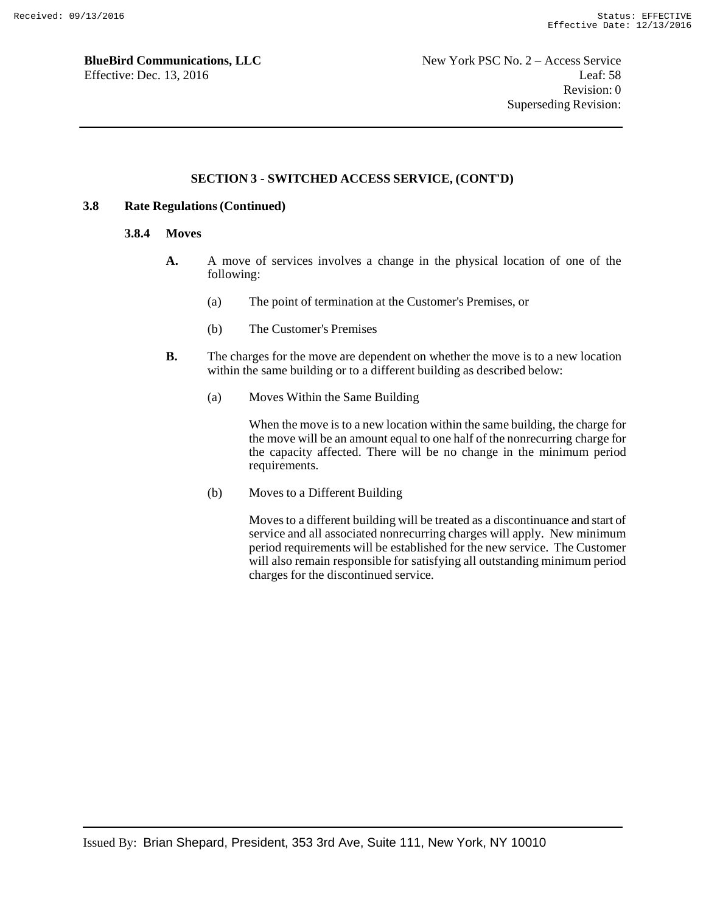## SECTION 3 - SWITCHED ACCESS SERVICE, (CONT'D)

**3.8 Rate Regulations (Continued)**

**3.8.4 Moves**

**A.** A move of services involves a change in the physical location of one of the following:

(a) The point of termination at the Customer's Premises, or

(b) The Customer's Premises

**B.** The charges for the move are dependent on whether the move is to a new location within the same building or to a different building as described below:

(a) Moves Within the Same Building

When the move is to a new location within the same building, the charge for the move will be an amount equal to one half of the nonrecurring charge for the capacity affected. There will be no change in the minimum period requirements.

(b) Moves to a Different Building

Moves to a different building will be treated as a discontinuance and start of service and all associated nonrecurring charges will apply. New minimum period requirements will be established for the new service. The Customer will also remain responsible for satisfying all outstanding minimum period charges for the discontinued service.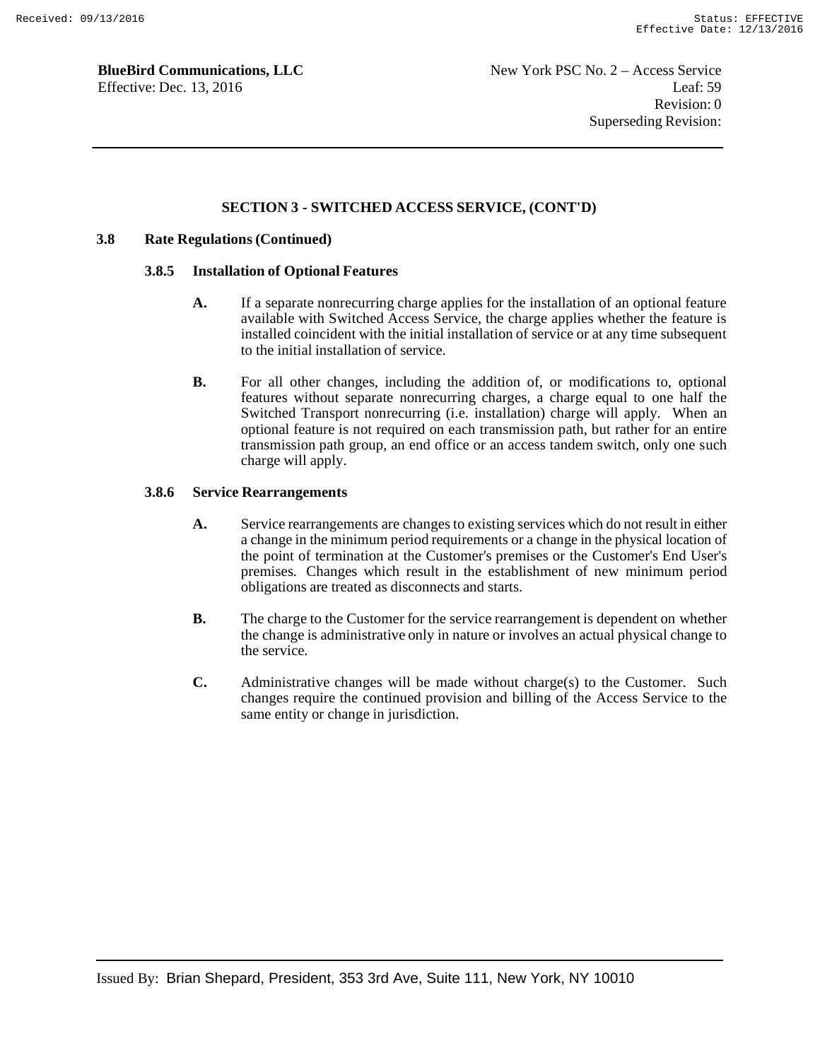## SECTION 3 - SWITCHED ACCESS SERVICE, (CONT'D)

### 3.8 Rate Regulations (Continued)

#### 3.8.5 Installation of Optional Features

**A.** If a separate nonrecurring charge applies for the installation of an optional feature available with Switched Access Service, the charge applies whether the feature is installed coincident with the initial installation of service or at any time subsequent to the initial installation of service.

**B.** For all other changes, including the addition of, or modifications to, optional features without separate nonrecurring charges, a charge equal to one half the Switched Transport nonrecurring (i.e. installation) charge will apply. When an optional feature is not required on each transmission path, but rather for an entire transmission path group, an end office or an access tandem switch, only one such charge will apply.

#### 3.8.6 Service Rearrangements

**A.** Service rearrangements are changes to existing services which do not result in either a change in the minimum period requirements or a change in the physical location of the point of termination at the Customer's premises or the Customer's End User's premises. Changes which result in the establishment of new minimum period obligations are treated as disconnects and starts.

**B.** The charge to the Customer for the service rearrangement is dependent on whether the change is administrative only in nature or involves an actual physical change to the service.

**C.** Administrative changes will be made without charge(s) to the Customer. Such changes require the continued provision and billing of the Access Service to the same entity or change in jurisdiction.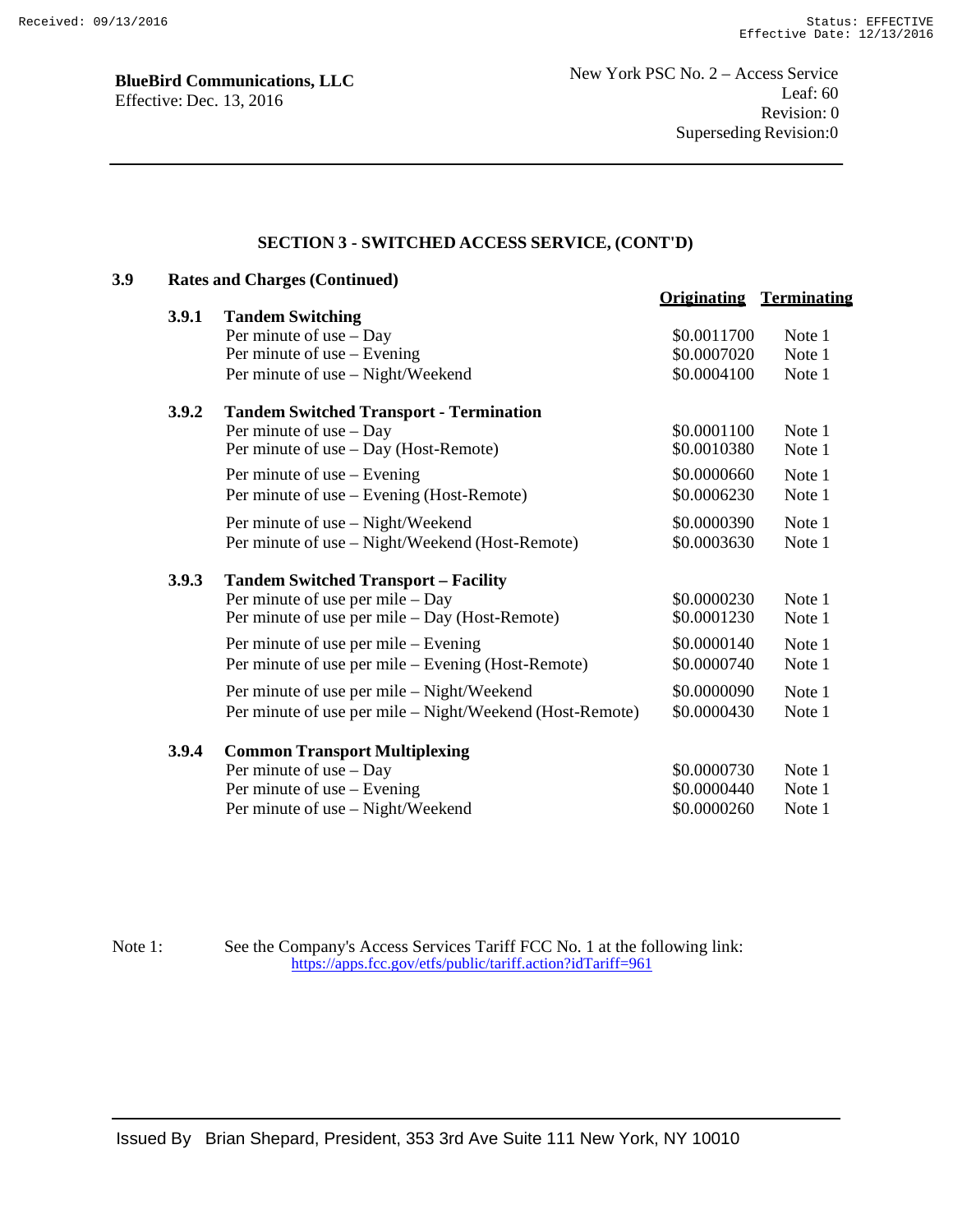**BlueBird Communications, LLC**
Effective: Dec. 13, 2016

New York PSC No. 2 – Access Service
Leaf: 60
Revision: 0
Superseding Revision:0

## SECTION 3 - SWITCHED ACCESS SERVICE, (CONT'D)

### 3.9 Rates and Charges (Continued)

| | | Originating | Terminating |
|---|---|---|---|
| **3.9.1** | **Tandem Switching** | | |
| | Per minute of use – Day | $0.0011700 | Note 1 |
| | Per minute of use – Evening | $0.0007020 | Note 1 |
| | Per minute of use – Night/Weekend | $0.0004100 | Note 1 |
| **3.9.2** | **Tandem Switched Transport - Termination** | | |
| | Per minute of use – Day | $0.0001100 | Note 1 |
| | Per minute of use – Day (Host-Remote) | $0.0010380 | Note 1 |
| | Per minute of use – Evening | $0.0000660 | Note 1 |
| | Per minute of use – Evening (Host-Remote) | $0.0006230 | Note 1 |
| | Per minute of use – Night/Weekend | $0.0000390 | Note 1 |
| | Per minute of use – Night/Weekend (Host-Remote) | $0.0003630 | Note 1 |
| **3.9.3** | **Tandem Switched Transport – Facility** | | |
| | Per minute of use per mile – Day | $0.0000230 | Note 1 |
| | Per minute of use per mile – Day (Host-Remote) | $0.0001230 | Note 1 |
| | Per minute of use per mile – Evening | $0.0000140 | Note 1 |
| | Per minute of use per mile – Evening (Host-Remote) | $0.0000740 | Note 1 |
| | Per minute of use per mile – Night/Weekend | $0.0000090 | Note 1 |
| | Per minute of use per mile – Night/Weekend (Host-Remote) | $0.0000430 | Note 1 |
| **3.9.4** | **Common Transport Multiplexing** | | |
| | Per minute of use – Day | $0.0000730 | Note 1 |
| | Per minute of use – Evening | $0.0000440 | Note 1 |
| | Per minute of use – Night/Weekend | $0.0000260 | Note 1 |

Note 1: See the Company's Access Services Tariff FCC No. 1 at the following link: https://apps.fcc.gov/etfs/public/tariff.action?idTariff=961

Issued By Brian Shepard, President, 353 3rd Ave Suite 111 New York, NY 10010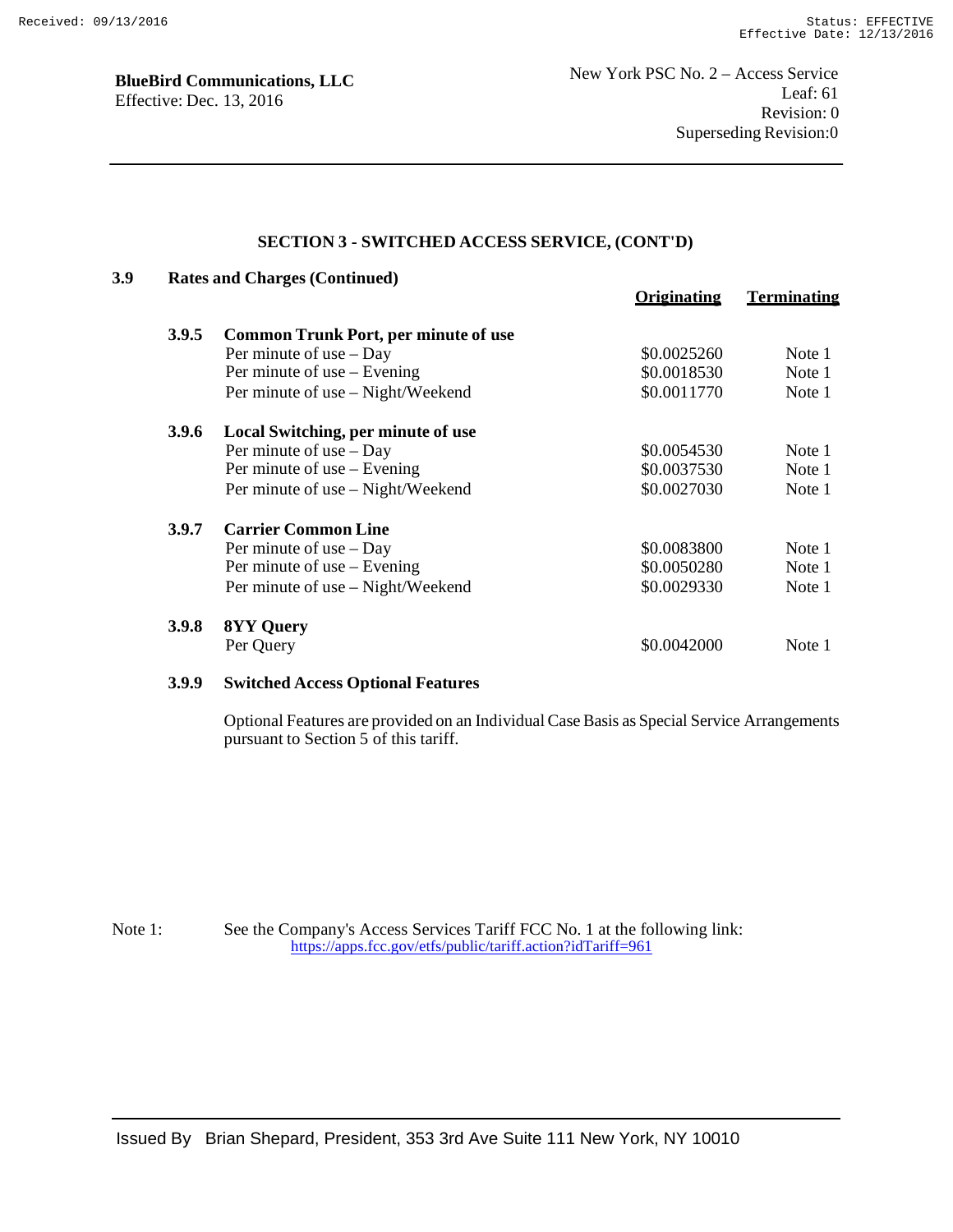**BlueBird Communications, LLC**
Effective: Dec. 13, 2016

New York PSC No. 2 – Access Service
Leaf: 61
Revision: 0
Superseding Revision:0

## SECTION 3 - SWITCHED ACCESS SERVICE, (CONT'D)

**3.9 Rates and Charges (Continued)**

| | | Originating | Terminating |
|---|---|---|---|
| **3.9.5** | **Common Trunk Port, per minute of use** | | |
| | Per minute of use – Day | $0.0025260 | Note 1 |
| | Per minute of use – Evening | $0.0018530 | Note 1 |
| | Per minute of use – Night/Weekend | $0.0011770 | Note 1 |
| **3.9.6** | **Local Switching, per minute of use** | | |
| | Per minute of use – Day | $0.0054530 | Note 1 |
| | Per minute of use – Evening | $0.0037530 | Note 1 |
| | Per minute of use – Night/Weekend | $0.0027030 | Note 1 |
| **3.9.7** | **Carrier Common Line** | | |
| | Per minute of use – Day | $0.0083800 | Note 1 |
| | Per minute of use – Evening | $0.0050280 | Note 1 |
| | Per minute of use – Night/Weekend | $0.0029330 | Note 1 |
| **3.9.8** | **8YY Query** | | |
| | Per Query | $0.0042000 | Note 1 |

**3.9.9 Switched Access Optional Features**

Optional Features are provided on an Individual Case Basis as Special Service Arrangements pursuant to Section 5 of this tariff.

Note 1: See the Company's Access Services Tariff FCC No. 1 at the following link: https://apps.fcc.gov/etfs/public/tariff.action?idTariff=961

Issued By Brian Shepard, President, 353 3rd Ave Suite 111 New York, NY 10010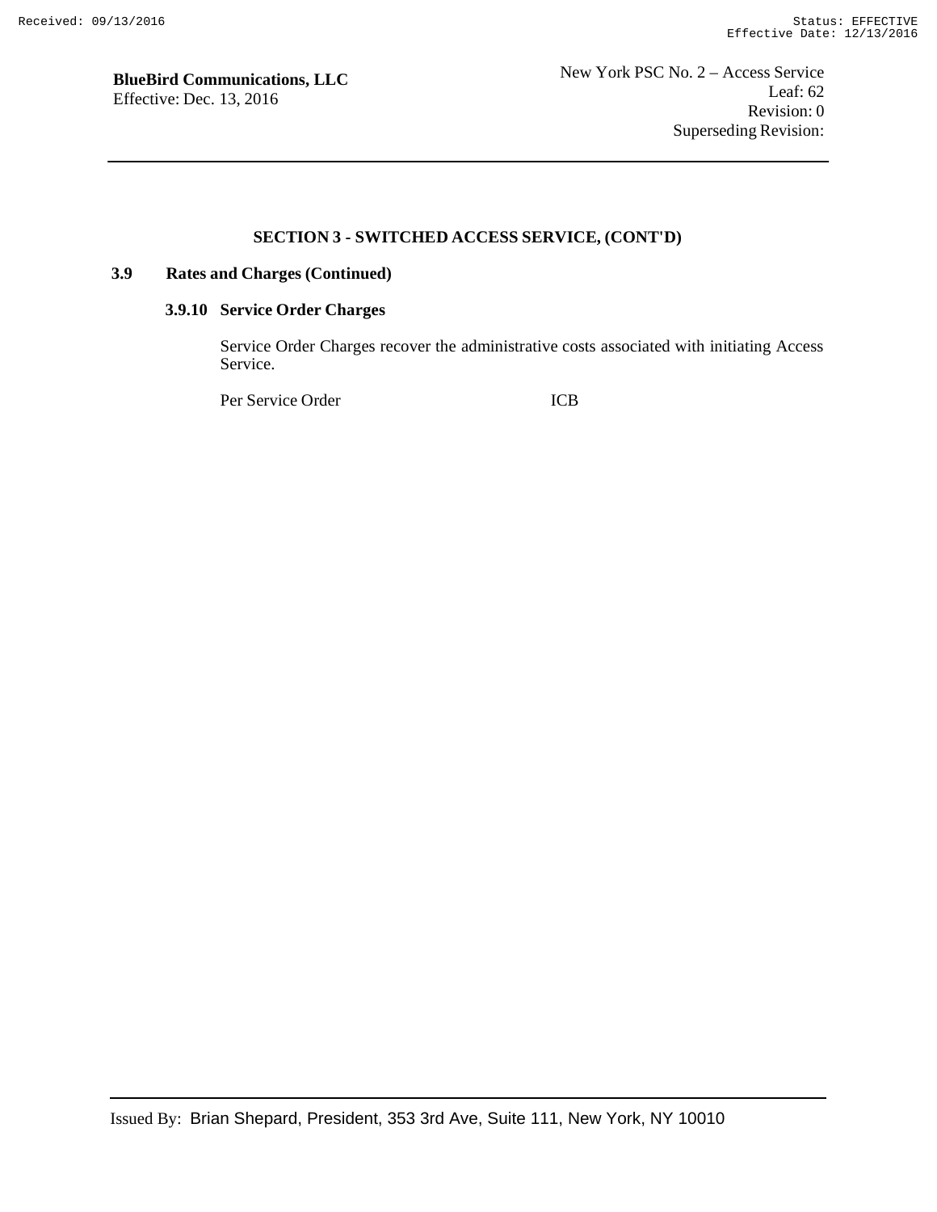## SECTION 3 - SWITCHED ACCESS SERVICE, (CONT'D)

### 3.9 Rates and Charges (Continued)

#### 3.9.10 Service Order Charges

Service Order Charges recover the administrative costs associated with initiating Access Service.

| Per Service Order | ICB |
|---|---|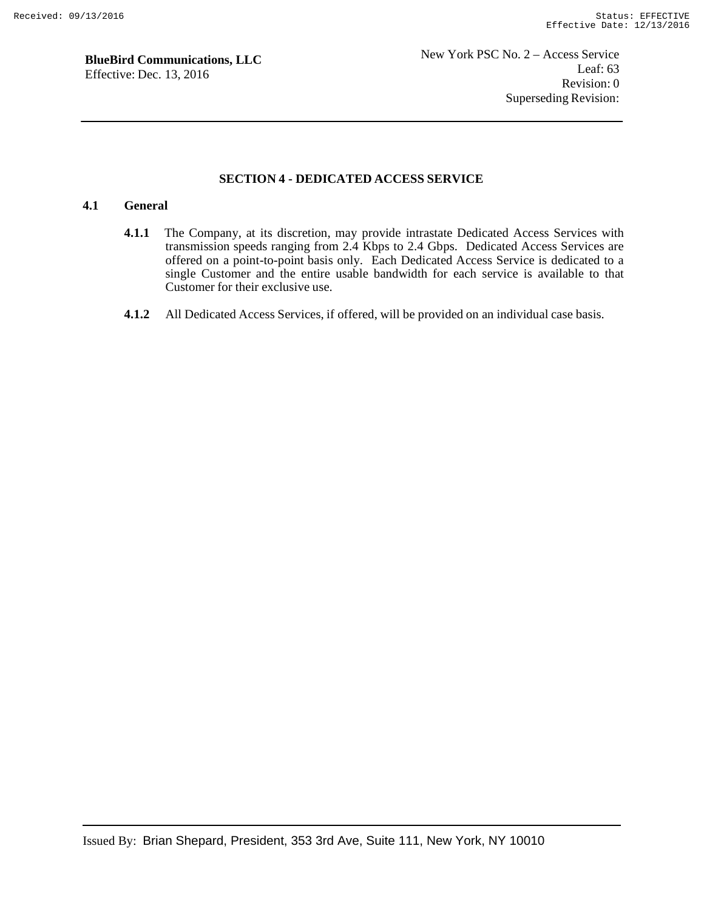## SECTION 4 - DEDICATED ACCESS SERVICE

### 4.1 General

**4.1.1** The Company, at its discretion, may provide intrastate Dedicated Access Services with transmission speeds ranging from 2.4 Kbps to 2.4 Gbps. Dedicated Access Services are offered on a point-to-point basis only. Each Dedicated Access Service is dedicated to a single Customer and the entire usable bandwidth for each service is available to that Customer for their exclusive use.

**4.1.2** All Dedicated Access Services, if offered, will be provided on an individual case basis.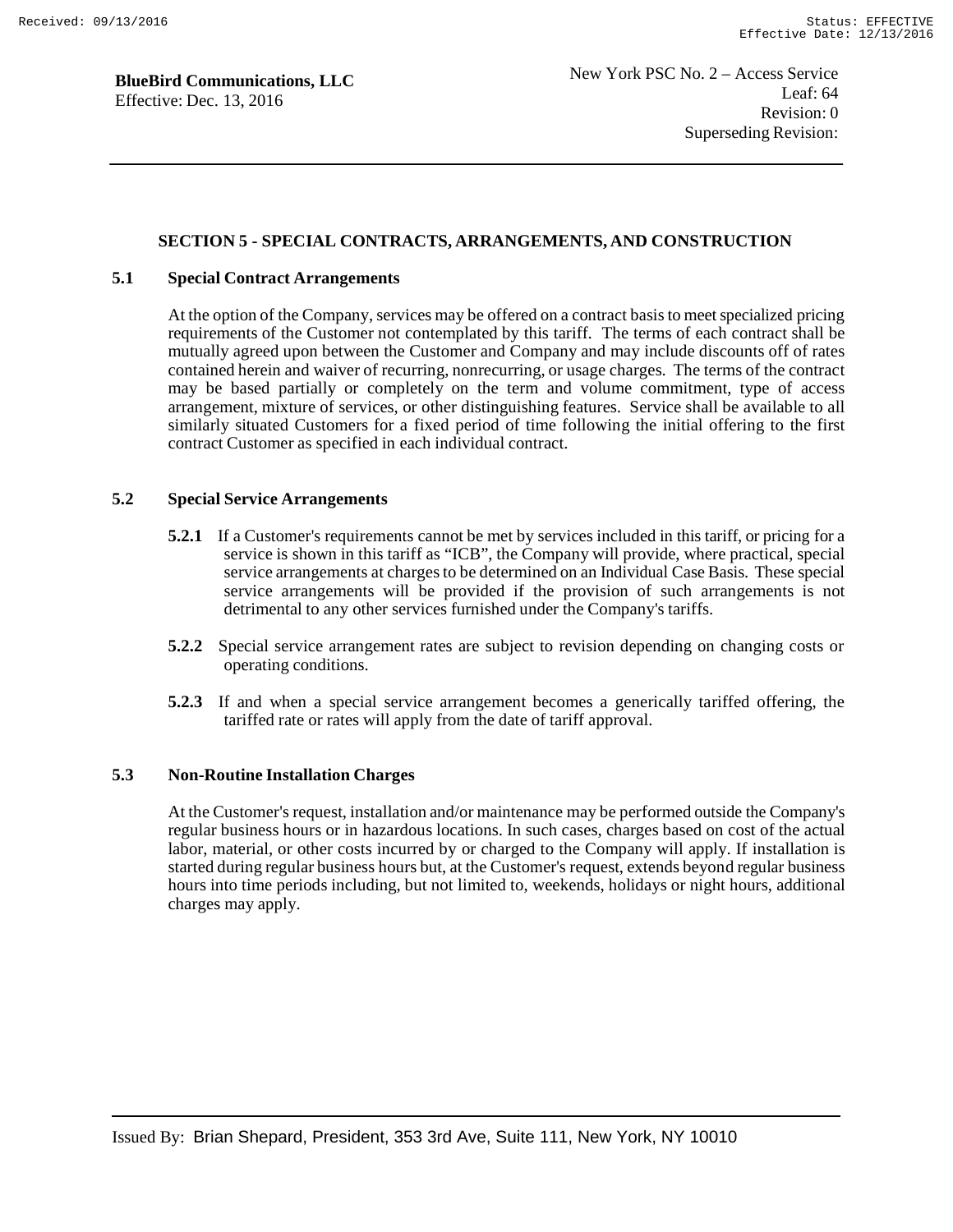## SECTION 5 - SPECIAL CONTRACTS, ARRANGEMENTS, AND CONSTRUCTION

### 5.1 Special Contract Arrangements

At the option of the Company, services may be offered on a contract basis to meet specialized pricing requirements of the Customer not contemplated by this tariff. The terms of each contract shall be mutually agreed upon between the Customer and Company and may include discounts off of rates contained herein and waiver of recurring, nonrecurring, or usage charges. The terms of the contract may be based partially or completely on the term and volume commitment, type of access arrangement, mixture of services, or other distinguishing features. Service shall be available to all similarly situated Customers for a fixed period of time following the initial offering to the first contract Customer as specified in each individual contract.

### 5.2 Special Service Arrangements

**5.2.1** If a Customer's requirements cannot be met by services included in this tariff, or pricing for a service is shown in this tariff as "ICB", the Company will provide, where practical, special service arrangements at charges to be determined on an Individual Case Basis. These special service arrangements will be provided if the provision of such arrangements is not detrimental to any other services furnished under the Company's tariffs.

**5.2.2** Special service arrangement rates are subject to revision depending on changing costs or operating conditions.

**5.2.3** If and when a special service arrangement becomes a generically tariffed offering, the tariffed rate or rates will apply from the date of tariff approval.

### 5.3 Non-Routine Installation Charges

At the Customer's request, installation and/or maintenance may be performed outside the Company's regular business hours or in hazardous locations. In such cases, charges based on cost of the actual labor, material, or other costs incurred by or charged to the Company will apply. If installation is started during regular business hours but, at the Customer's request, extends beyond regular business hours into time periods including, but not limited to, weekends, holidays or night hours, additional charges may apply.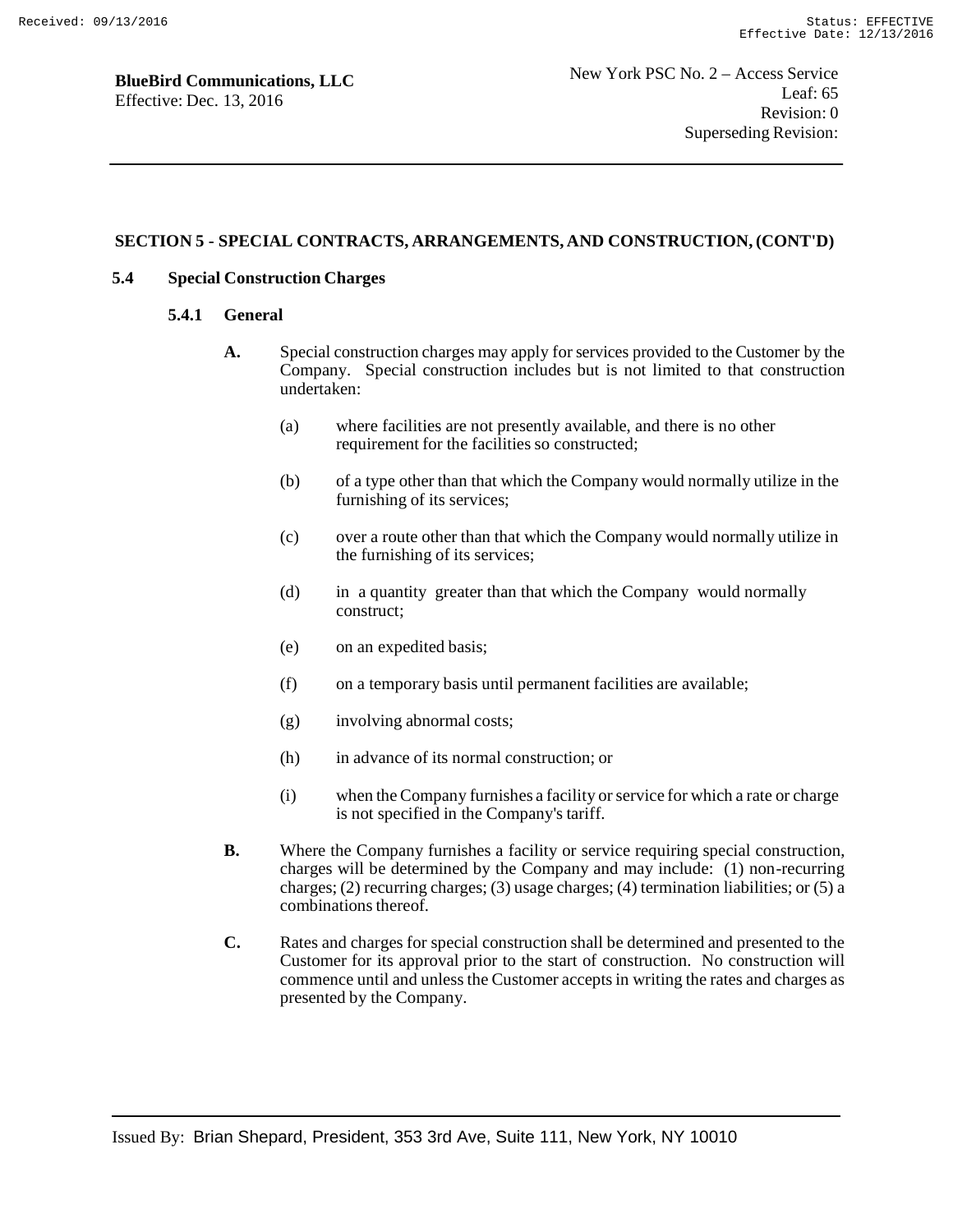## SECTION 5 - SPECIAL CONTRACTS, ARRANGEMENTS, AND CONSTRUCTION, (CONT'D)

### 5.4 Special Construction Charges

#### 5.4.1 General

**A.** Special construction charges may apply for services provided to the Customer by the Company. Special construction includes but is not limited to that construction undertaken:

- (a) where facilities are not presently available, and there is no other requirement for the facilities so constructed;
- (b) of a type other than that which the Company would normally utilize in the furnishing of its services;
- (c) over a route other than that which the Company would normally utilize in the furnishing of its services;
- (d) in a quantity greater than that which the Company would normally construct;
- (e) on an expedited basis;
- (f) on a temporary basis until permanent facilities are available;
- (g) involving abnormal costs;
- (h) in advance of its normal construction; or
- (i) when the Company furnishes a facility or service for which a rate or charge is not specified in the Company's tariff.

**B.** Where the Company furnishes a facility or service requiring special construction, charges will be determined by the Company and may include: (1) non-recurring charges; (2) recurring charges; (3) usage charges; (4) termination liabilities; or (5) a combinations thereof.

**C.** Rates and charges for special construction shall be determined and presented to the Customer for its approval prior to the start of construction. No construction will commence until and unless the Customer accepts in writing the rates and charges as presented by the Company.